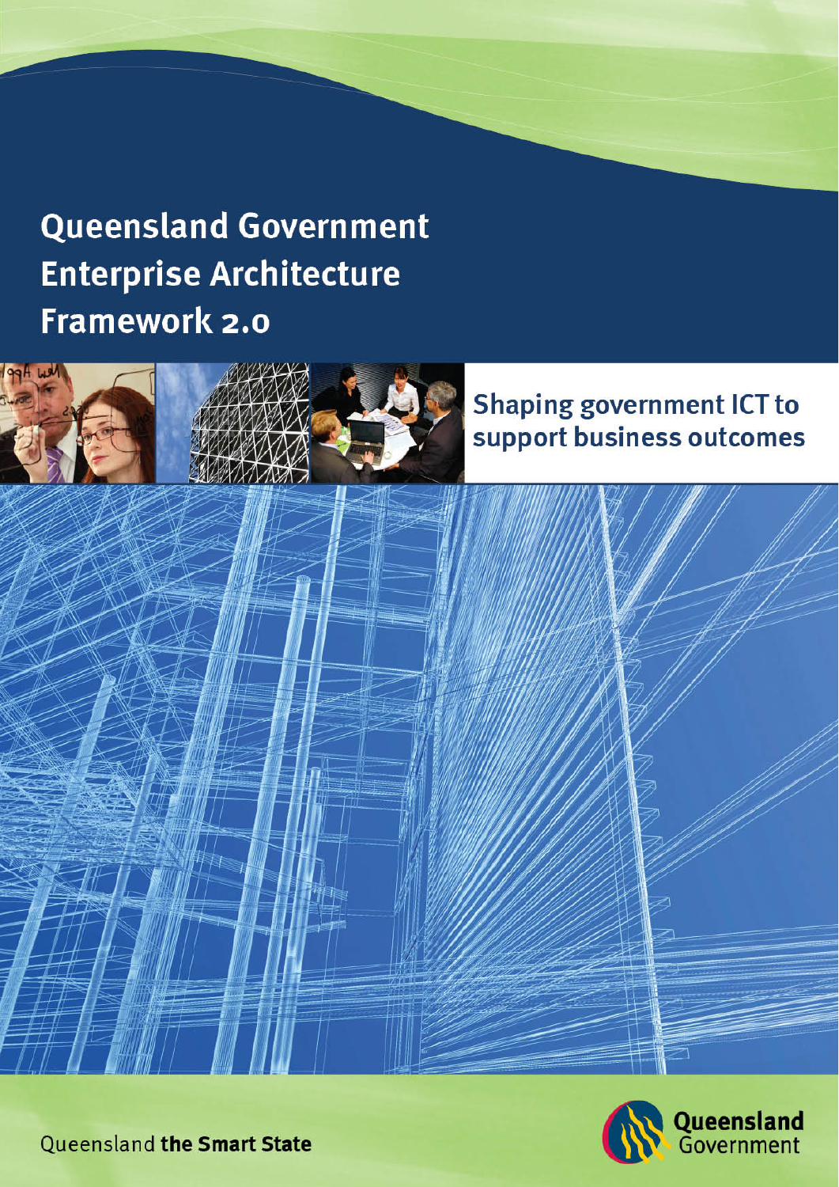# Queensland Government Enterprise Architecture Framework 2.0

## Shaping government ICT to support business outcomes

Queensland **the Smart State**

Queensland Government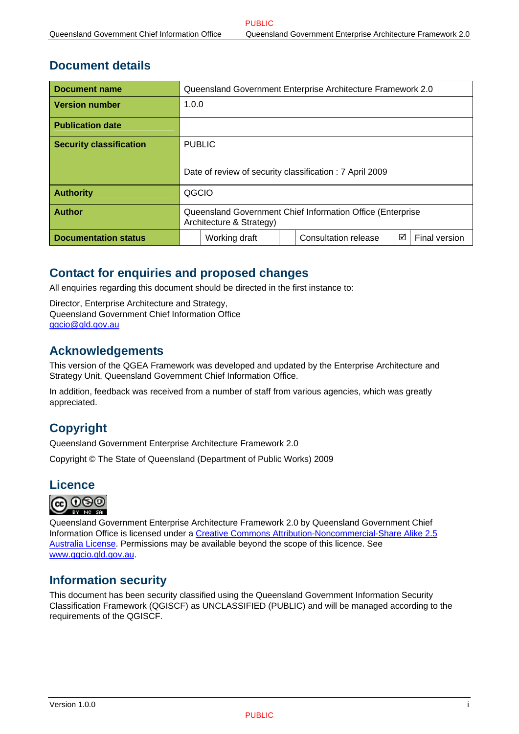## Document details

| Document name | Queensland Government Enterprise Architecture Framework 2.0 | | | | | |
|---|---|---|---|---|---|---|
| Version number | 1.0.0 | | | | | |
| Publication date | | | | | | |
| Security classification | PUBLIC<br><br>Date of review of security classification : 7 April 2009 | | | | | |
| Authority | QGCIO | | | | | |
| Author | Queensland Government Chief Information Office (Enterprise Architecture & Strategy) | | | | | |
| Documentation status | | Working draft | | Consultation release | ☑ | Final version |

## Contact for enquiries and proposed changes

All enquiries regarding this document should be directed in the first instance to:

Director, Enterprise Architecture and Strategy,
Queensland Government Chief Information Office
qgcio@qld.gov.au

## Acknowledgements

This version of the QGEA Framework was developed and updated by the Enterprise Architecture and Strategy Unit, Queensland Government Chief Information Office.

In addition, feedback was received from a number of staff from various agencies, which was greatly appreciated.

## Copyright

Queensland Government Enterprise Architecture Framework 2.0

Copyright © The State of Queensland (Department of Public Works) 2009

## Licence

Queensland Government Enterprise Architecture Framework 2.0 by Queensland Government Chief Information Office is licensed under a Creative Commons Attribution-Noncommercial-Share Alike 2.5 Australia License. Permissions may be available beyond the scope of this licence. See www.qgcio.qld.gov.au.

## Information security

This document has been security classified using the Queensland Government Information Security Classification Framework (QGISCF) as UNCLASSIFIED (PUBLIC) and will be managed according to the requirements of the QGISCF.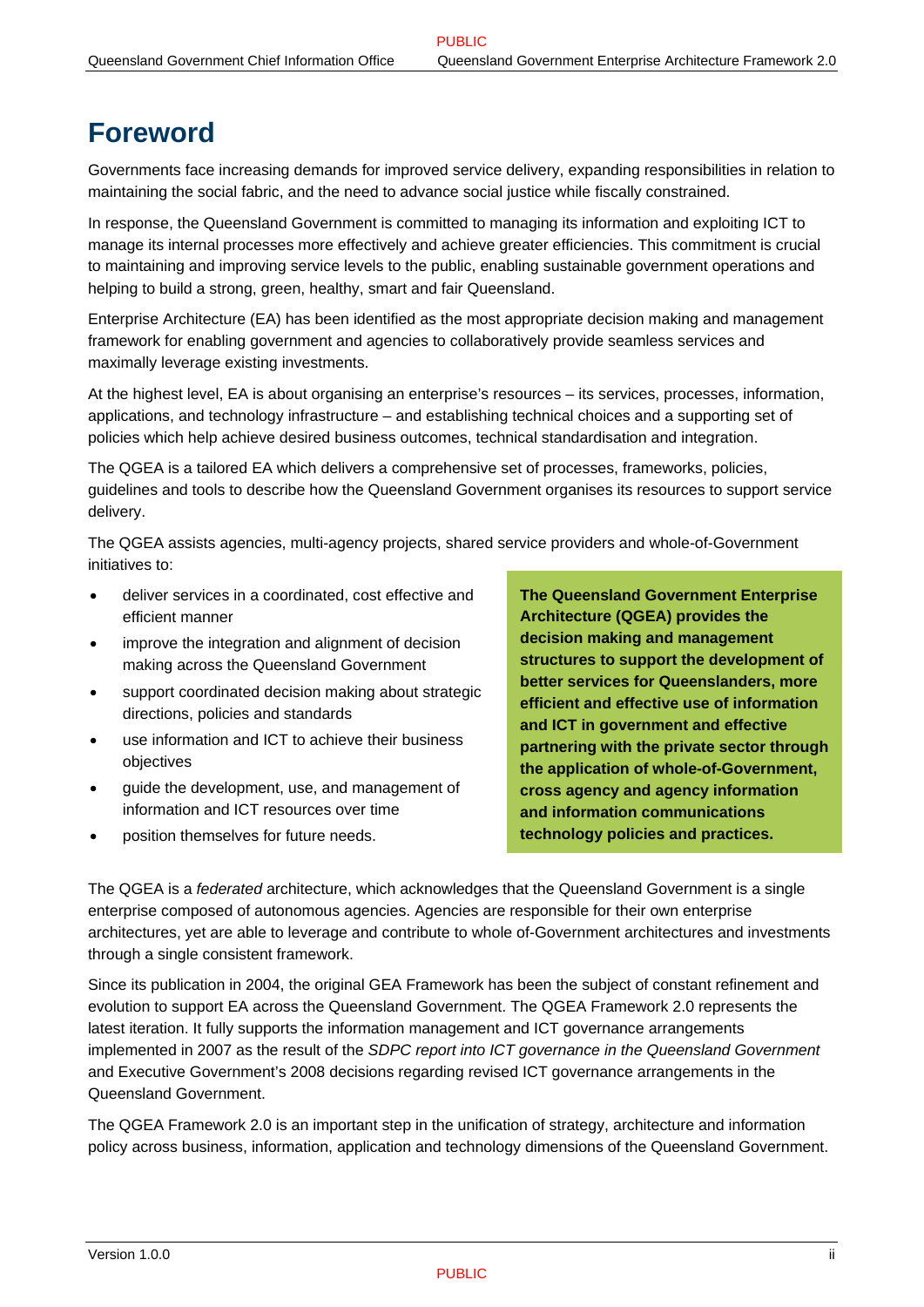# Foreword

Governments face increasing demands for improved service delivery, expanding responsibilities in relation to maintaining the social fabric, and the need to advance social justice while fiscally constrained.

In response, the Queensland Government is committed to managing its information and exploiting ICT to manage its internal processes more effectively and achieve greater efficiencies. This commitment is crucial to maintaining and improving service levels to the public, enabling sustainable government operations and helping to build a strong, green, healthy, smart and fair Queensland.

Enterprise Architecture (EA) has been identified as the most appropriate decision making and management framework for enabling government and agencies to collaboratively provide seamless services and maximally leverage existing investments.

At the highest level, EA is about organising an enterprise's resources – its services, processes, information, applications, and technology infrastructure – and establishing technical choices and a supporting set of policies which help achieve desired business outcomes, technical standardisation and integration.

The QGEA is a tailored EA which delivers a comprehensive set of processes, frameworks, policies, guidelines and tools to describe how the Queensland Government organises its resources to support service delivery.

The QGEA assists agencies, multi-agency projects, shared service providers and whole-of-Government initiatives to:

- deliver services in a coordinated, cost effective and efficient manner
- improve the integration and alignment of decision making across the Queensland Government
- support coordinated decision making about strategic directions, policies and standards
- use information and ICT to achieve their business objectives
- guide the development, use, and management of information and ICT resources over time
- position themselves for future needs.

**The Queensland Government Enterprise Architecture (QGEA) provides the decision making and management structures to support the development of better services for Queenslanders, more efficient and effective use of information and ICT in government and effective partnering with the private sector through the application of whole-of-Government, cross agency and agency information and information communications technology policies and practices.**

The QGEA is a *federated* architecture, which acknowledges that the Queensland Government is a single enterprise composed of autonomous agencies. Agencies are responsible for their own enterprise architectures, yet are able to leverage and contribute to whole of-Government architectures and investments through a single consistent framework.

Since its publication in 2004, the original GEA Framework has been the subject of constant refinement and evolution to support EA across the Queensland Government. The QGEA Framework 2.0 represents the latest iteration. It fully supports the information management and ICT governance arrangements implemented in 2007 as the result of the *SDPC report into ICT governance in the Queensland Government* and Executive Government's 2008 decisions regarding revised ICT governance arrangements in the Queensland Government.

The QGEA Framework 2.0 is an important step in the unification of strategy, architecture and information policy across business, information, application and technology dimensions of the Queensland Government.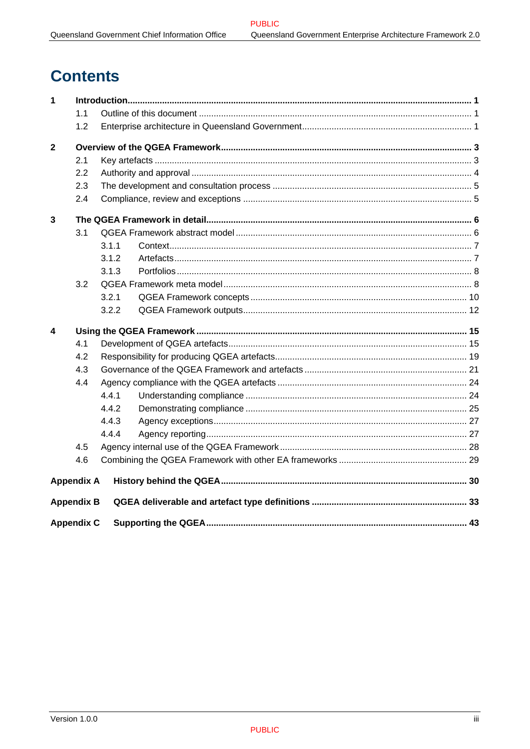# Contents

**1 Introduction ... 1**

- 1.1 Outline of this document ... 1
- 1.2 Enterprise architecture in Queensland Government ... 1

**2 Overview of the QGEA Framework ... 3**

- 2.1 Key artefacts ... 3
- 2.2 Authority and approval ... 4
- 2.3 The development and consultation process ... 5
- 2.4 Compliance, review and exceptions ... 5

**3 The QGEA Framework in detail ... 6**

- 3.1 QGEA Framework abstract model ... 6
  - 3.1.1 Context ... 7
  - 3.1.2 Artefacts ... 7
  - 3.1.3 Portfolios ... 8
- 3.2 QGEA Framework meta model ... 8
  - 3.2.1 QGEA Framework concepts ... 10
  - 3.2.2 QGEA Framework outputs ... 12

**4 Using the QGEA Framework ... 15**

- 4.1 Development of QGEA artefacts ... 15
- 4.2 Responsibility for producing QGEA artefacts ... 19
- 4.3 Governance of the QGEA Framework and artefacts ... 21
- 4.4 Agency compliance with the QGEA artefacts ... 24
  - 4.4.1 Understanding compliance ... 24
  - 4.4.2 Demonstrating compliance ... 25
  - 4.4.3 Agency exceptions ... 27
  - 4.4.4 Agency reporting ... 27
- 4.5 Agency internal use of the QGEA Framework ... 28
- 4.6 Combining the QGEA Framework with other EA frameworks ... 29

**Appendix A History behind the QGEA ... 30**

**Appendix B QGEA deliverable and artefact type definitions ... 33**

**Appendix C Supporting the QGEA ... 43**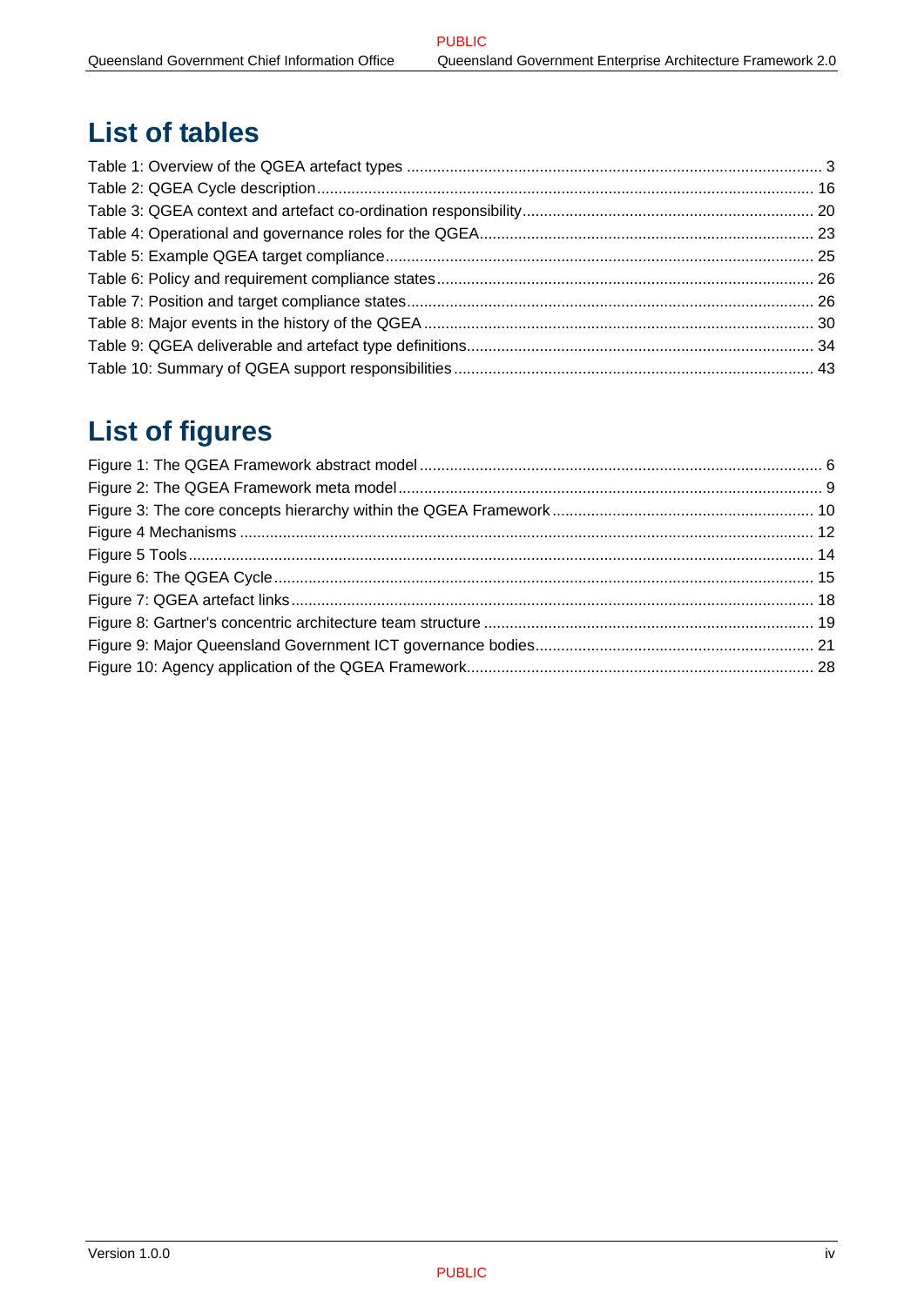# List of tables

Table 1: Overview of the QGEA artefact types ........................................................................................... 3
Table 2: QGEA Cycle description ........................................................................................................... 16
Table 3: QGEA context and artefact co-ordination responsibility .......................................................... 20
Table 4: Operational and governance roles for the QGEA ..................................................................... 23
Table 5: Example QGEA target compliance ........................................................................................... 25
Table 6: Policy and requirement compliance states ............................................................................... 26
Table 7: Position and target compliance states ...................................................................................... 26
Table 8: Major events in the history of the QGEA .................................................................................. 30
Table 9: QGEA deliverable and artefact type definitions ........................................................................ 34
Table 10: Summary of QGEA support responsibilities ........................................................................... 43

# List of figures

Figure 1: The QGEA Framework abstract model ...................................................................................... 6
Figure 2: The QGEA Framework meta model .......................................................................................... 9
Figure 3: The core concepts hierarchy within the QGEA Framework .................................................... 10
Figure 4 Mechanisms ............................................................................................................................. 12
Figure 5 Tools ........................................................................................................................................ 14
Figure 6: The QGEA Cycle .................................................................................................................... 15
Figure 7: QGEA artefact links ................................................................................................................ 18
Figure 8: Gartner's concentric architecture team structure .................................................................... 19
Figure 9: Major Queensland Government ICT governance bodies ........................................................ 21
Figure 10: Agency application of the QGEA Framework ........................................................................ 28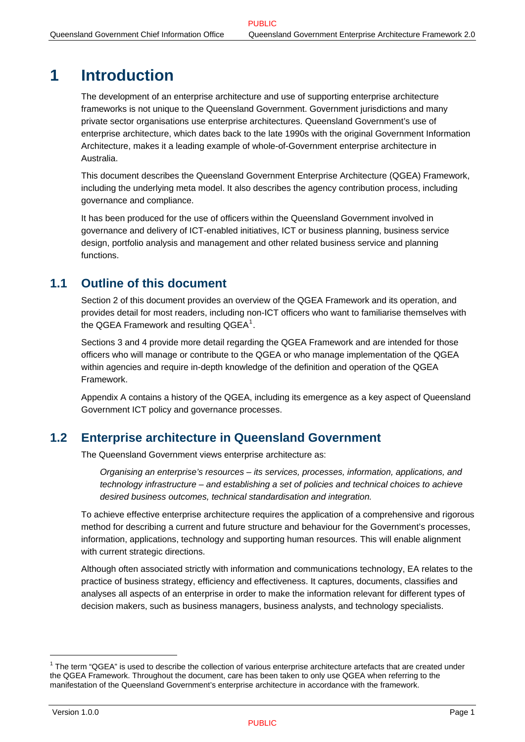# 1 Introduction

The development of an enterprise architecture and use of supporting enterprise architecture frameworks is not unique to the Queensland Government. Government jurisdictions and many private sector organisations use enterprise architectures. Queensland Government's use of enterprise architecture, which dates back to the late 1990s with the original Government Information Architecture, makes it a leading example of whole-of-Government enterprise architecture in Australia.

This document describes the Queensland Government Enterprise Architecture (QGEA) Framework, including the underlying meta model. It also describes the agency contribution process, including governance and compliance.

It has been produced for the use of officers within the Queensland Government involved in governance and delivery of ICT-enabled initiatives, ICT or business planning, business service design, portfolio analysis and management and other related business service and planning functions.

## 1.1 Outline of this document

Section 2 of this document provides an overview of the QGEA Framework and its operation, and provides detail for most readers, including non-ICT officers who want to familiarise themselves with the QGEA Framework and resulting QGEA[1].

Sections 3 and 4 provide more detail regarding the QGEA Framework and are intended for those officers who will manage or contribute to the QGEA or who manage implementation of the QGEA within agencies and require in-depth knowledge of the definition and operation of the QGEA Framework.

Appendix A contains a history of the QGEA, including its emergence as a key aspect of Queensland Government ICT policy and governance processes.

## 1.2 Enterprise architecture in Queensland Government

The Queensland Government views enterprise architecture as:

> *Organising an enterprise's resources – its services, processes, information, applications, and technology infrastructure – and establishing a set of policies and technical choices to achieve desired business outcomes, technical standardisation and integration.*

To achieve effective enterprise architecture requires the application of a comprehensive and rigorous method for describing a current and future structure and behaviour for the Government's processes, information, applications, technology and supporting human resources. This will enable alignment with current strategic directions.

Although often associated strictly with information and communications technology, EA relates to the practice of business strategy, efficiency and effectiveness. It captures, documents, classifies and analyses all aspects of an enterprise in order to make the information relevant for different types of decision makers, such as business managers, business analysts, and technology specialists.

---

[1] The term "QGEA" is used to describe the collection of various enterprise architecture artefacts that are created under the QGEA Framework. Throughout the document, care has been taken to only use QGEA when referring to the manifestation of the Queensland Government's enterprise architecture in accordance with the framework.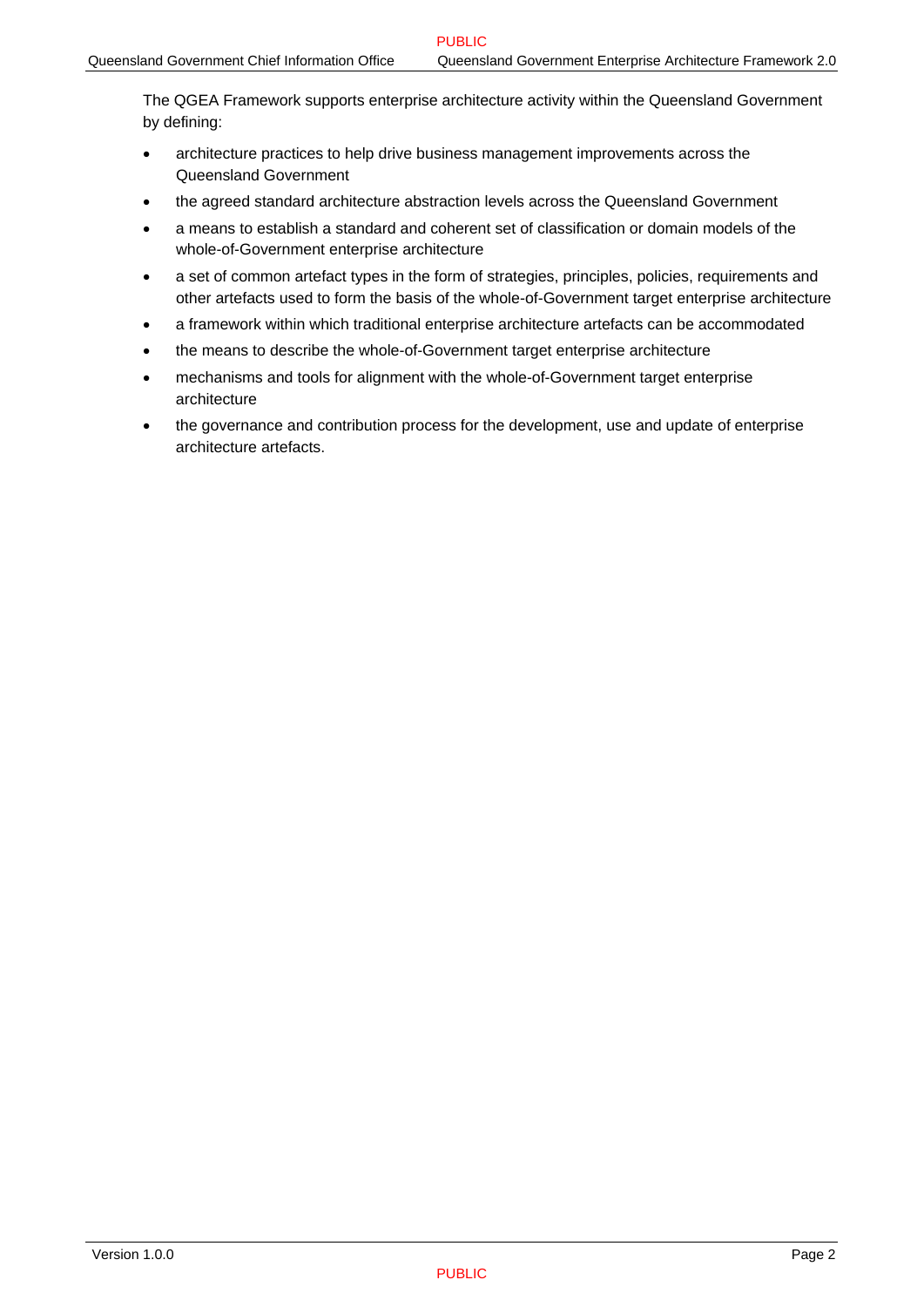The QGEA Framework supports enterprise architecture activity within the Queensland Government by defining:

- architecture practices to help drive business management improvements across the Queensland Government
- the agreed standard architecture abstraction levels across the Queensland Government
- a means to establish a standard and coherent set of classification or domain models of the whole-of-Government enterprise architecture
- a set of common artefact types in the form of strategies, principles, policies, requirements and other artefacts used to form the basis of the whole-of-Government target enterprise architecture
- a framework within which traditional enterprise architecture artefacts can be accommodated
- the means to describe the whole-of-Government target enterprise architecture
- mechanisms and tools for alignment with the whole-of-Government target enterprise architecture
- the governance and contribution process for the development, use and update of enterprise architecture artefacts.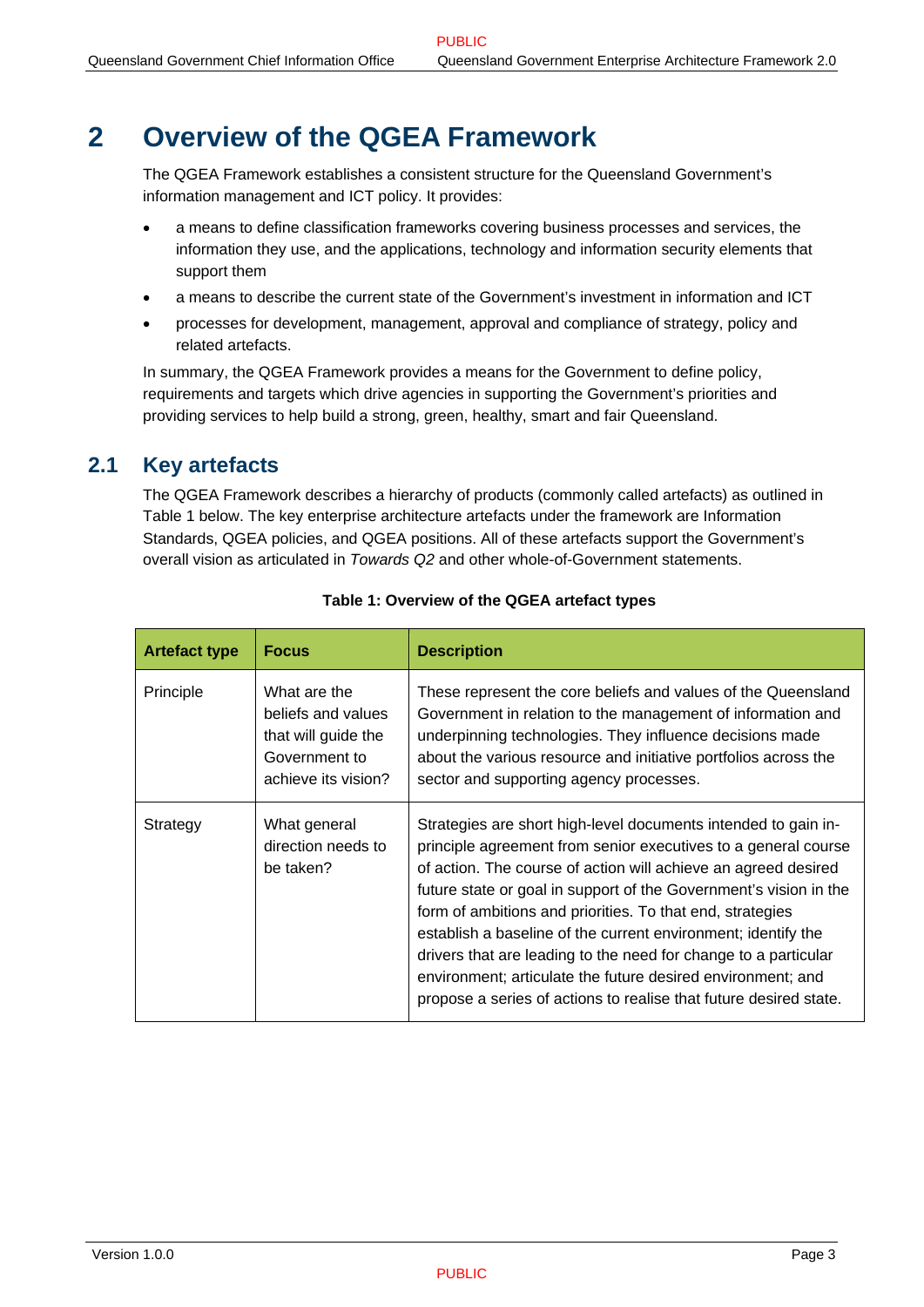# 2 Overview of the QGEA Framework

The QGEA Framework establishes a consistent structure for the Queensland Government's information management and ICT policy. It provides:

- a means to define classification frameworks covering business processes and services, the information they use, and the applications, technology and information security elements that support them
- a means to describe the current state of the Government's investment in information and ICT
- processes for development, management, approval and compliance of strategy, policy and related artefacts.

In summary, the QGEA Framework provides a means for the Government to define policy, requirements and targets which drive agencies in supporting the Government's priorities and providing services to help build a strong, green, healthy, smart and fair Queensland.

## 2.1 Key artefacts

The QGEA Framework describes a hierarchy of products (commonly called artefacts) as outlined in Table 1 below. The key enterprise architecture artefacts under the framework are Information Standards, QGEA policies, and QGEA positions. All of these artefacts support the Government's overall vision as articulated in *Towards Q2* and other whole-of-Government statements.

**Table 1: Overview of the QGEA artefact types**

| Artefact type | Focus | Description |
|---|---|---|
| Principle | What are the beliefs and values that will guide the Government to achieve its vision? | These represent the core beliefs and values of the Queensland Government in relation to the management of information and underpinning technologies. They influence decisions made about the various resource and initiative portfolios across the sector and supporting agency processes. |
| Strategy | What general direction needs to be taken? | Strategies are short high-level documents intended to gain in-principle agreement from senior executives to a general course of action. The course of action will achieve an agreed desired future state or goal in support of the Government's vision in the form of ambitions and priorities. To that end, strategies establish a baseline of the current environment; identify the drivers that are leading to the need for change to a particular environment; articulate the future desired environment; and propose a series of actions to realise that future desired state. |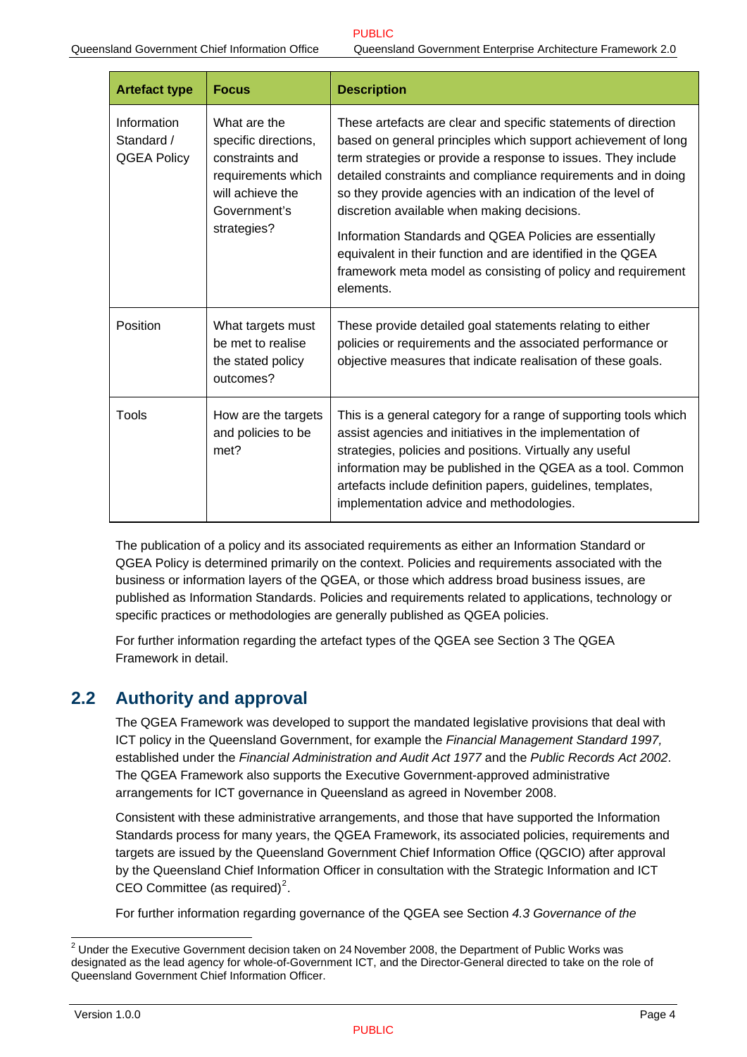| Artefact type | Focus | Description |
|---|---|---|
| Information Standard / QGEA Policy | What are the specific directions, constraints and requirements which will achieve the Government's strategies? | These artefacts are clear and specific statements of direction based on general principles which support achievement of long term strategies or provide a response to issues. They include detailed constraints and compliance requirements and in doing so they provide agencies with an indication of the level of discretion available when making decisions. Information Standards and QGEA Policies are essentially equivalent in their function and are identified in the QGEA framework meta model as consisting of policy and requirement elements. |
| Position | What targets must be met to realise the stated policy outcomes? | These provide detailed goal statements relating to either policies or requirements and the associated performance or objective measures that indicate realisation of these goals. |
| Tools | How are the targets and policies to be met? | This is a general category for a range of supporting tools which assist agencies and initiatives in the implementation of strategies, policies and positions. Virtually any useful information may be published in the QGEA as a tool. Common artefacts include definition papers, guidelines, templates, implementation advice and methodologies. |

The publication of a policy and its associated requirements as either an Information Standard or QGEA Policy is determined primarily on the context. Policies and requirements associated with the business or information layers of the QGEA, or those which address broad business issues, are published as Information Standards. Policies and requirements related to applications, technology or specific practices or methodologies are generally published as QGEA policies.

For further information regarding the artefact types of the QGEA see Section 3 The QGEA Framework in detail.

## 2.2 Authority and approval

The QGEA Framework was developed to support the mandated legislative provisions that deal with ICT policy in the Queensland Government, for example the *Financial Management Standard 1997,* established under the *Financial Administration and Audit Act 1977* and the *Public Records Act 2002*. The QGEA Framework also supports the Executive Government-approved administrative arrangements for ICT governance in Queensland as agreed in November 2008.

Consistent with these administrative arrangements, and those that have supported the Information Standards process for many years, the QGEA Framework, its associated policies, requirements and targets are issued by the Queensland Government Chief Information Office (QGCIO) after approval by the Queensland Chief Information Officer in consultation with the Strategic Information and ICT CEO Committee (as required)[2].

For further information regarding governance of the QGEA see Section *4.3 Governance of the*

[2] Under the Executive Government decision taken on 24 November 2008, the Department of Public Works was designated as the lead agency for whole-of-Government ICT, and the Director-General directed to take on the role of Queensland Government Chief Information Officer.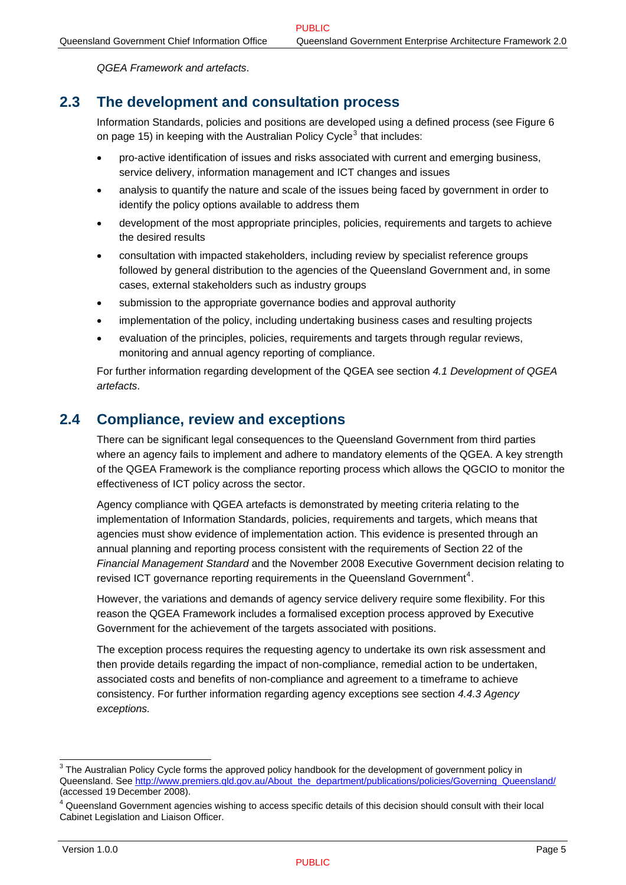*QGEA Framework and artefacts*.

## 2.3 The development and consultation process

Information Standards, policies and positions are developed using a defined process (see Figure 6 on page 15) in keeping with the Australian Policy Cycle[3] that includes:

- pro-active identification of issues and risks associated with current and emerging business, service delivery, information management and ICT changes and issues
- analysis to quantify the nature and scale of the issues being faced by government in order to identify the policy options available to address them
- development of the most appropriate principles, policies, requirements and targets to achieve the desired results
- consultation with impacted stakeholders, including review by specialist reference groups followed by general distribution to the agencies of the Queensland Government and, in some cases, external stakeholders such as industry groups
- submission to the appropriate governance bodies and approval authority
- implementation of the policy, including undertaking business cases and resulting projects
- evaluation of the principles, policies, requirements and targets through regular reviews, monitoring and annual agency reporting of compliance.

For further information regarding development of the QGEA see section *4.1 Development of QGEA artefacts*.

## 2.4 Compliance, review and exceptions

There can be significant legal consequences to the Queensland Government from third parties where an agency fails to implement and adhere to mandatory elements of the QGEA. A key strength of the QGEA Framework is the compliance reporting process which allows the QGCIO to monitor the effectiveness of ICT policy across the sector.

Agency compliance with QGEA artefacts is demonstrated by meeting criteria relating to the implementation of Information Standards, policies, requirements and targets, which means that agencies must show evidence of implementation action. This evidence is presented through an annual planning and reporting process consistent with the requirements of Section 22 of the *Financial Management Standard* and the November 2008 Executive Government decision relating to revised ICT governance reporting requirements in the Queensland Government[4].

However, the variations and demands of agency service delivery require some flexibility. For this reason the QGEA Framework includes a formalised exception process approved by Executive Government for the achievement of the targets associated with positions.

The exception process requires the requesting agency to undertake its own risk assessment and then provide details regarding the impact of non-compliance, remedial action to be undertaken, associated costs and benefits of non-compliance and agreement to a timeframe to achieve consistency. For further information regarding agency exceptions see section *4.4.3 Agency exceptions.*

---

[3] The Australian Policy Cycle forms the approved policy handbook for the development of government policy in Queensland. See http://www.premiers.qld.gov.au/About_the_department/publications/policies/Governing_Queensland/ (accessed 19 December 2008).

[4] Queensland Government agencies wishing to access specific details of this decision should consult with their local Cabinet Legislation and Liaison Officer.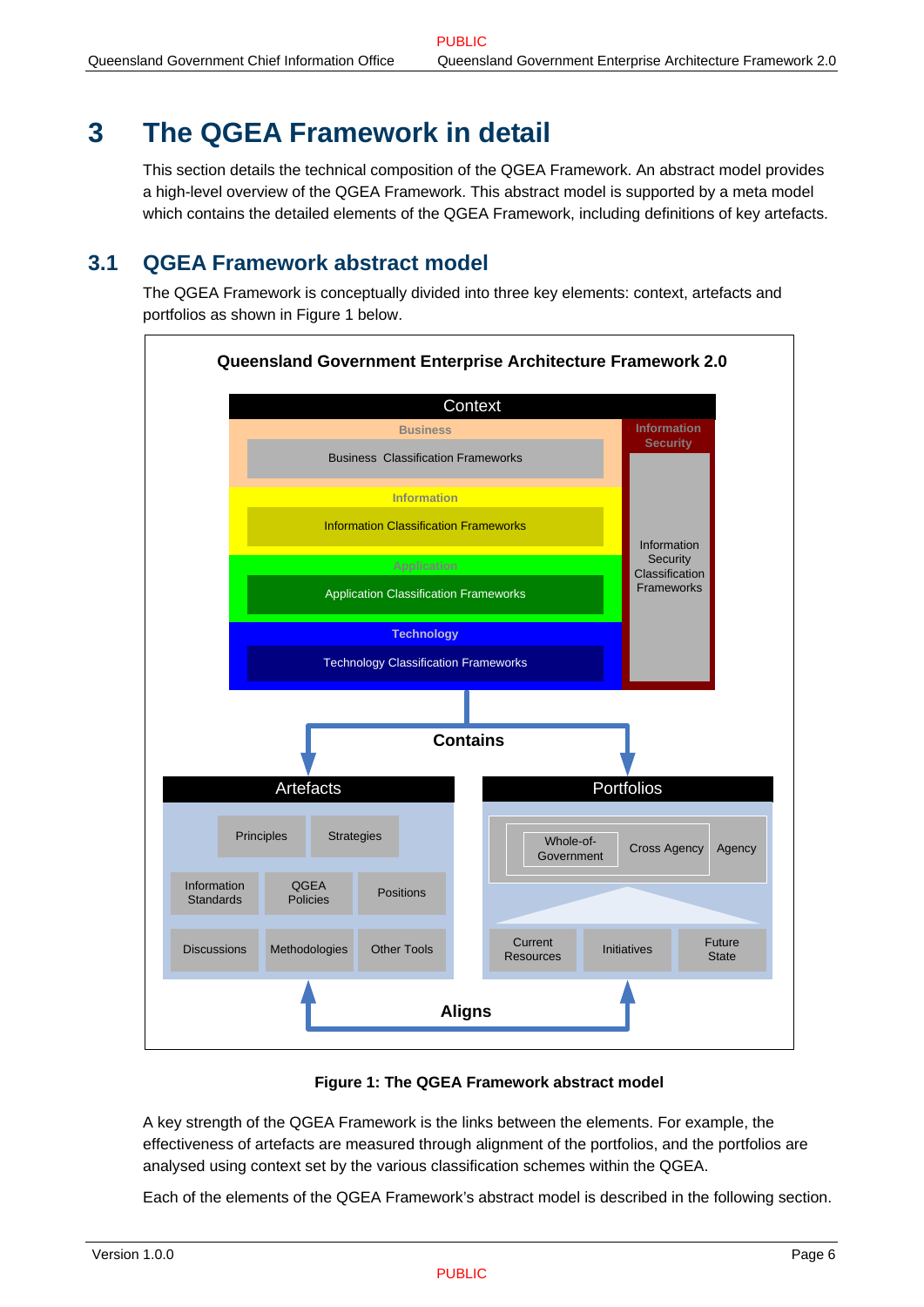# 3 The QGEA Framework in detail

This section details the technical composition of the QGEA Framework. An abstract model provides a high-level overview of the QGEA Framework. This abstract model is supported by a meta model which contains the detailed elements of the QGEA Framework, including definitions of key artefacts.

## 3.1 QGEA Framework abstract model

The QGEA Framework is conceptually divided into three key elements: context, artefacts and portfolios as shown in Figure 1 below.

**Queensland Government Enterprise Architecture Framework 2.0**

Context

- Business: Business Classification Frameworks
- Information: Information Classification Frameworks
- Application: Application Classification Frameworks
- Technology: Technology Classification Frameworks
- Information Security: Information Security Classification Frameworks

Contains

Artefacts

- Principles
- Strategies
- Information Standards
- QGEA Policies
- Positions
- Discussions
- Methodologies
- Other Tools

Portfolios

- Whole-of-Government
- Cross Agency
- Agency
- Current Resources
- Initiatives
- Future State

Aligns

**Figure 1: The QGEA Framework abstract model**

A key strength of the QGEA Framework is the links between the elements. For example, the effectiveness of artefacts are measured through alignment of the portfolios, and the portfolios are analysed using context set by the various classification schemes within the QGEA.

Each of the elements of the QGEA Framework's abstract model is described in the following section.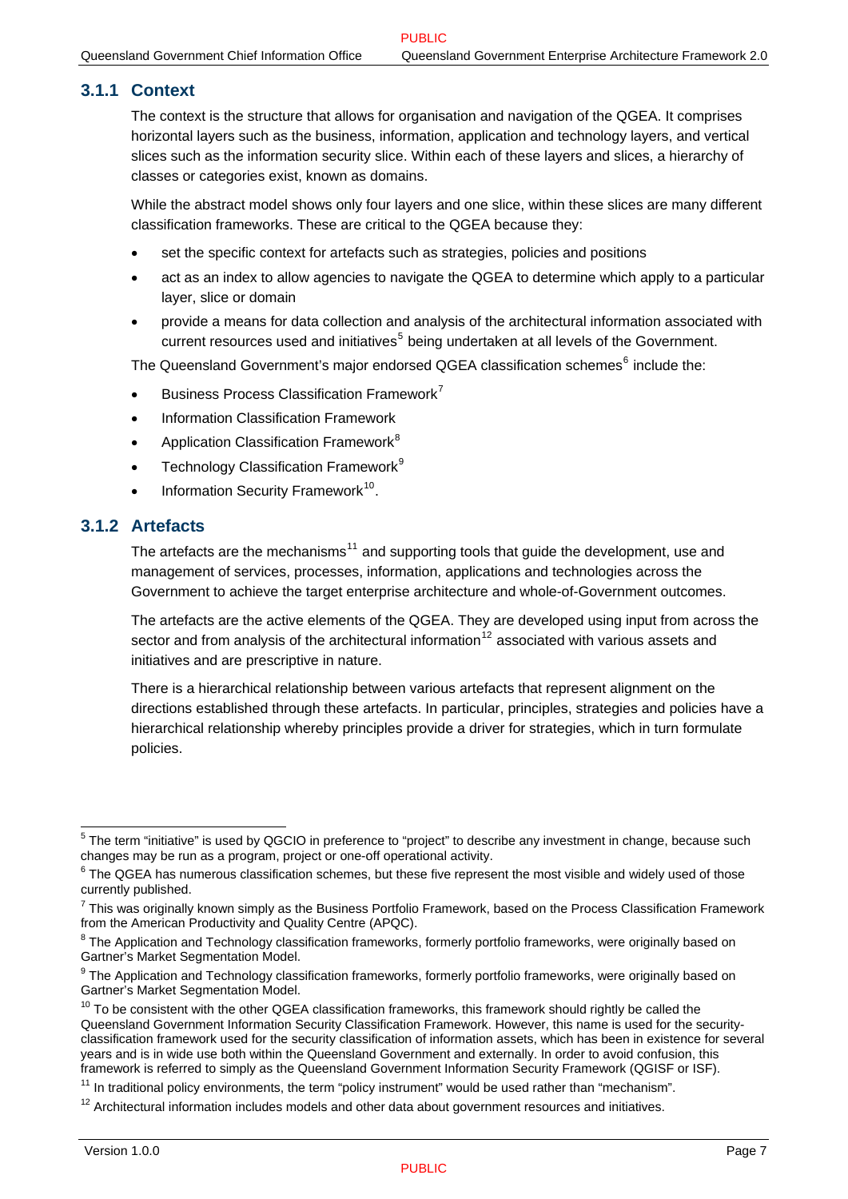### 3.1.1 Context

The context is the structure that allows for organisation and navigation of the QGEA. It comprises horizontal layers such as the business, information, application and technology layers, and vertical slices such as the information security slice. Within each of these layers and slices, a hierarchy of classes or categories exist, known as domains.

While the abstract model shows only four layers and one slice, within these slices are many different classification frameworks. These are critical to the QGEA because they:

- set the specific context for artefacts such as strategies, policies and positions
- act as an index to allow agencies to navigate the QGEA to determine which apply to a particular layer, slice or domain
- provide a means for data collection and analysis of the architectural information associated with current resources used and initiatives[5] being undertaken at all levels of the Government.

The Queensland Government's major endorsed QGEA classification schemes[6] include the:

- Business Process Classification Framework[7]
- Information Classification Framework
- Application Classification Framework[8]
- Technology Classification Framework[9]
- Information Security Framework[10].

### 3.1.2 Artefacts

The artefacts are the mechanisms[11] and supporting tools that guide the development, use and management of services, processes, information, applications and technologies across the Government to achieve the target enterprise architecture and whole-of-Government outcomes.

The artefacts are the active elements of the QGEA. They are developed using input from across the sector and from analysis of the architectural information[12] associated with various assets and initiatives and are prescriptive in nature.

There is a hierarchical relationship between various artefacts that represent alignment on the directions established through these artefacts. In particular, principles, strategies and policies have a hierarchical relationship whereby principles provide a driver for strategies, which in turn formulate policies.

---

[5] The term "initiative" is used by QGCIO in preference to "project" to describe any investment in change, because such changes may be run as a program, project or one-off operational activity.

[6] The QGEA has numerous classification schemes, but these five represent the most visible and widely used of those currently published.

[7] This was originally known simply as the Business Portfolio Framework, based on the Process Classification Framework from the American Productivity and Quality Centre (APQC).

[8] The Application and Technology classification frameworks, formerly portfolio frameworks, were originally based on Gartner's Market Segmentation Model.

[9] The Application and Technology classification frameworks, formerly portfolio frameworks, were originally based on Gartner's Market Segmentation Model.

[10] To be consistent with the other QGEA classification frameworks, this framework should rightly be called the Queensland Government Information Security Classification Framework. However, this name is used for the security-classification framework used for the security classification of information assets, which has been in existence for several years and is in wide use both within the Queensland Government and externally. In order to avoid confusion, this framework is referred to simply as the Queensland Government Information Security Framework (QGISF or ISF).

[11] In traditional policy environments, the term "policy instrument" would be used rather than "mechanism".

[12] Architectural information includes models and other data about government resources and initiatives.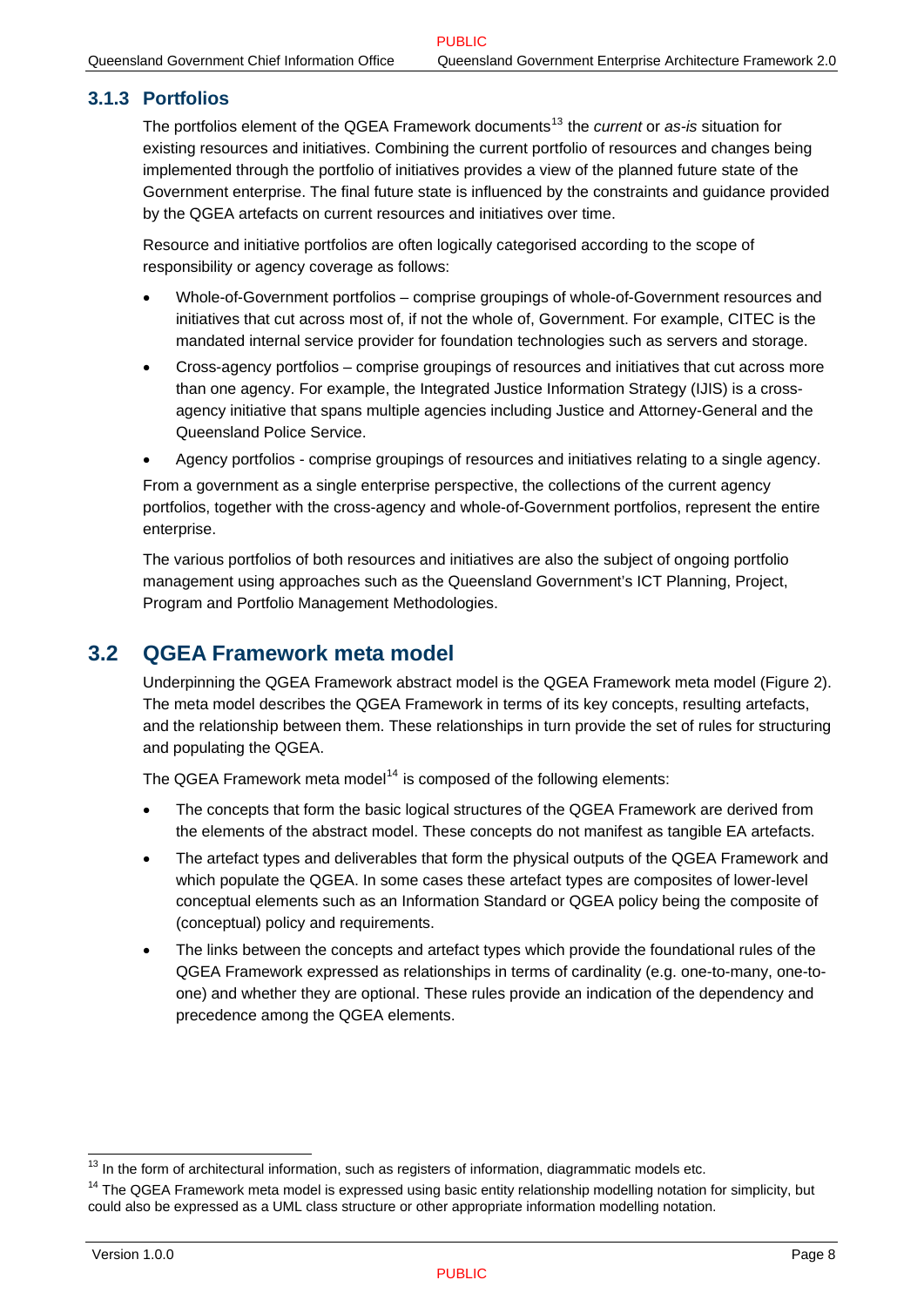### 3.1.3 Portfolios

The portfolios element of the QGEA Framework documents[13] the *current* or *as-is* situation for existing resources and initiatives. Combining the current portfolio of resources and changes being implemented through the portfolio of initiatives provides a view of the planned future state of the Government enterprise. The final future state is influenced by the constraints and guidance provided by the QGEA artefacts on current resources and initiatives over time.

Resource and initiative portfolios are often logically categorised according to the scope of responsibility or agency coverage as follows:

- Whole-of-Government portfolios – comprise groupings of whole-of-Government resources and initiatives that cut across most of, if not the whole of, Government. For example, CITEC is the mandated internal service provider for foundation technologies such as servers and storage.
- Cross-agency portfolios – comprise groupings of resources and initiatives that cut across more than one agency. For example, the Integrated Justice Information Strategy (IJIS) is a cross-agency initiative that spans multiple agencies including Justice and Attorney-General and the Queensland Police Service.
- Agency portfolios - comprise groupings of resources and initiatives relating to a single agency.

From a government as a single enterprise perspective, the collections of the current agency portfolios, together with the cross-agency and whole-of-Government portfolios, represent the entire enterprise.

The various portfolios of both resources and initiatives are also the subject of ongoing portfolio management using approaches such as the Queensland Government's ICT Planning, Project, Program and Portfolio Management Methodologies.

## 3.2 QGEA Framework meta model

Underpinning the QGEA Framework abstract model is the QGEA Framework meta model (Figure 2). The meta model describes the QGEA Framework in terms of its key concepts, resulting artefacts, and the relationship between them. These relationships in turn provide the set of rules for structuring and populating the QGEA.

The QGEA Framework meta model[14] is composed of the following elements:

- The concepts that form the basic logical structures of the QGEA Framework are derived from the elements of the abstract model. These concepts do not manifest as tangible EA artefacts.
- The artefact types and deliverables that form the physical outputs of the QGEA Framework and which populate the QGEA. In some cases these artefact types are composites of lower-level conceptual elements such as an Information Standard or QGEA policy being the composite of (conceptual) policy and requirements.
- The links between the concepts and artefact types which provide the foundational rules of the QGEA Framework expressed as relationships in terms of cardinality (e.g. one-to-many, one-to-one) and whether they are optional. These rules provide an indication of the dependency and precedence among the QGEA elements.

---

[13] In the form of architectural information, such as registers of information, diagrammatic models etc.

[14] The QGEA Framework meta model is expressed using basic entity relationship modelling notation for simplicity, but could also be expressed as a UML class structure or other appropriate information modelling notation.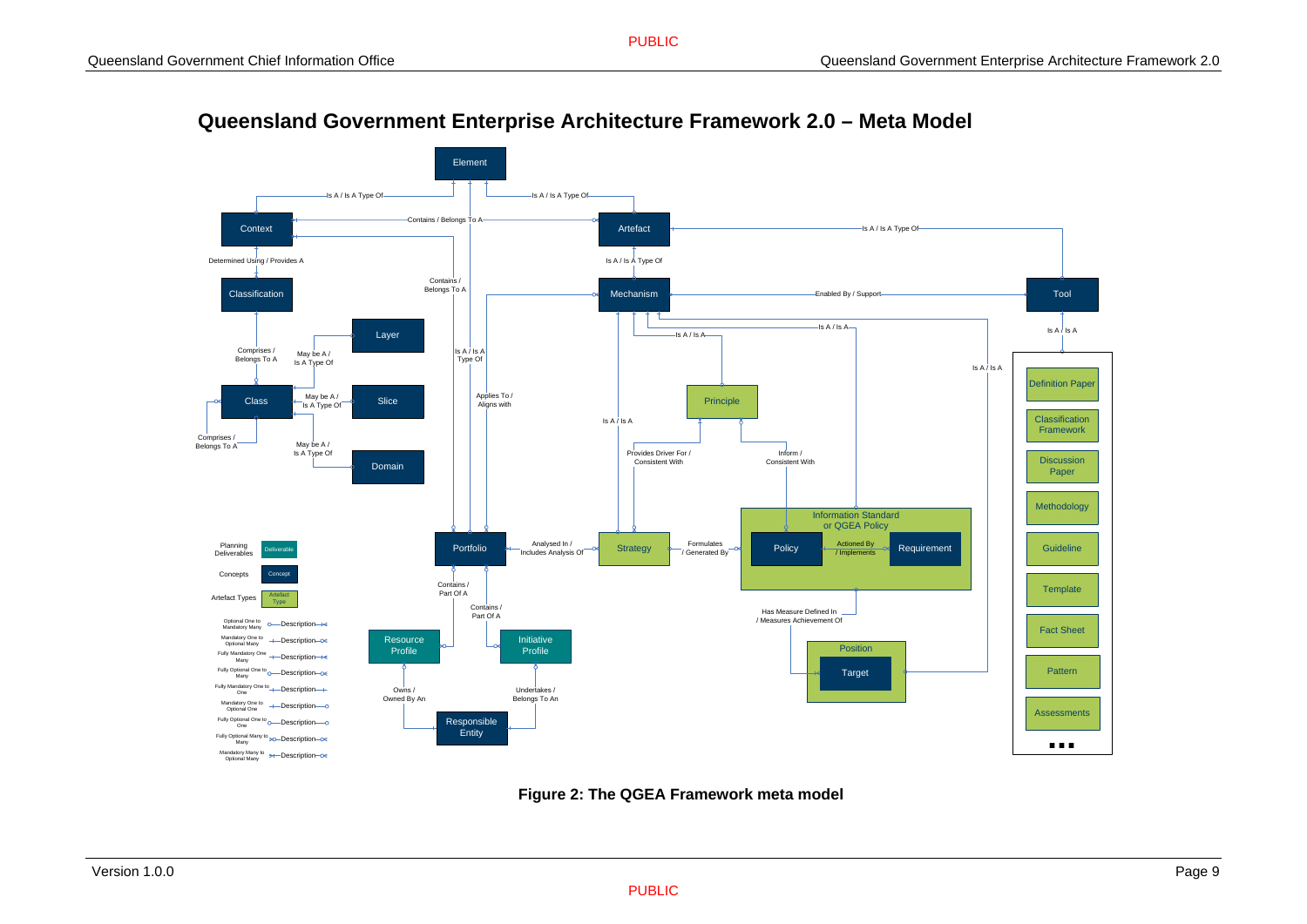# Queensland Government Enterprise Architecture Framework 2.0 – Meta Model

**Figure 2: The QGEA Framework meta model**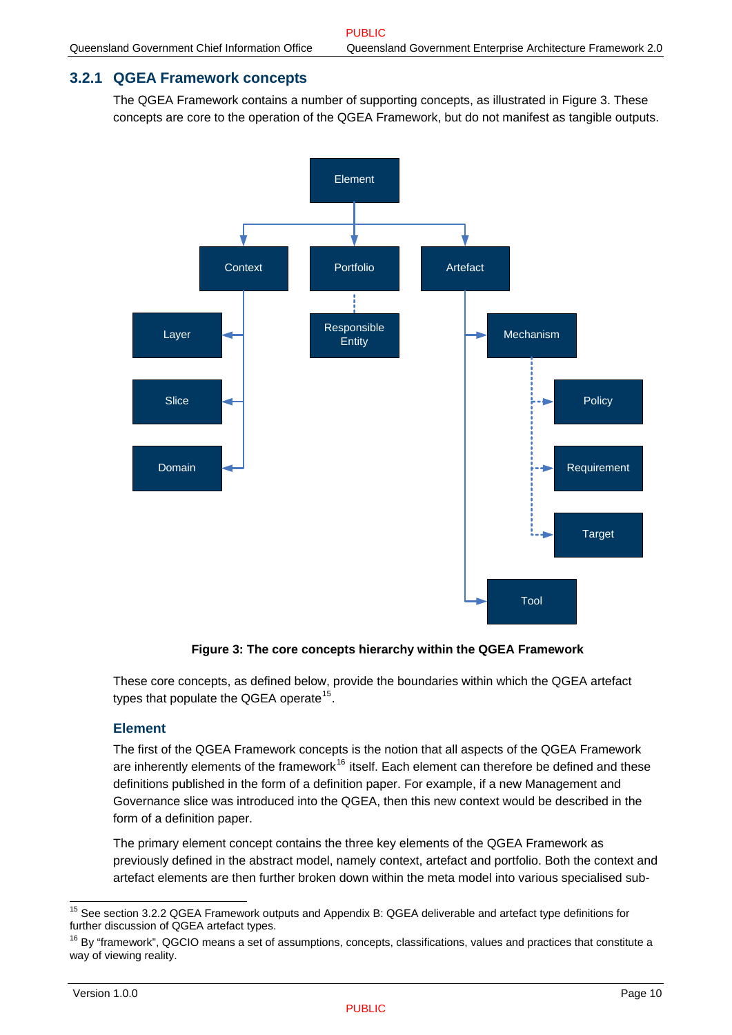### 3.2.1 QGEA Framework concepts

The QGEA Framework contains a number of supporting concepts, as illustrated in Figure 3. These concepts are core to the operation of the QGEA Framework, but do not manifest as tangible outputs.

**Figure 3: The core concepts hierarchy within the QGEA Framework**

These core concepts, as defined below, provide the boundaries within which the QGEA artefact types that populate the QGEA operate[15].

#### Element

The first of the QGEA Framework concepts is the notion that all aspects of the QGEA Framework are inherently elements of the framework[16] itself. Each element can therefore be defined and these definitions published in the form of a definition paper. For example, if a new Management and Governance slice was introduced into the QGEA, then this new context would be described in the form of a definition paper.

The primary element concept contains the three key elements of the QGEA Framework as previously defined in the abstract model, namely context, artefact and portfolio. Both the context and artefact elements are then further broken down within the meta model into various specialised sub-

[15] See section 3.2.2 QGEA Framework outputs and Appendix B: QGEA deliverable and artefact type definitions for further discussion of QGEA artefact types.

[16] By "framework", QGCIO means a set of assumptions, concepts, classifications, values and practices that constitute a way of viewing reality.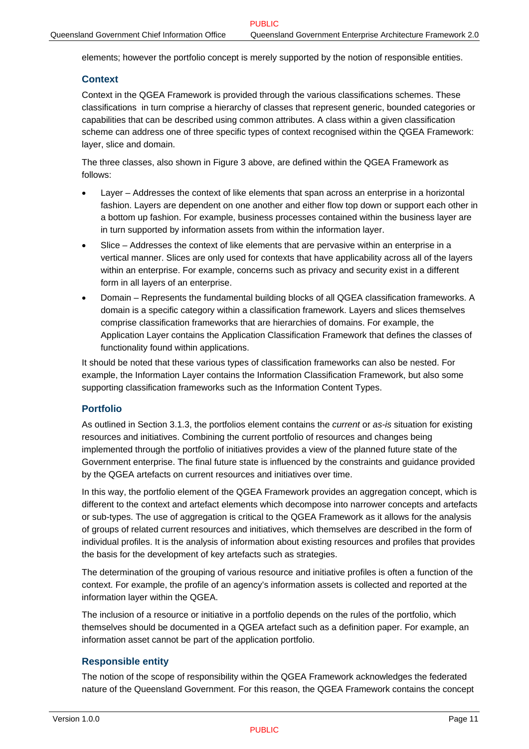elements; however the portfolio concept is merely supported by the notion of responsible entities.

### Context

Context in the QGEA Framework is provided through the various classifications schemes. These classifications in turn comprise a hierarchy of classes that represent generic, bounded categories or capabilities that can be described using common attributes. A class within a given classification scheme can address one of three specific types of context recognised within the QGEA Framework: layer, slice and domain.

The three classes, also shown in Figure 3 above, are defined within the QGEA Framework as follows:

- Layer – Addresses the context of like elements that span across an enterprise in a horizontal fashion. Layers are dependent on one another and either flow top down or support each other in a bottom up fashion. For example, business processes contained within the business layer are in turn supported by information assets from within the information layer.
- Slice – Addresses the context of like elements that are pervasive within an enterprise in a vertical manner. Slices are only used for contexts that have applicability across all of the layers within an enterprise. For example, concerns such as privacy and security exist in a different form in all layers of an enterprise.
- Domain – Represents the fundamental building blocks of all QGEA classification frameworks. A domain is a specific category within a classification framework. Layers and slices themselves comprise classification frameworks that are hierarchies of domains. For example, the Application Layer contains the Application Classification Framework that defines the classes of functionality found within applications.

It should be noted that these various types of classification frameworks can also be nested. For example, the Information Layer contains the Information Classification Framework, but also some supporting classification frameworks such as the Information Content Types.

### Portfolio

As outlined in Section 3.1.3, the portfolios element contains the *current* or *as-is* situation for existing resources and initiatives. Combining the current portfolio of resources and changes being implemented through the portfolio of initiatives provides a view of the planned future state of the Government enterprise. The final future state is influenced by the constraints and guidance provided by the QGEA artefacts on current resources and initiatives over time.

In this way, the portfolio element of the QGEA Framework provides an aggregation concept, which is different to the context and artefact elements which decompose into narrower concepts and artefacts or sub-types. The use of aggregation is critical to the QGEA Framework as it allows for the analysis of groups of related current resources and initiatives, which themselves are described in the form of individual profiles. It is the analysis of information about existing resources and profiles that provides the basis for the development of key artefacts such as strategies.

The determination of the grouping of various resource and initiative profiles is often a function of the context. For example, the profile of an agency's information assets is collected and reported at the information layer within the QGEA.

The inclusion of a resource or initiative in a portfolio depends on the rules of the portfolio, which themselves should be documented in a QGEA artefact such as a definition paper. For example, an information asset cannot be part of the application portfolio.

### Responsible entity

The notion of the scope of responsibility within the QGEA Framework acknowledges the federated nature of the Queensland Government. For this reason, the QGEA Framework contains the concept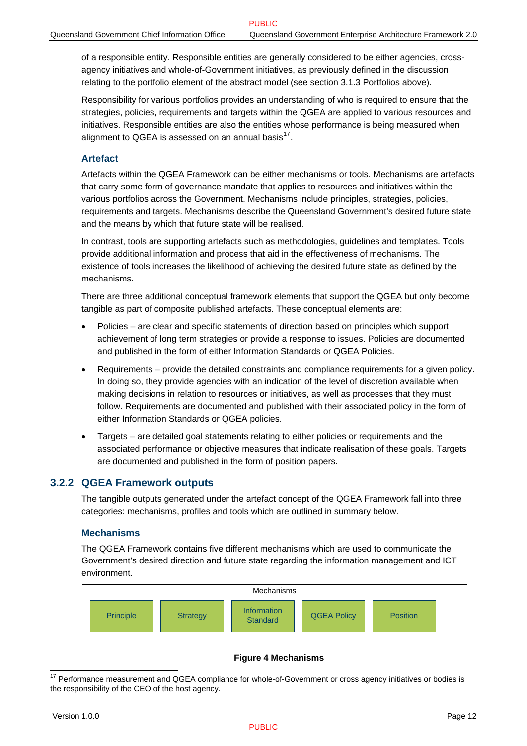of a responsible entity. Responsible entities are generally considered to be either agencies, cross-agency initiatives and whole-of-Government initiatives, as previously defined in the discussion relating to the portfolio element of the abstract model (see section 3.1.3 Portfolios above).

Responsibility for various portfolios provides an understanding of who is required to ensure that the strategies, policies, requirements and targets within the QGEA are applied to various resources and initiatives. Responsible entities are also the entities whose performance is being measured when alignment to QGEA is assessed on an annual basis[17].

### Artefact

Artefacts within the QGEA Framework can be either mechanisms or tools. Mechanisms are artefacts that carry some form of governance mandate that applies to resources and initiatives within the various portfolios across the Government. Mechanisms include principles, strategies, policies, requirements and targets. Mechanisms describe the Queensland Government's desired future state and the means by which that future state will be realised.

In contrast, tools are supporting artefacts such as methodologies, guidelines and templates. Tools provide additional information and process that aid in the effectiveness of mechanisms. The existence of tools increases the likelihood of achieving the desired future state as defined by the mechanisms.

There are three additional conceptual framework elements that support the QGEA but only become tangible as part of composite published artefacts. These conceptual elements are:

- Policies – are clear and specific statements of direction based on principles which support achievement of long term strategies or provide a response to issues. Policies are documented and published in the form of either Information Standards or QGEA Policies.
- Requirements – provide the detailed constraints and compliance requirements for a given policy. In doing so, they provide agencies with an indication of the level of discretion available when making decisions in relation to resources or initiatives, as well as processes that they must follow. Requirements are documented and published with their associated policy in the form of either Information Standards or QGEA policies.
- Targets – are detailed goal statements relating to either policies or requirements and the associated performance or objective measures that indicate realisation of these goals. Targets are documented and published in the form of position papers.

## 3.2.2 QGEA Framework outputs

The tangible outputs generated under the artefact concept of the QGEA Framework fall into three categories: mechanisms, profiles and tools which are outlined in summary below.

### Mechanisms

The QGEA Framework contains five different mechanisms which are used to communicate the Government's desired direction and future state regarding the information management and ICT environment.

| Mechanisms | | | | |
|---|---|---|---|---|
| Principle | Strategy | Information Standard | QGEA Policy | Position |

**Figure 4 Mechanisms**

---

[17] Performance measurement and QGEA compliance for whole-of-Government or cross agency initiatives or bodies is the responsibility of the CEO of the host agency.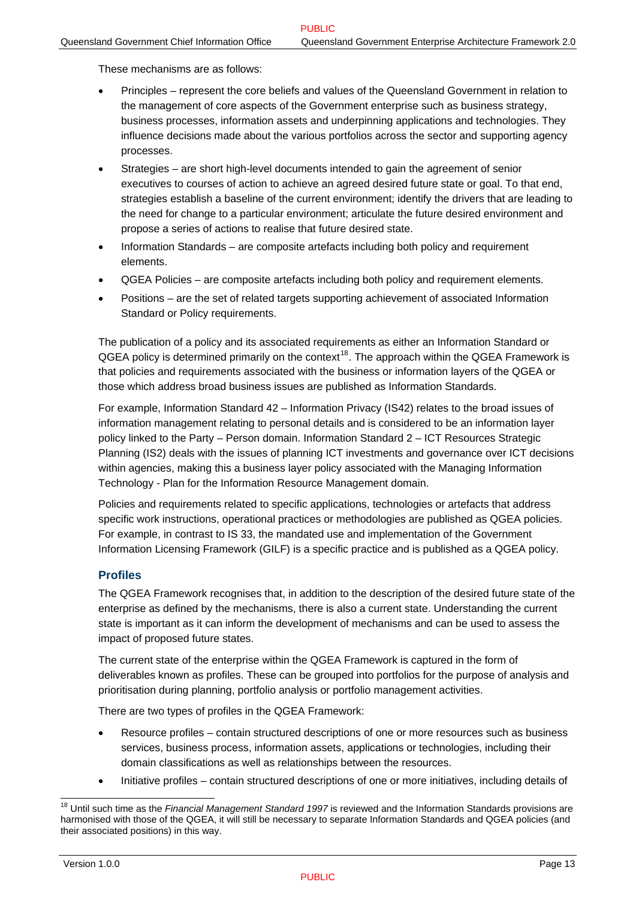These mechanisms are as follows:

- Principles – represent the core beliefs and values of the Queensland Government in relation to the management of core aspects of the Government enterprise such as business strategy, business processes, information assets and underpinning applications and technologies. They influence decisions made about the various portfolios across the sector and supporting agency processes.
- Strategies – are short high-level documents intended to gain the agreement of senior executives to courses of action to achieve an agreed desired future state or goal. To that end, strategies establish a baseline of the current environment; identify the drivers that are leading to the need for change to a particular environment; articulate the future desired environment and propose a series of actions to realise that future desired state.
- Information Standards – are composite artefacts including both policy and requirement elements.
- QGEA Policies – are composite artefacts including both policy and requirement elements.
- Positions – are the set of related targets supporting achievement of associated Information Standard or Policy requirements.

The publication of a policy and its associated requirements as either an Information Standard or QGEA policy is determined primarily on the context[18]. The approach within the QGEA Framework is that policies and requirements associated with the business or information layers of the QGEA or those which address broad business issues are published as Information Standards.

For example, Information Standard 42 – Information Privacy (IS42) relates to the broad issues of information management relating to personal details and is considered to be an information layer policy linked to the Party – Person domain. Information Standard 2 – ICT Resources Strategic Planning (IS2) deals with the issues of planning ICT investments and governance over ICT decisions within agencies, making this a business layer policy associated with the Managing Information Technology - Plan for the Information Resource Management domain.

Policies and requirements related to specific applications, technologies or artefacts that address specific work instructions, operational practices or methodologies are published as QGEA policies. For example, in contrast to IS 33, the mandated use and implementation of the Government Information Licensing Framework (GILF) is a specific practice and is published as a QGEA policy.

### Profiles

The QGEA Framework recognises that, in addition to the description of the desired future state of the enterprise as defined by the mechanisms, there is also a current state. Understanding the current state is important as it can inform the development of mechanisms and can be used to assess the impact of proposed future states.

The current state of the enterprise within the QGEA Framework is captured in the form of deliverables known as profiles. These can be grouped into portfolios for the purpose of analysis and prioritisation during planning, portfolio analysis or portfolio management activities.

There are two types of profiles in the QGEA Framework:

- Resource profiles – contain structured descriptions of one or more resources such as business services, business process, information assets, applications or technologies, including their domain classifications as well as relationships between the resources.
- Initiative profiles – contain structured descriptions of one or more initiatives, including details of

[18] Until such time as the *Financial Management Standard 1997* is reviewed and the Information Standards provisions are harmonised with those of the QGEA, it will still be necessary to separate Information Standards and QGEA policies (and their associated positions) in this way.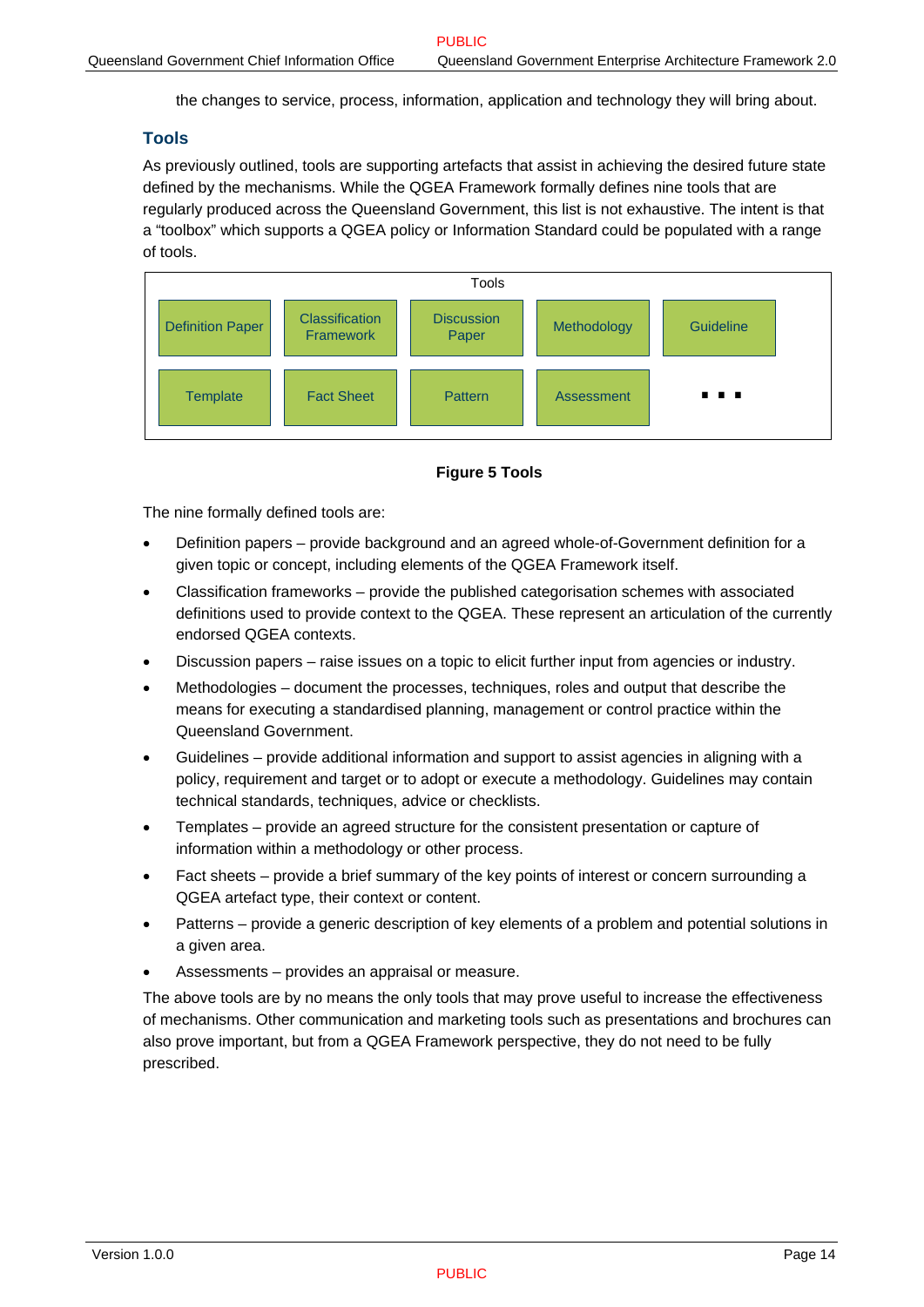the changes to service, process, information, application and technology they will bring about.

### Tools

As previously outlined, tools are supporting artefacts that assist in achieving the desired future state defined by the mechanisms. While the QGEA Framework formally defines nine tools that are regularly produced across the Queensland Government, this list is not exhaustive. The intent is that a "toolbox" which supports a QGEA policy or Information Standard could be populated with a range of tools.

| Tools | | | | |
|---|---|---|---|---|
| Definition Paper | Classification Framework | Discussion Paper | Methodology | Guideline |
| Template | Fact Sheet | Pattern | Assessment | ▪ ▪ ▪ |

**Figure 5 Tools**

The nine formally defined tools are:

- Definition papers – provide background and an agreed whole-of-Government definition for a given topic or concept, including elements of the QGEA Framework itself.
- Classification frameworks – provide the published categorisation schemes with associated definitions used to provide context to the QGEA. These represent an articulation of the currently endorsed QGEA contexts.
- Discussion papers – raise issues on a topic to elicit further input from agencies or industry.
- Methodologies – document the processes, techniques, roles and output that describe the means for executing a standardised planning, management or control practice within the Queensland Government.
- Guidelines – provide additional information and support to assist agencies in aligning with a policy, requirement and target or to adopt or execute a methodology. Guidelines may contain technical standards, techniques, advice or checklists.
- Templates – provide an agreed structure for the consistent presentation or capture of information within a methodology or other process.
- Fact sheets – provide a brief summary of the key points of interest or concern surrounding a QGEA artefact type, their context or content.
- Patterns – provide a generic description of key elements of a problem and potential solutions in a given area.
- Assessments – provides an appraisal or measure.

The above tools are by no means the only tools that may prove useful to increase the effectiveness of mechanisms. Other communication and marketing tools such as presentations and brochures can also prove important, but from a QGEA Framework perspective, they do not need to be fully prescribed.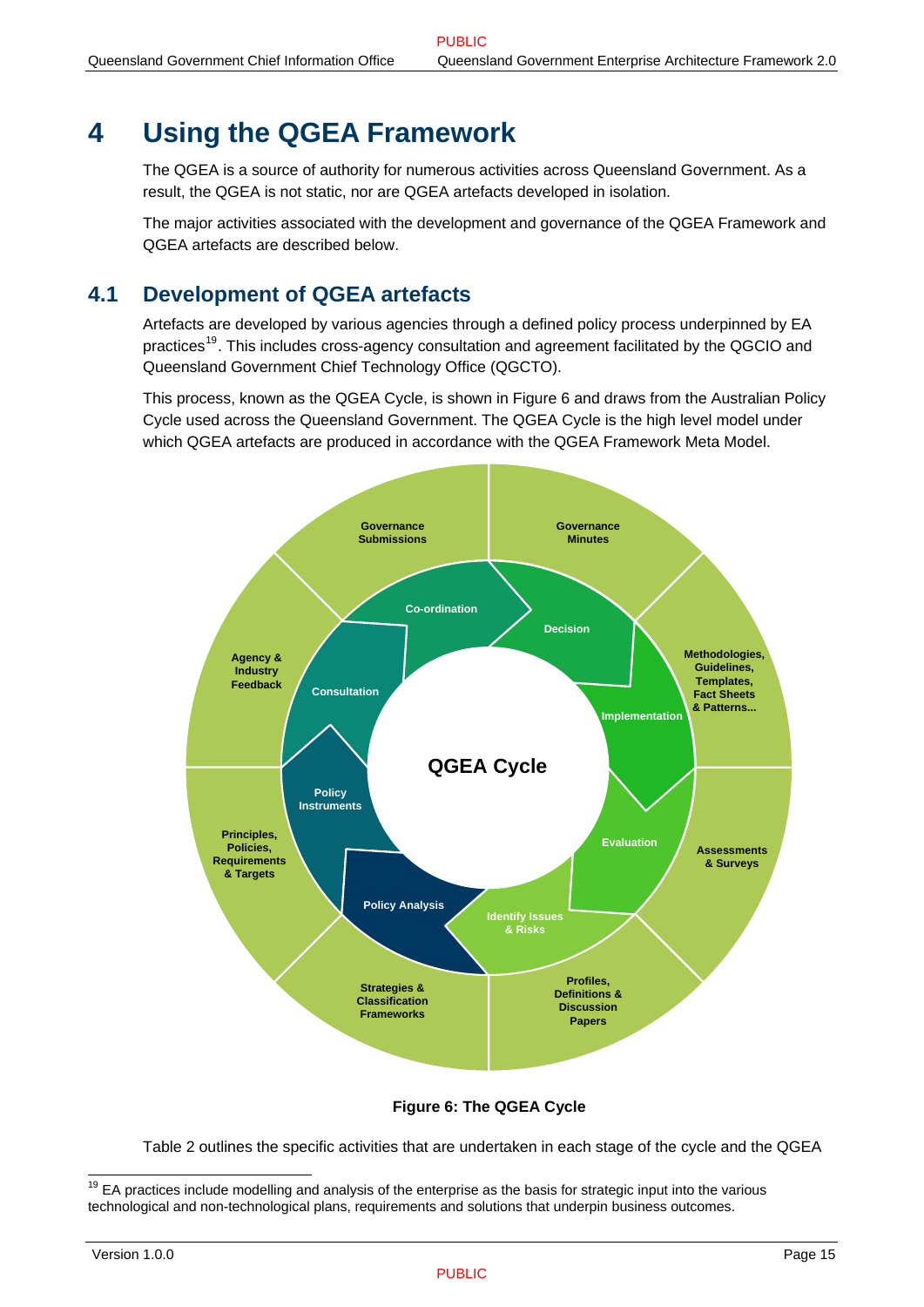# 4 Using the QGEA Framework

The QGEA is a source of authority for numerous activities across Queensland Government. As a result, the QGEA is not static, nor are QGEA artefacts developed in isolation.

The major activities associated with the development and governance of the QGEA Framework and QGEA artefacts are described below.

## 4.1 Development of QGEA artefacts

Artefacts are developed by various agencies through a defined policy process underpinned by EA practices[19]. This includes cross-agency consultation and agreement facilitated by the QGCIO and Queensland Government Chief Technology Office (QGCTO).

This process, known as the QGEA Cycle, is shown in Figure 6 and draws from the Australian Policy Cycle used across the Queensland Government. The QGEA Cycle is the high level model under which QGEA artefacts are produced in accordance with the QGEA Framework Meta Model.

**Figure 6: The QGEA Cycle**

Table 2 outlines the specific activities that are undertaken in each stage of the cycle and the QGEA

[19] EA practices include modelling and analysis of the enterprise as the basis for strategic input into the various technological and non-technological plans, requirements and solutions that underpin business outcomes.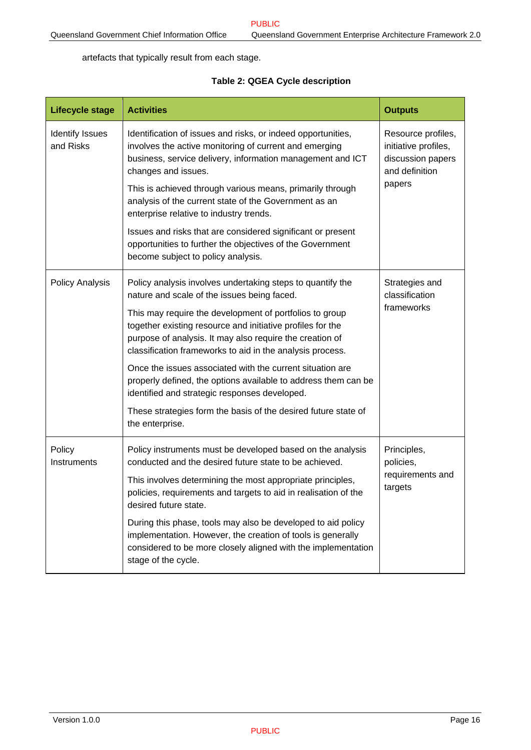artefacts that typically result from each stage.

**Table 2: QGEA Cycle description**

| Lifecycle stage | Activities | Outputs |
| --- | --- | --- |
| Identify Issues and Risks | Identification of issues and risks, or indeed opportunities, involves the active monitoring of current and emerging business, service delivery, information management and ICT changes and issues.<br><br>This is achieved through various means, primarily through analysis of the current state of the Government as an enterprise relative to industry trends.<br><br>Issues and risks that are considered significant or present opportunities to further the objectives of the Government become subject to policy analysis. | Resource profiles, initiative profiles, discussion papers and definition papers |
| Policy Analysis | Policy analysis involves undertaking steps to quantify the nature and scale of the issues being faced.<br><br>This may require the development of portfolios to group together existing resource and initiative profiles for the purpose of analysis. It may also require the creation of classification frameworks to aid in the analysis process.<br><br>Once the issues associated with the current situation are properly defined, the options available to address them can be identified and strategic responses developed.<br><br>These strategies form the basis of the desired future state of the enterprise. | Strategies and classification frameworks |
| Policy Instruments | Policy instruments must be developed based on the analysis conducted and the desired future state to be achieved.<br><br>This involves determining the most appropriate principles, policies, requirements and targets to aid in realisation of the desired future state.<br><br>During this phase, tools may also be developed to aid policy implementation. However, the creation of tools is generally considered to be more closely aligned with the implementation stage of the cycle. | Principles, policies, requirements and targets |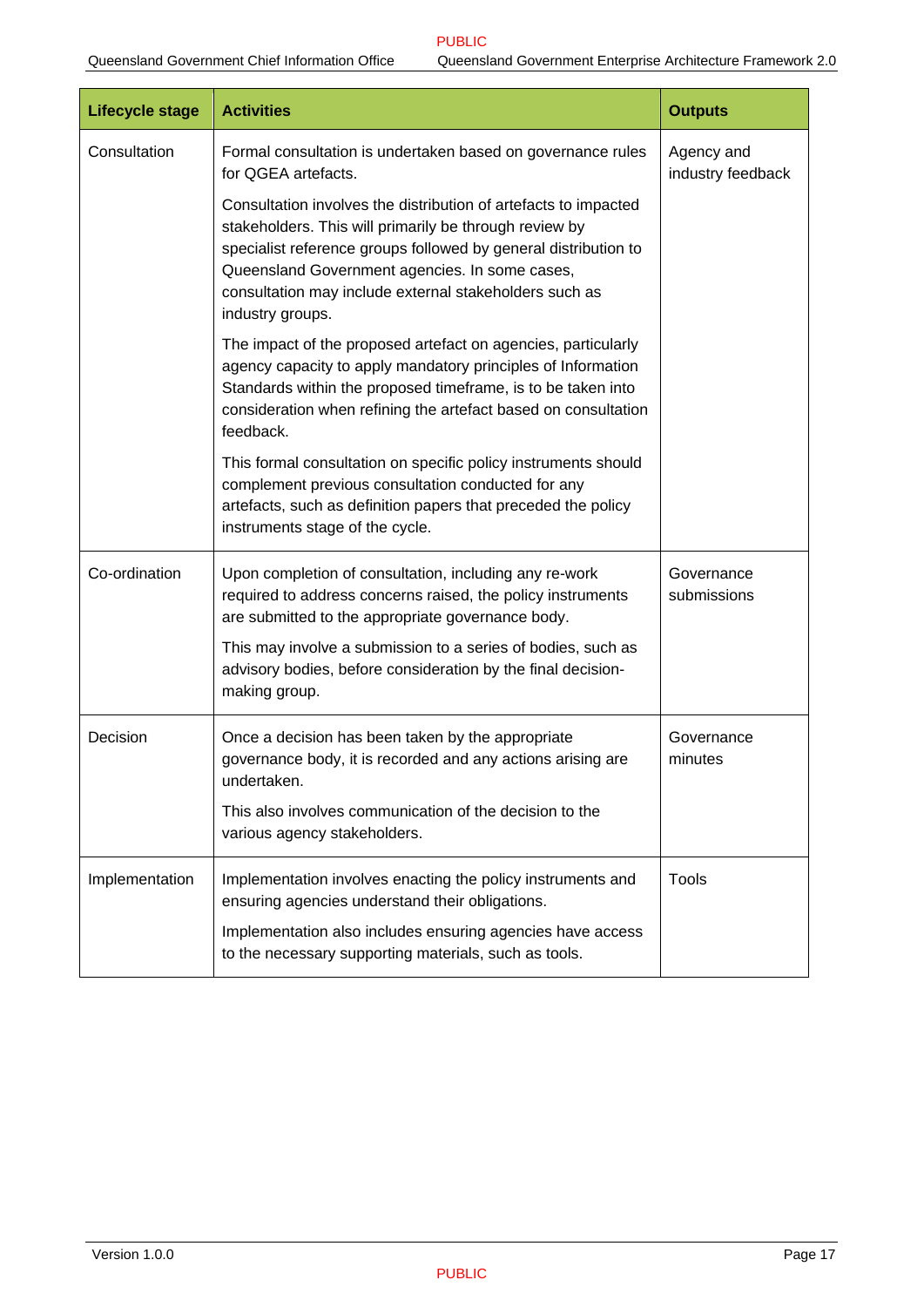| Lifecycle stage | Activities | Outputs |
|---|---|---|
| Consultation | Formal consultation is undertaken based on governance rules for QGEA artefacts.<br><br>Consultation involves the distribution of artefacts to impacted stakeholders. This will primarily be through review by specialist reference groups followed by general distribution to Queensland Government agencies. In some cases, consultation may include external stakeholders such as industry groups.<br><br>The impact of the proposed artefact on agencies, particularly agency capacity to apply mandatory principles of Information Standards within the proposed timeframe, is to be taken into consideration when refining the artefact based on consultation feedback.<br><br>This formal consultation on specific policy instruments should complement previous consultation conducted for any artefacts, such as definition papers that preceded the policy instruments stage of the cycle. | Agency and industry feedback |
| Co-ordination | Upon completion of consultation, including any re-work required to address concerns raised, the policy instruments are submitted to the appropriate governance body.<br><br>This may involve a submission to a series of bodies, such as advisory bodies, before consideration by the final decision-making group. | Governance submissions |
| Decision | Once a decision has been taken by the appropriate governance body, it is recorded and any actions arising are undertaken.<br><br>This also involves communication of the decision to the various agency stakeholders. | Governance minutes |
| Implementation | Implementation involves enacting the policy instruments and ensuring agencies understand their obligations.<br><br>Implementation also includes ensuring agencies have access to the necessary supporting materials, such as tools. | Tools |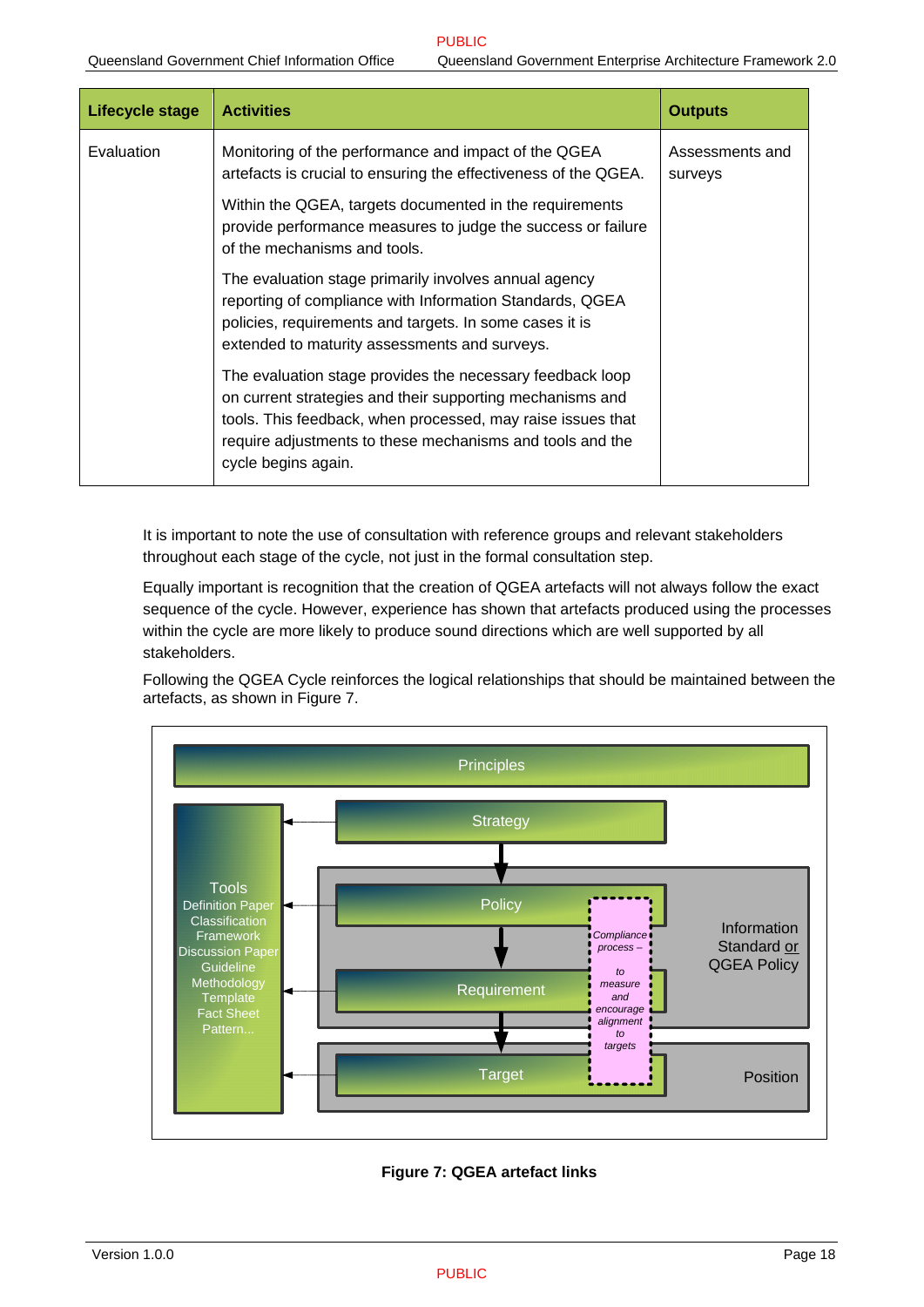| Lifecycle stage | Activities | Outputs |
|---|---|---|
| Evaluation | Monitoring of the performance and impact of the QGEA artefacts is crucial to ensuring the effectiveness of the QGEA.<br><br>Within the QGEA, targets documented in the requirements provide performance measures to judge the success or failure of the mechanisms and tools.<br><br>The evaluation stage primarily involves annual agency reporting of compliance with Information Standards, QGEA policies, requirements and targets. In some cases it is extended to maturity assessments and surveys.<br><br>The evaluation stage provides the necessary feedback loop on current strategies and their supporting mechanisms and tools. This feedback, when processed, may raise issues that require adjustments to these mechanisms and tools and the cycle begins again. | Assessments and surveys |

It is important to note the use of consultation with reference groups and relevant stakeholders throughout each stage of the cycle, not just in the formal consultation step.

Equally important is recognition that the creation of QGEA artefacts will not always follow the exact sequence of the cycle. However, experience has shown that artefacts produced using the processes within the cycle are more likely to produce sound directions which are well supported by all stakeholders.

Following the QGEA Cycle reinforces the logical relationships that should be maintained between the artefacts, as shown in Figure 7.

Principles

Strategy

Policy

Requirement

Target

Tools
Definition Paper
Classification
Framework
Discussion Paper
Guideline
Methodology
Template
Fact Sheet
Pattern...

*Compliance process – to measure and encourage alignment to targets*

Information Standard or QGEA Policy

Position

**Figure 7: QGEA artefact links**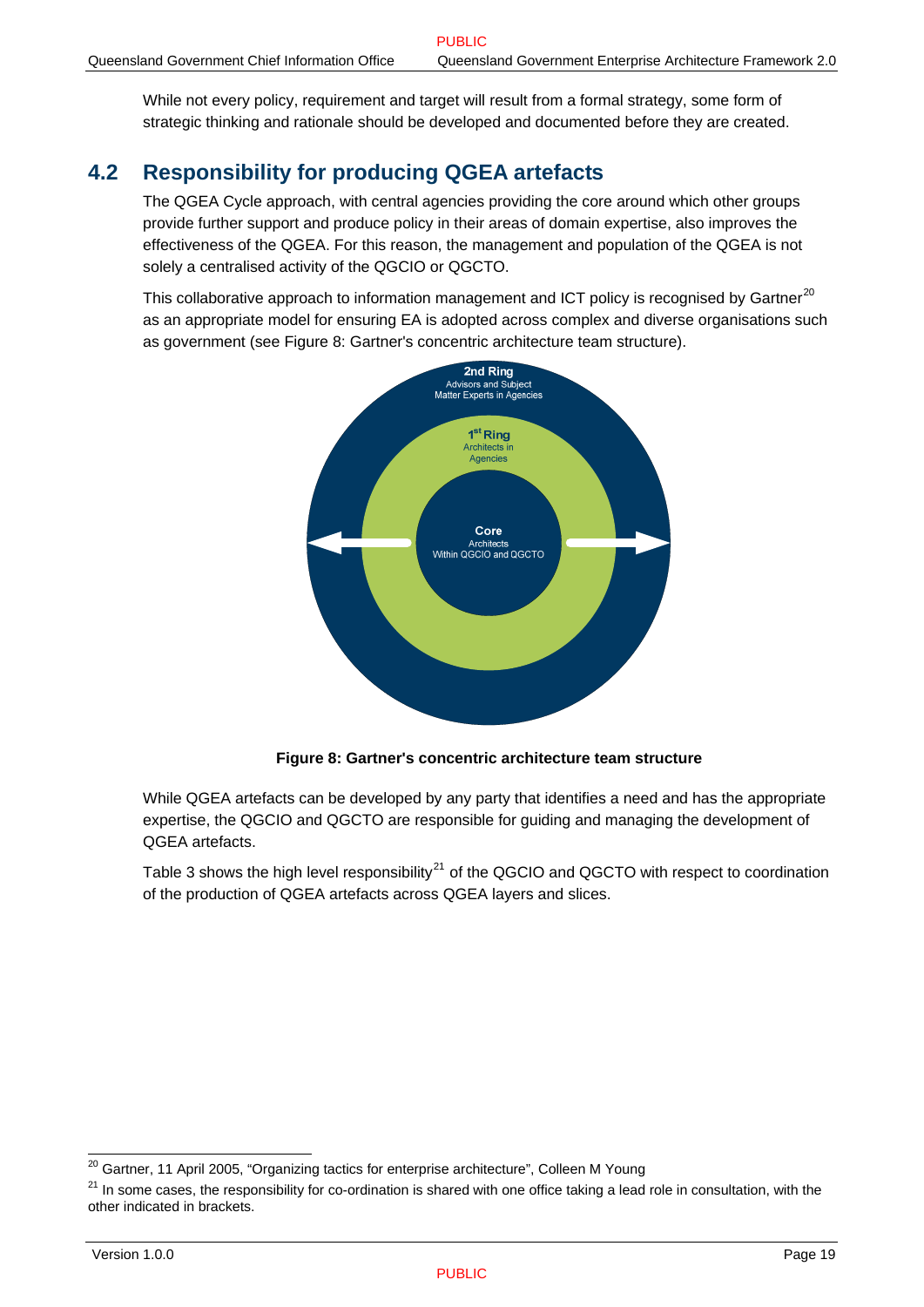While not every policy, requirement and target will result from a formal strategy, some form of strategic thinking and rationale should be developed and documented before they are created.

## 4.2 Responsibility for producing QGEA artefacts

The QGEA Cycle approach, with central agencies providing the core around which other groups provide further support and produce policy in their areas of domain expertise, also improves the effectiveness of the QGEA. For this reason, the management and population of the QGEA is not solely a centralised activity of the QGCIO or QGCTO.

This collaborative approach to information management and ICT policy is recognised by Gartner[20] as an appropriate model for ensuring EA is adopted across complex and diverse organisations such as government (see Figure 8: Gartner's concentric architecture team structure).

2nd Ring
Advisors and Subject Matter Experts in Agencies

1st Ring
Architects in Agencies

Core
Architects Within QGCIO and QGCTO

**Figure 8: Gartner's concentric architecture team structure**

While QGEA artefacts can be developed by any party that identifies a need and has the appropriate expertise, the QGCIO and QGCTO are responsible for guiding and managing the development of QGEA artefacts.

Table 3 shows the high level responsibility[21] of the QGCIO and QGCTO with respect to coordination of the production of QGEA artefacts across QGEA layers and slices.

[20] Gartner, 11 April 2005, "Organizing tactics for enterprise architecture", Colleen M Young

[21] In some cases, the responsibility for co-ordination is shared with one office taking a lead role in consultation, with the other indicated in brackets.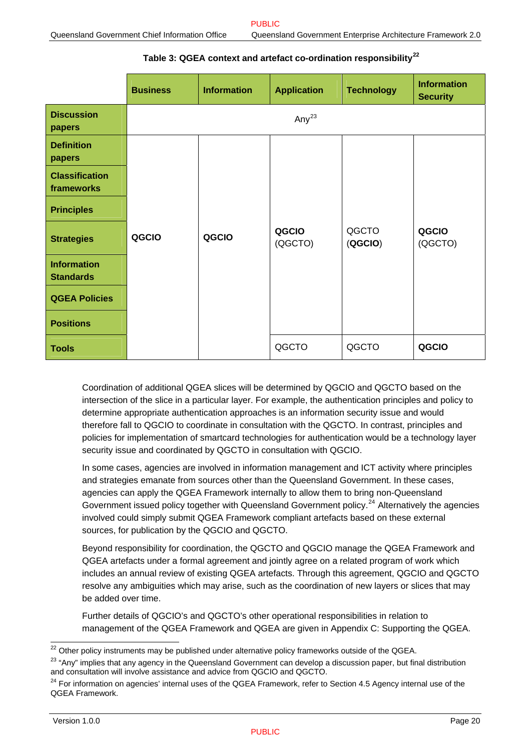**Table 3: QGEA context and artefact co-ordination responsibility[22]**

| | **Business** | **Information** | **Application** | **Technology** | **Information Security** |
|---|---|---|---|---|---|
| **Discussion papers** | Any[23] | | | | |
| **Definition papers** | | | | | |
| **Classification frameworks** | | | | | |
| **Principles** | | | | | |
| **Strategies** | **QGCIO** | **QGCIO** | **QGCIO** (QGCTO) | QGCTO (**QGCIO**) | **QGCIO** (QGCTO) |
| **Information Standards** | | | | | |
| **QGEA Policies** | | | | | |
| **Positions** | | | | | |
| **Tools** | | | QGCTO | QGCTO | **QGCIO** |

Coordination of additional QGEA slices will be determined by QGCIO and QGCTO based on the intersection of the slice in a particular layer. For example, the authentication principles and policy to determine appropriate authentication approaches is an information security issue and would therefore fall to QGCIO to coordinate in consultation with the QGCTO. In contrast, principles and policies for implementation of smartcard technologies for authentication would be a technology layer security issue and coordinated by QGCTO in consultation with QGCIO.

In some cases, agencies are involved in information management and ICT activity where principles and strategies emanate from sources other than the Queensland Government. In these cases, agencies can apply the QGEA Framework internally to allow them to bring non-Queensland Government issued policy together with Queensland Government policy.[24] Alternatively the agencies involved could simply submit QGEA Framework compliant artefacts based on these external sources, for publication by the QGCIO and QGCTO.

Beyond responsibility for coordination, the QGCTO and QGCIO manage the QGEA Framework and QGEA artefacts under a formal agreement and jointly agree on a related program of work which includes an annual review of existing QGEA artefacts. Through this agreement, QGCIO and QGCTO resolve any ambiguities which may arise, such as the coordination of new layers or slices that may be added over time.

Further details of QGCIO's and QGCTO's other operational responsibilities in relation to management of the QGEA Framework and QGEA are given in Appendix C: Supporting the QGEA.

---

[22] Other policy instruments may be published under alternative policy frameworks outside of the QGEA.

[23] "Any" implies that any agency in the Queensland Government can develop a discussion paper, but final distribution and consultation will involve assistance and advice from QGCIO and QGCTO.

[24] For information on agencies' internal uses of the QGEA Framework, refer to Section 4.5 Agency internal use of the QGEA Framework.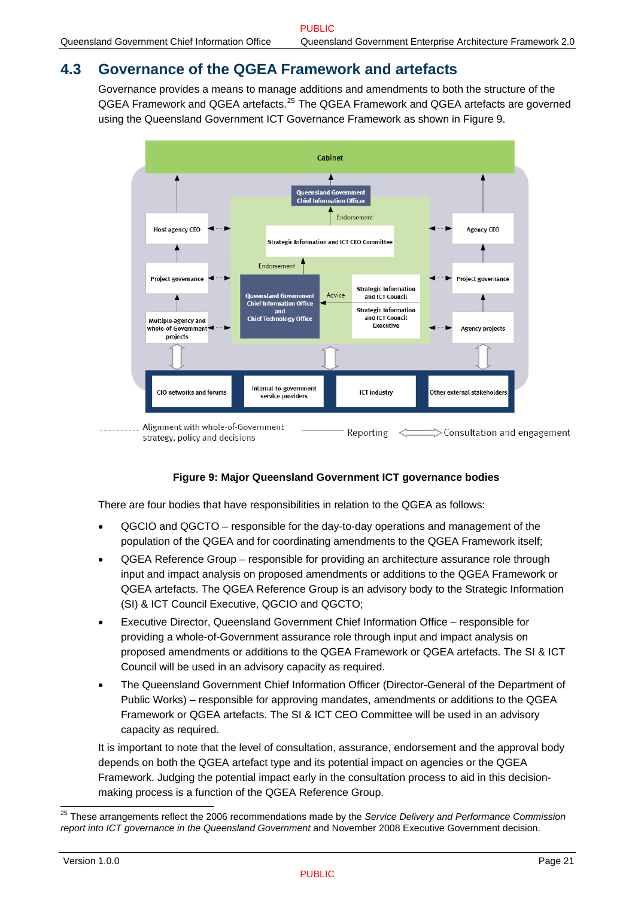## 4.3 Governance of the QGEA Framework and artefacts

Governance provides a means to manage additions and amendments to both the structure of the QGEA Framework and QGEA artefacts.[25] The QGEA Framework and QGEA artefacts are governed using the Queensland Government ICT Governance Framework as shown in Figure 9.

**Figure 9: Major Queensland Government ICT governance bodies**

There are four bodies that have responsibilities in relation to the QGEA as follows:

- QGCIO and QGCTO – responsible for the day-to-day operations and management of the population of the QGEA and for coordinating amendments to the QGEA Framework itself;
- QGEA Reference Group – responsible for providing an architecture assurance role through input and impact analysis on proposed amendments or additions to the QGEA Framework or QGEA artefacts. The QGEA Reference Group is an advisory body to the Strategic Information (SI) & ICT Council Executive, QGCIO and QGCTO;
- Executive Director, Queensland Government Chief Information Office – responsible for providing a whole-of-Government assurance role through input and impact analysis on proposed amendments or additions to the QGEA Framework or QGEA artefacts. The SI & ICT Council will be used in an advisory capacity as required.
- The Queensland Government Chief Information Officer (Director-General of the Department of Public Works) – responsible for approving mandates, amendments or additions to the QGEA Framework or QGEA artefacts. The SI & ICT CEO Committee will be used in an advisory capacity as required.

It is important to note that the level of consultation, assurance, endorsement and the approval body depends on both the QGEA artefact type and its potential impact on agencies or the QGEA Framework. Judging the potential impact early in the consultation process to aid in this decision-making process is a function of the QGEA Reference Group.

[25] These arrangements reflect the 2006 recommendations made by the *Service Delivery and Performance Commission report into ICT governance in the Queensland Government* and November 2008 Executive Government decision.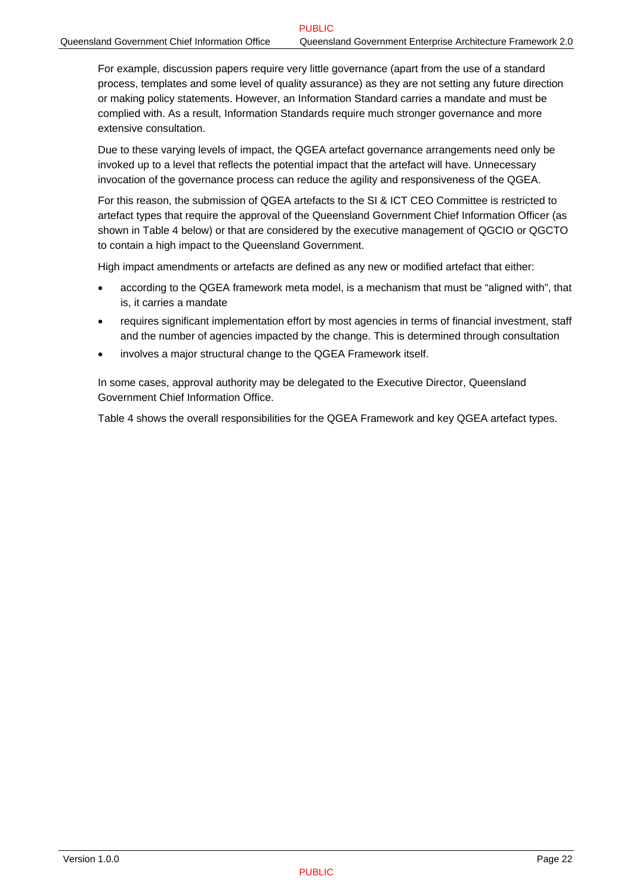For example, discussion papers require very little governance (apart from the use of a standard process, templates and some level of quality assurance) as they are not setting any future direction or making policy statements. However, an Information Standard carries a mandate and must be complied with. As a result, Information Standards require much stronger governance and more extensive consultation.

Due to these varying levels of impact, the QGEA artefact governance arrangements need only be invoked up to a level that reflects the potential impact that the artefact will have. Unnecessary invocation of the governance process can reduce the agility and responsiveness of the QGEA.

For this reason, the submission of QGEA artefacts to the SI & ICT CEO Committee is restricted to artefact types that require the approval of the Queensland Government Chief Information Officer (as shown in Table 4 below) or that are considered by the executive management of QGCIO or QGCTO to contain a high impact to the Queensland Government.

High impact amendments or artefacts are defined as any new or modified artefact that either:

- according to the QGEA framework meta model, is a mechanism that must be "aligned with", that is, it carries a mandate
- requires significant implementation effort by most agencies in terms of financial investment, staff and the number of agencies impacted by the change. This is determined through consultation
- involves a major structural change to the QGEA Framework itself.

In some cases, approval authority may be delegated to the Executive Director, Queensland Government Chief Information Office.

Table 4 shows the overall responsibilities for the QGEA Framework and key QGEA artefact types.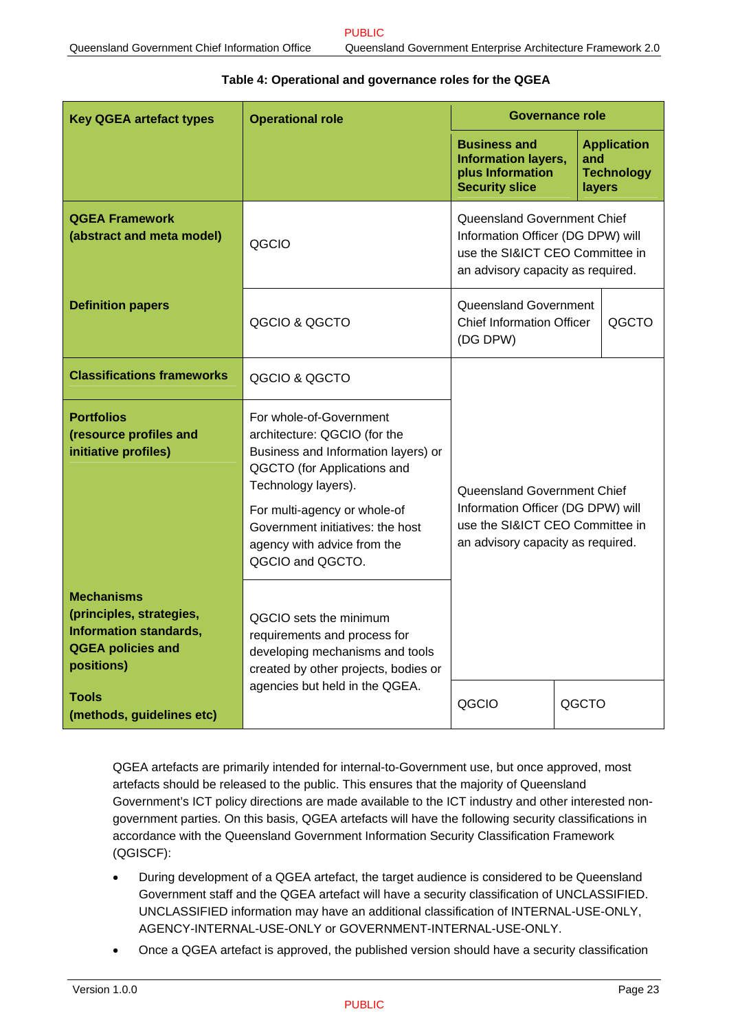**Table 4: Operational and governance roles for the QGEA**

| Key QGEA artefact types | Operational role | Governance role | |
|---|---|---|---|
| | | **Business and Information layers, plus Information Security slice** | **Application and Technology layers** |
| **QGEA Framework (abstract and meta model)** | QGCIO | Queensland Government Chief Information Officer (DG DPW) will use the SI&ICT CEO Committee in an advisory capacity as required. | |
| **Definition papers** | QGCIO & QGCTO | Queensland Government Chief Information Officer (DG DPW) | QGCTO |
| **Classifications frameworks** | QGCIO & QGCTO | Queensland Government Chief Information Officer (DG DPW) will use the SI&ICT CEO Committee in an advisory capacity as required. | |
| **Portfolios (resource profiles and initiative profiles)** | For whole-of-Government architecture: QGCIO (for the Business and Information layers) or QGCTO (for Applications and Technology layers).<br><br>For multi-agency or whole-of Government initiatives: the host agency with advice from the QGCIO and QGCTO. | Queensland Government Chief Information Officer (DG DPW) will use the SI&ICT CEO Committee in an advisory capacity as required. | |
| **Mechanisms (principles, strategies, Information standards, QGEA policies and positions)** | QGCIO sets the minimum requirements and process for developing mechanisms and tools created by other projects, bodies or agencies but held in the QGEA. | Queensland Government Chief Information Officer (DG DPW) will use the SI&ICT CEO Committee in an advisory capacity as required. | |
| **Tools (methods, guidelines etc)** | QGCIO sets the minimum requirements and process for developing mechanisms and tools created by other projects, bodies or agencies but held in the QGEA. | QGCIO | QGCTO |

QGEA artefacts are primarily intended for internal-to-Government use, but once approved, most artefacts should be released to the public. This ensures that the majority of Queensland Government's ICT policy directions are made available to the ICT industry and other interested non-government parties. On this basis, QGEA artefacts will have the following security classifications in accordance with the Queensland Government Information Security Classification Framework (QGISCF):

- During development of a QGEA artefact, the target audience is considered to be Queensland Government staff and the QGEA artefact will have a security classification of UNCLASSIFIED. UNCLASSIFIED information may have an additional classification of INTERNAL-USE-ONLY, AGENCY-INTERNAL-USE-ONLY or GOVERNMENT-INTERNAL-USE-ONLY.
- Once a QGEA artefact is approved, the published version should have a security classification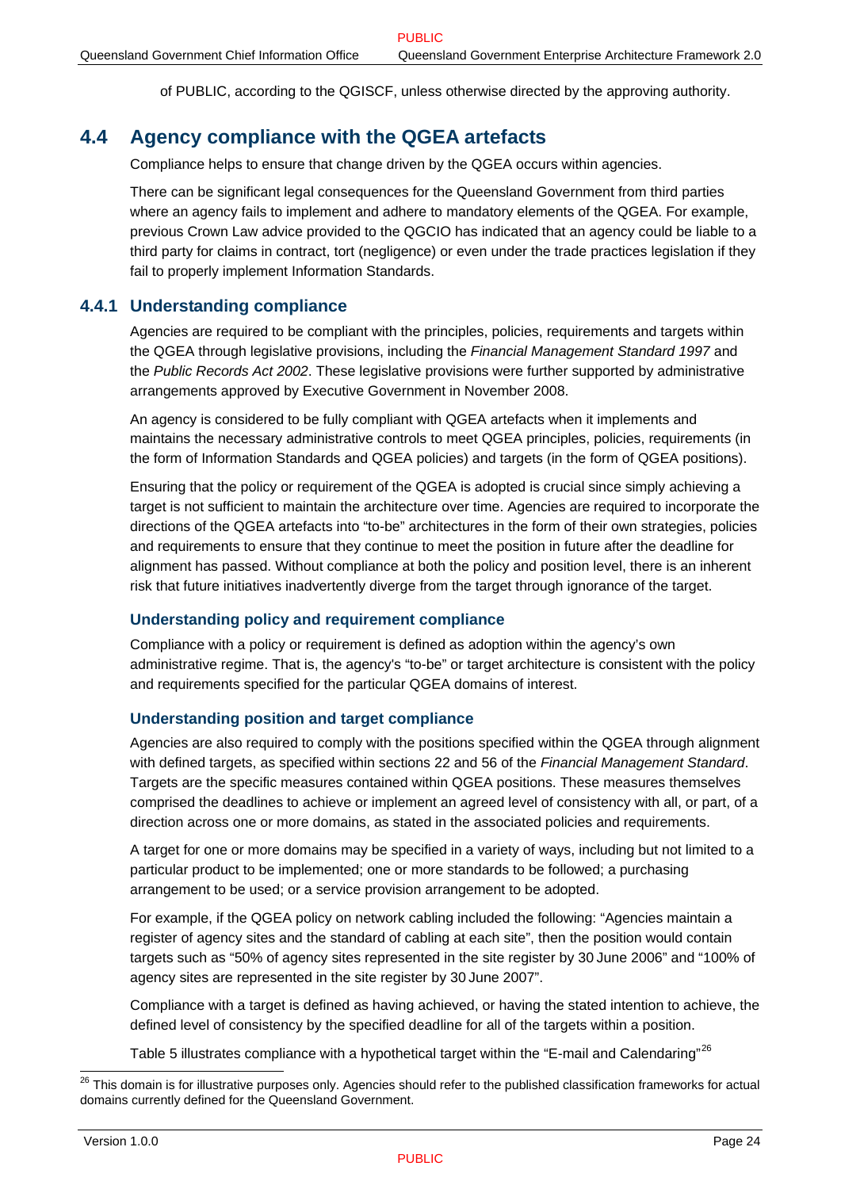of PUBLIC, according to the QGISCF, unless otherwise directed by the approving authority.

## 4.4 Agency compliance with the QGEA artefacts

Compliance helps to ensure that change driven by the QGEA occurs within agencies.

There can be significant legal consequences for the Queensland Government from third parties where an agency fails to implement and adhere to mandatory elements of the QGEA. For example, previous Crown Law advice provided to the QGCIO has indicated that an agency could be liable to a third party for claims in contract, tort (negligence) or even under the trade practices legislation if they fail to properly implement Information Standards.

### 4.4.1 Understanding compliance

Agencies are required to be compliant with the principles, policies, requirements and targets within the QGEA through legislative provisions, including the *Financial Management Standard 1997* and the *Public Records Act 2002*. These legislative provisions were further supported by administrative arrangements approved by Executive Government in November 2008.

An agency is considered to be fully compliant with QGEA artefacts when it implements and maintains the necessary administrative controls to meet QGEA principles, policies, requirements (in the form of Information Standards and QGEA policies) and targets (in the form of QGEA positions).

Ensuring that the policy or requirement of the QGEA is adopted is crucial since simply achieving a target is not sufficient to maintain the architecture over time. Agencies are required to incorporate the directions of the QGEA artefacts into "to-be" architectures in the form of their own strategies, policies and requirements to ensure that they continue to meet the position in future after the deadline for alignment has passed. Without compliance at both the policy and position level, there is an inherent risk that future initiatives inadvertently diverge from the target through ignorance of the target.

#### Understanding policy and requirement compliance

Compliance with a policy or requirement is defined as adoption within the agency's own administrative regime. That is, the agency's "to-be" or target architecture is consistent with the policy and requirements specified for the particular QGEA domains of interest.

#### Understanding position and target compliance

Agencies are also required to comply with the positions specified within the QGEA through alignment with defined targets, as specified within sections 22 and 56 of the *Financial Management Standard*. Targets are the specific measures contained within QGEA positions. These measures themselves comprised the deadlines to achieve or implement an agreed level of consistency with all, or part, of a direction across one or more domains, as stated in the associated policies and requirements.

A target for one or more domains may be specified in a variety of ways, including but not limited to a particular product to be implemented; one or more standards to be followed; a purchasing arrangement to be used; or a service provision arrangement to be adopted.

For example, if the QGEA policy on network cabling included the following: "Agencies maintain a register of agency sites and the standard of cabling at each site", then the position would contain targets such as "50% of agency sites represented in the site register by 30 June 2006" and "100% of agency sites are represented in the site register by 30 June 2007".

Compliance with a target is defined as having achieved, or having the stated intention to achieve, the defined level of consistency by the specified deadline for all of the targets within a position.

Table 5 illustrates compliance with a hypothetical target within the "E-mail and Calendaring"[26]

[26] This domain is for illustrative purposes only. Agencies should refer to the published classification frameworks for actual domains currently defined for the Queensland Government.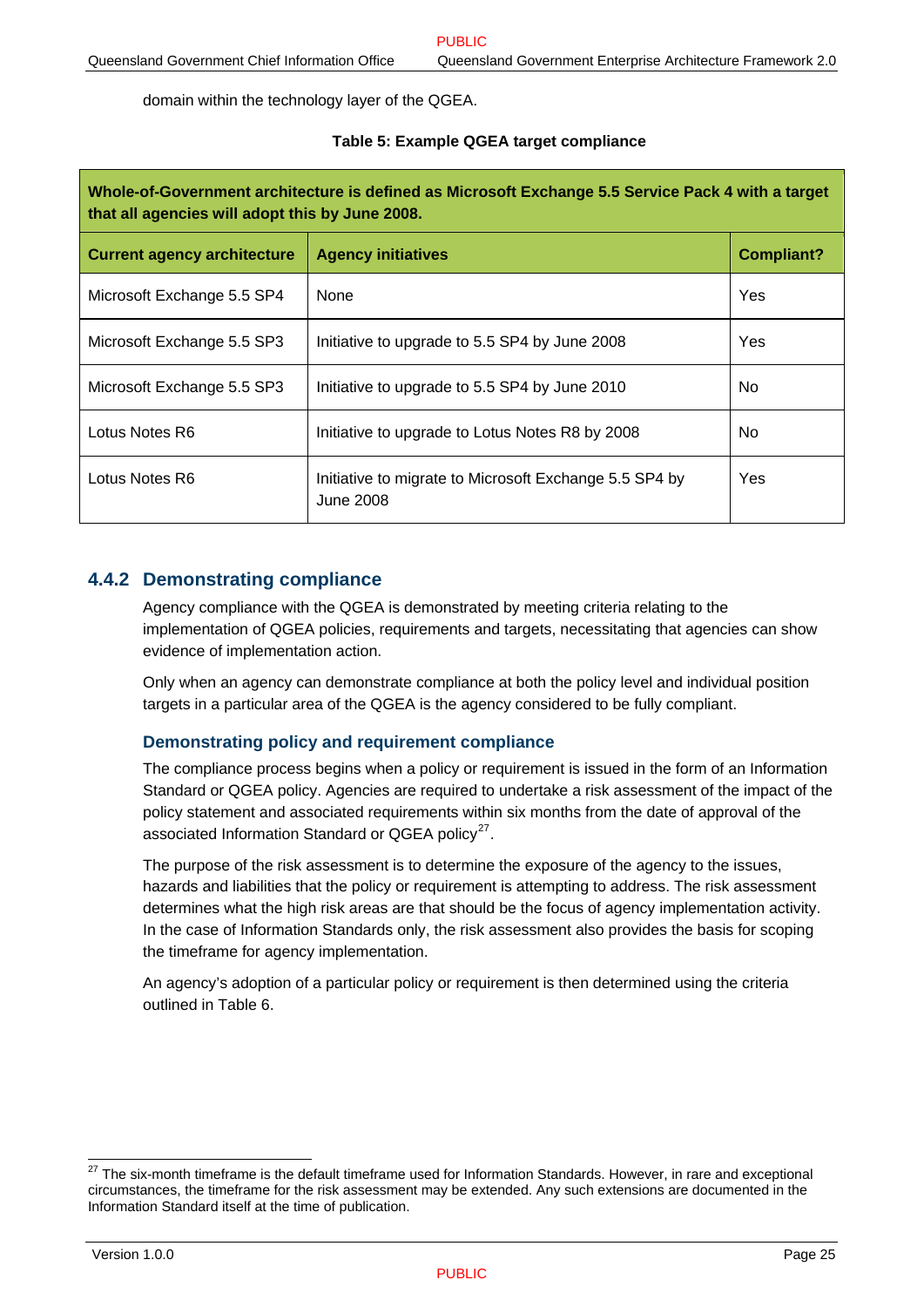domain within the technology layer of the QGEA.

**Table 5: Example QGEA target compliance**

| **Whole-of-Government architecture is defined as Microsoft Exchange 5.5 Service Pack 4 with a target that all agencies will adopt this by June 2008.** | | |
|---|---|---|
| **Current agency architecture** | **Agency initiatives** | **Compliant?** |
| Microsoft Exchange 5.5 SP4 | None | Yes |
| Microsoft Exchange 5.5 SP3 | Initiative to upgrade to 5.5 SP4 by June 2008 | Yes |
| Microsoft Exchange 5.5 SP3 | Initiative to upgrade to 5.5 SP4 by June 2010 | No |
| Lotus Notes R6 | Initiative to upgrade to Lotus Notes R8 by 2008 | No |
| Lotus Notes R6 | Initiative to migrate to Microsoft Exchange 5.5 SP4 by June 2008 | Yes |

### 4.4.2 Demonstrating compliance

Agency compliance with the QGEA is demonstrated by meeting criteria relating to the implementation of QGEA policies, requirements and targets, necessitating that agencies can show evidence of implementation action.

Only when an agency can demonstrate compliance at both the policy level and individual position targets in a particular area of the QGEA is the agency considered to be fully compliant.

#### Demonstrating policy and requirement compliance

The compliance process begins when a policy or requirement is issued in the form of an Information Standard or QGEA policy. Agencies are required to undertake a risk assessment of the impact of the policy statement and associated requirements within six months from the date of approval of the associated Information Standard or QGEA policy[27].

The purpose of the risk assessment is to determine the exposure of the agency to the issues, hazards and liabilities that the policy or requirement is attempting to address. The risk assessment determines what the high risk areas are that should be the focus of agency implementation activity. In the case of Information Standards only, the risk assessment also provides the basis for scoping the timeframe for agency implementation.

An agency's adoption of a particular policy or requirement is then determined using the criteria outlined in Table 6.

[27] The six-month timeframe is the default timeframe used for Information Standards. However, in rare and exceptional circumstances, the timeframe for the risk assessment may be extended. Any such extensions are documented in the Information Standard itself at the time of publication.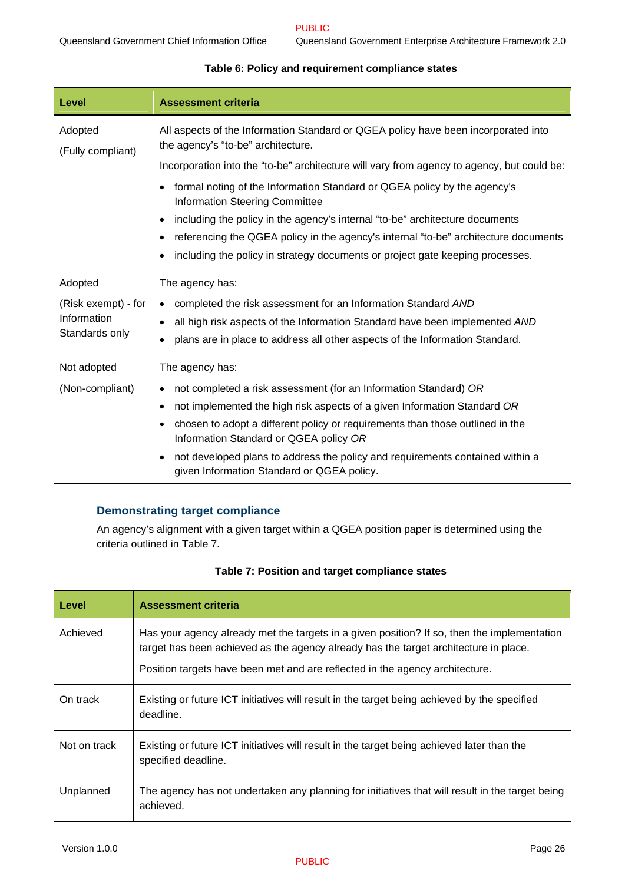**Table 6: Policy and requirement compliance states**

| Level | Assessment criteria |
|---|---|
| Adopted<br>(Fully compliant) | All aspects of the Information Standard or QGEA policy have been incorporated into the agency's "to-be" architecture.<br>Incorporation into the "to-be" architecture will vary from agency to agency, but could be:<br>• formal noting of the Information Standard or QGEA policy by the agency's Information Steering Committee<br>• including the policy in the agency's internal "to-be" architecture documents<br>• referencing the QGEA policy in the agency's internal "to-be" architecture documents<br>• including the policy in strategy documents or project gate keeping processes. |
| Adopted<br>(Risk exempt) - for Information Standards only | The agency has:<br>• completed the risk assessment for an Information Standard *AND*<br>• all high risk aspects of the Information Standard have been implemented *AND*<br>• plans are in place to address all other aspects of the Information Standard. |
| Not adopted<br>(Non-compliant) | The agency has:<br>• not completed a risk assessment (for an Information Standard) *OR*<br>• not implemented the high risk aspects of a given Information Standard *OR*<br>• chosen to adopt a different policy or requirements than those outlined in the Information Standard or QGEA policy *OR*<br>• not developed plans to address the policy and requirements contained within a given Information Standard or QGEA policy. |

### Demonstrating target compliance

An agency's alignment with a given target within a QGEA position paper is determined using the criteria outlined in Table 7.

**Table 7: Position and target compliance states**

| Level | Assessment criteria |
|---|---|
| Achieved | Has your agency already met the targets in a given position? If so, then the implementation target has been achieved as the agency already has the target architecture in place.<br>Position targets have been met and are reflected in the agency architecture. |
| On track | Existing or future ICT initiatives will result in the target being achieved by the specified deadline. |
| Not on track | Existing or future ICT initiatives will result in the target being achieved later than the specified deadline. |
| Unplanned | The agency has not undertaken any planning for initiatives that will result in the target being achieved. |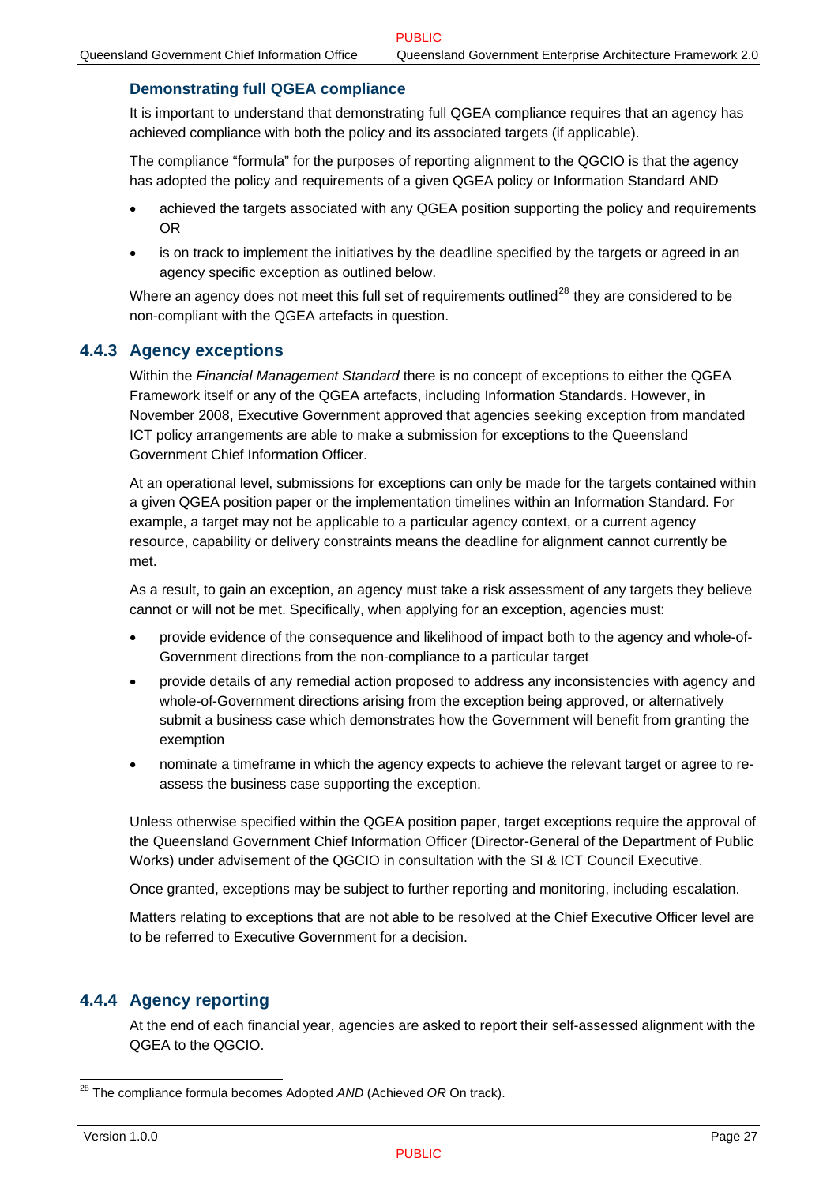### Demonstrating full QGEA compliance

It is important to understand that demonstrating full QGEA compliance requires that an agency has achieved compliance with both the policy and its associated targets (if applicable).

The compliance "formula" for the purposes of reporting alignment to the QGCIO is that the agency has adopted the policy and requirements of a given QGEA policy or Information Standard AND

- achieved the targets associated with any QGEA position supporting the policy and requirements OR
- is on track to implement the initiatives by the deadline specified by the targets or agreed in an agency specific exception as outlined below.

Where an agency does not meet this full set of requirements outlined[28] they are considered to be non-compliant with the QGEA artefacts in question.

## 4.4.3 Agency exceptions

Within the *Financial Management Standard* there is no concept of exceptions to either the QGEA Framework itself or any of the QGEA artefacts, including Information Standards. However, in November 2008, Executive Government approved that agencies seeking exception from mandated ICT policy arrangements are able to make a submission for exceptions to the Queensland Government Chief Information Officer.

At an operational level, submissions for exceptions can only be made for the targets contained within a given QGEA position paper or the implementation timelines within an Information Standard. For example, a target may not be applicable to a particular agency context, or a current agency resource, capability or delivery constraints means the deadline for alignment cannot currently be met.

As a result, to gain an exception, an agency must take a risk assessment of any targets they believe cannot or will not be met. Specifically, when applying for an exception, agencies must:

- provide evidence of the consequence and likelihood of impact both to the agency and whole-of-Government directions from the non-compliance to a particular target
- provide details of any remedial action proposed to address any inconsistencies with agency and whole-of-Government directions arising from the exception being approved, or alternatively submit a business case which demonstrates how the Government will benefit from granting the exemption
- nominate a timeframe in which the agency expects to achieve the relevant target or agree to re-assess the business case supporting the exception.

Unless otherwise specified within the QGEA position paper, target exceptions require the approval of the Queensland Government Chief Information Officer (Director-General of the Department of Public Works) under advisement of the QGCIO in consultation with the SI & ICT Council Executive.

Once granted, exceptions may be subject to further reporting and monitoring, including escalation.

Matters relating to exceptions that are not able to be resolved at the Chief Executive Officer level are to be referred to Executive Government for a decision.

## 4.4.4 Agency reporting

At the end of each financial year, agencies are asked to report their self-assessed alignment with the QGEA to the QGCIO.

---

[28] The compliance formula becomes Adopted *AND* (Achieved *OR* On track).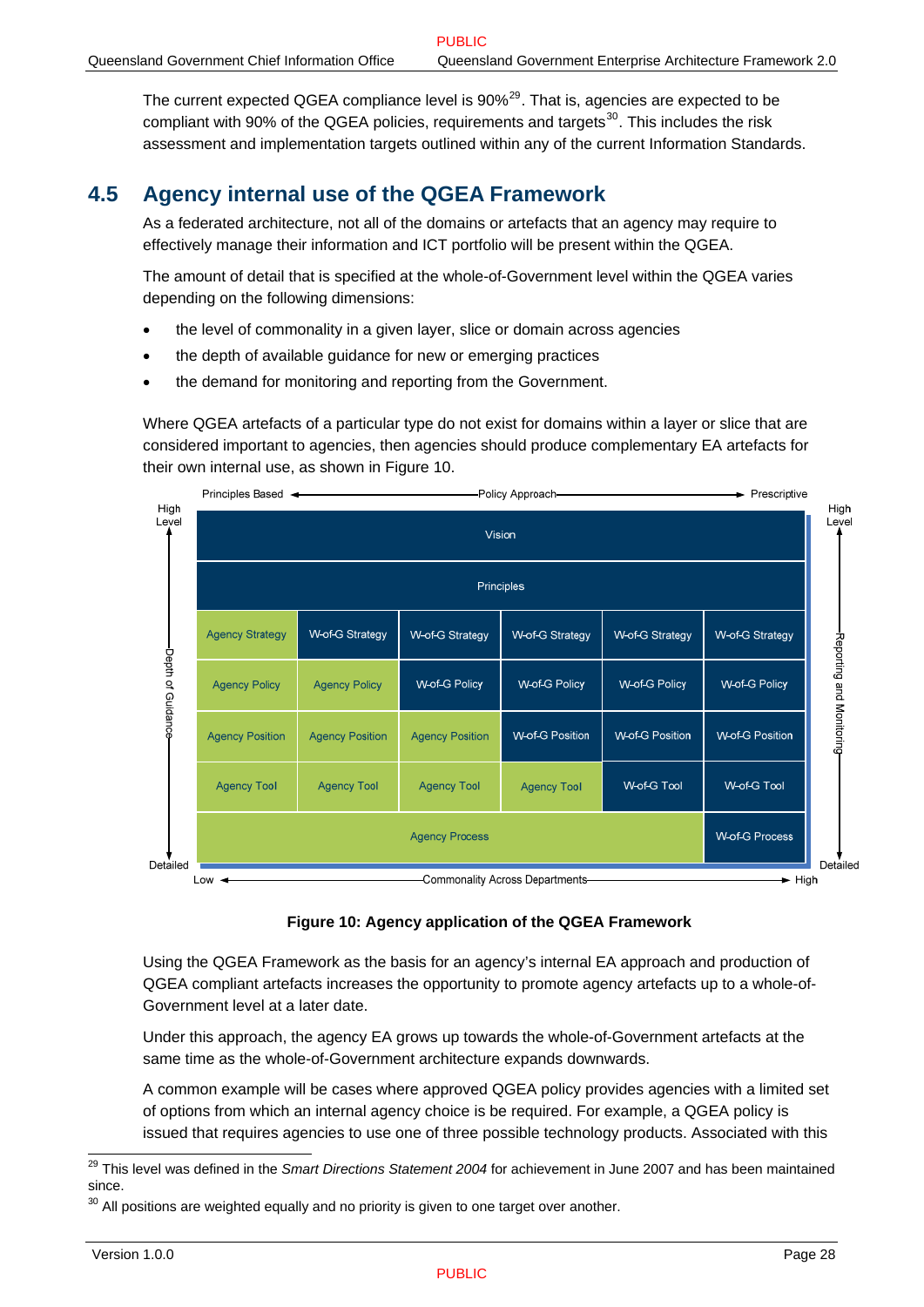The current expected QGEA compliance level is 90%[29]. That is, agencies are expected to be compliant with 90% of the QGEA policies, requirements and targets[30]. This includes the risk assessment and implementation targets outlined within any of the current Information Standards.

## 4.5 Agency internal use of the QGEA Framework

As a federated architecture, not all of the domains or artefacts that an agency may require to effectively manage their information and ICT portfolio will be present within the QGEA.

The amount of detail that is specified at the whole-of-Government level within the QGEA varies depending on the following dimensions:

- the level of commonality in a given layer, slice or domain across agencies
- the depth of available guidance for new or emerging practices
- the demand for monitoring and reporting from the Government.

Where QGEA artefacts of a particular type do not exist for domains within a layer or slice that are considered important to agencies, then agencies should produce complementary EA artefacts for their own internal use, as shown in Figure 10.

Policy Approach: Principles Based → Prescriptive
Depth of Guidance: High Level → Detailed
Reporting and Monitoring: High Level → Detailed
Commonality Across Departments: Low → High

| Vision | | | | | |
|---|---|---|---|---|---|
| Principles | | | | | |
| Agency Strategy | W-of-G Strategy | W-of-G Strategy | W-of-G Strategy | W-of-G Strategy | W-of-G Strategy |
| Agency Policy | Agency Policy | W-of-G Policy | W-of-G Policy | W-of-G Policy | W-of-G Policy |
| Agency Position | Agency Position | Agency Position | W-of-G Position | W-of-G Position | W-of-G Position |
| Agency Tool | Agency Tool | Agency Tool | Agency Tool | W-of-G Tool | W-of-G Tool |
| Agency Process | | | | | W-of-G Process |

**Figure 10: Agency application of the QGEA Framework**

Using the QGEA Framework as the basis for an agency's internal EA approach and production of QGEA compliant artefacts increases the opportunity to promote agency artefacts up to a whole-of-Government level at a later date.

Under this approach, the agency EA grows up towards the whole-of-Government artefacts at the same time as the whole-of-Government architecture expands downwards.

A common example will be cases where approved QGEA policy provides agencies with a limited set of options from which an internal agency choice is be required. For example, a QGEA policy is issued that requires agencies to use one of three possible technology products. Associated with this

[29] This level was defined in the *Smart Directions Statement 2004* for achievement in June 2007 and has been maintained since.

[30] All positions are weighted equally and no priority is given to one target over another.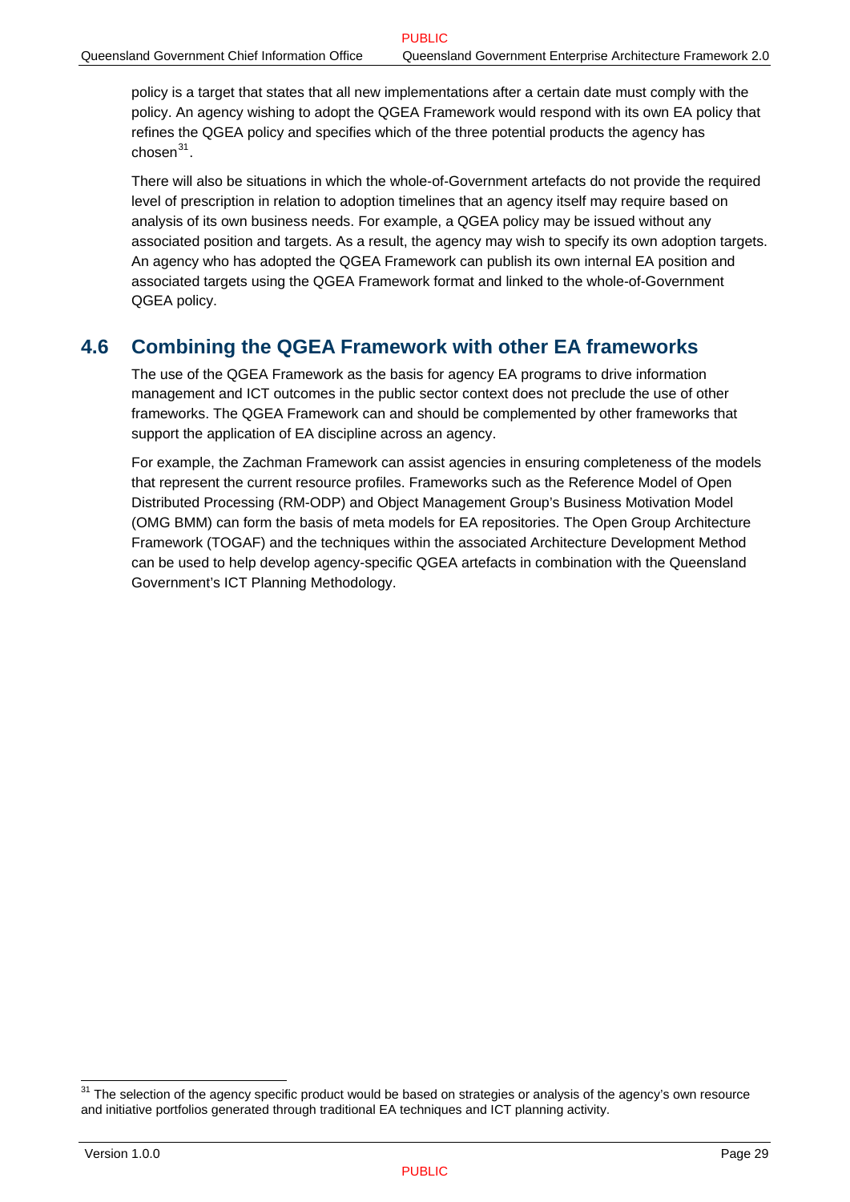policy is a target that states that all new implementations after a certain date must comply with the policy. An agency wishing to adopt the QGEA Framework would respond with its own EA policy that refines the QGEA policy and specifies which of the three potential products the agency has chosen[31].

There will also be situations in which the whole-of-Government artefacts do not provide the required level of prescription in relation to adoption timelines that an agency itself may require based on analysis of its own business needs. For example, a QGEA policy may be issued without any associated position and targets. As a result, the agency may wish to specify its own adoption targets. An agency who has adopted the QGEA Framework can publish its own internal EA position and associated targets using the QGEA Framework format and linked to the whole-of-Government QGEA policy.

## 4.6 Combining the QGEA Framework with other EA frameworks

The use of the QGEA Framework as the basis for agency EA programs to drive information management and ICT outcomes in the public sector context does not preclude the use of other frameworks. The QGEA Framework can and should be complemented by other frameworks that support the application of EA discipline across an agency.

For example, the Zachman Framework can assist agencies in ensuring completeness of the models that represent the current resource profiles. Frameworks such as the Reference Model of Open Distributed Processing (RM-ODP) and Object Management Group's Business Motivation Model (OMG BMM) can form the basis of meta models for EA repositories. The Open Group Architecture Framework (TOGAF) and the techniques within the associated Architecture Development Method can be used to help develop agency-specific QGEA artefacts in combination with the Queensland Government's ICT Planning Methodology.

[31] The selection of the agency specific product would be based on strategies or analysis of the agency's own resource and initiative portfolios generated through traditional EA techniques and ICT planning activity.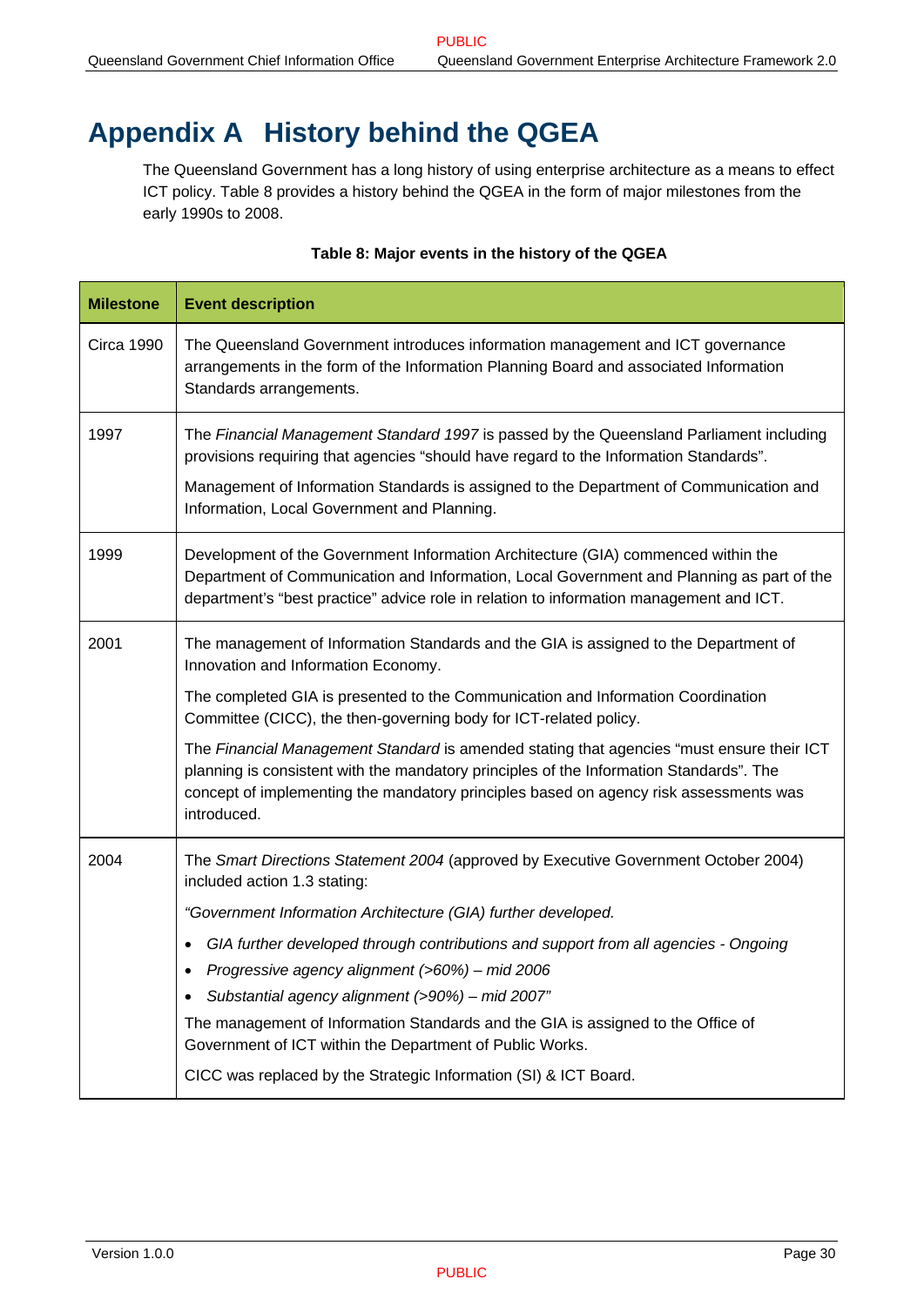# Appendix A History behind the QGEA

The Queensland Government has a long history of using enterprise architecture as a means to effect ICT policy. Table 8 provides a history behind the QGEA in the form of major milestones from the early 1990s to 2008.

**Table 8: Major events in the history of the QGEA**

| Milestone | Event description |
|---|---|
| Circa 1990 | The Queensland Government introduces information management and ICT governance arrangements in the form of the Information Planning Board and associated Information Standards arrangements. |
| 1997 | The *Financial Management Standard 1997* is passed by the Queensland Parliament including provisions requiring that agencies "should have regard to the Information Standards".<br><br>Management of Information Standards is assigned to the Department of Communication and Information, Local Government and Planning. |
| 1999 | Development of the Government Information Architecture (GIA) commenced within the Department of Communication and Information, Local Government and Planning as part of the department's "best practice" advice role in relation to information management and ICT. |
| 2001 | The management of Information Standards and the GIA is assigned to the Department of Innovation and Information Economy.<br><br>The completed GIA is presented to the Communication and Information Coordination Committee (CICC), the then-governing body for ICT-related policy.<br><br>The *Financial Management Standard* is amended stating that agencies "must ensure their ICT planning is consistent with the mandatory principles of the Information Standards". The concept of implementing the mandatory principles based on agency risk assessments was introduced. |
| 2004 | The *Smart Directions Statement 2004* (approved by Executive Government October 2004) included action 1.3 stating:<br><br>*"Government Information Architecture (GIA) further developed.*<br><br>• *GIA further developed through contributions and support from all agencies - Ongoing*<br>• *Progressive agency alignment (>60%) – mid 2006*<br>• *Substantial agency alignment (>90%) – mid 2007"*<br><br>The management of Information Standards and the GIA is assigned to the Office of Government of ICT within the Department of Public Works.<br><br>CICC was replaced by the Strategic Information (SI) & ICT Board. |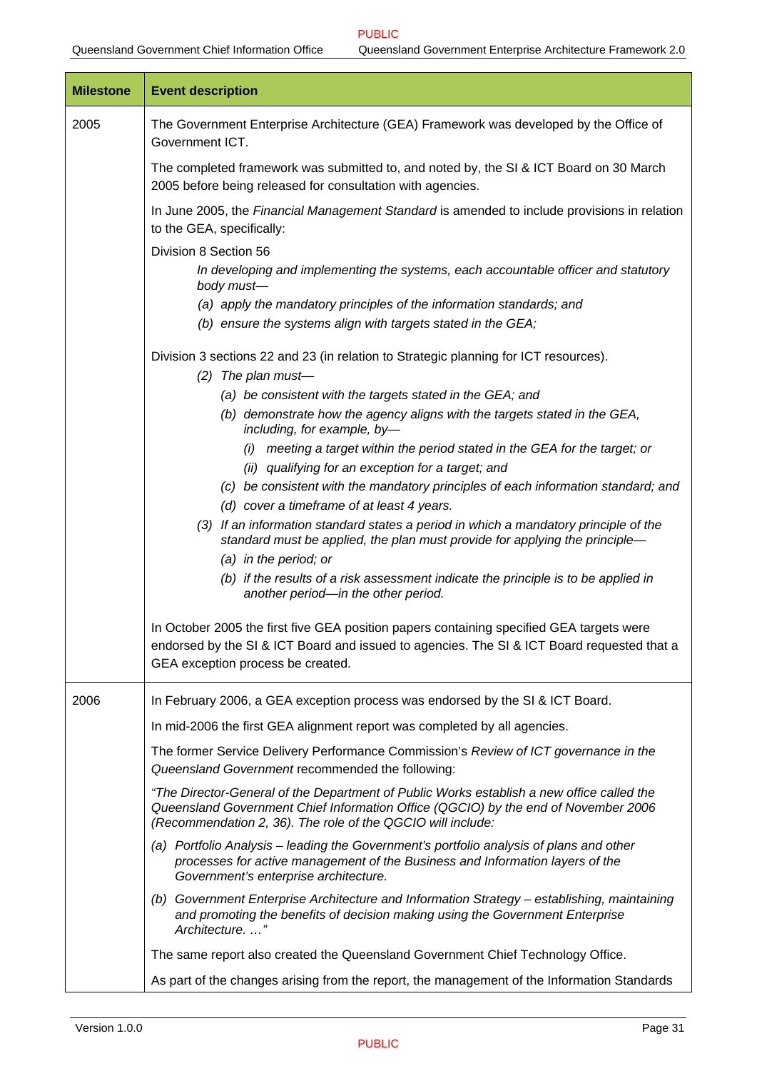| Milestone | Event description |
|---|---|
| 2005 | The Government Enterprise Architecture (GEA) Framework was developed by the Office of Government ICT.<br><br>The completed framework was submitted to, and noted by, the SI & ICT Board on 30 March 2005 before being released for consultation with agencies.<br><br>In June 2005, the *Financial Management Standard* is amended to include provisions in relation to the GEA, specifically:<br><br>Division 8 Section 56<br>*In developing and implementing the systems, each accountable officer and statutory body must—*<br>*(a) apply the mandatory principles of the information standards; and*<br>*(b) ensure the systems align with targets stated in the GEA;*<br><br>Division 3 sections 22 and 23 (in relation to Strategic planning for ICT resources).<br>*(2) The plan must—*<br>*(a) be consistent with the targets stated in the GEA; and*<br>*(b) demonstrate how the agency aligns with the targets stated in the GEA, including, for example, by—*<br>*(i) meeting a target within the period stated in the GEA for the target; or*<br>*(ii) qualifying for an exception for a target; and*<br>*(c) be consistent with the mandatory principles of each information standard; and*<br>*(d) cover a timeframe of at least 4 years.*<br>*(3) If an information standard states a period in which a mandatory principle of the standard must be applied, the plan must provide for applying the principle—*<br>*(a) in the period; or*<br>*(b) if the results of a risk assessment indicate the principle is to be applied in another period—in the other period.*<br><br>In October 2005 the first five GEA position papers containing specified GEA targets were endorsed by the SI & ICT Board and issued to agencies. The SI & ICT Board requested that a GEA exception process be created. |
| 2006 | In February 2006, a GEA exception process was endorsed by the SI & ICT Board.<br><br>In mid-2006 the first GEA alignment report was completed by all agencies.<br><br>The former Service Delivery Performance Commission's *Review of ICT governance in the Queensland Government* recommended the following:<br><br>*"The Director-General of the Department of Public Works establish a new office called the Queensland Government Chief Information Office (QGCIO) by the end of November 2006 (Recommendation 2, 36). The role of the QGCIO will include:*<br><br>*(a) Portfolio Analysis – leading the Government's portfolio analysis of plans and other processes for active management of the Business and Information layers of the Government's enterprise architecture.*<br><br>*(b) Government Enterprise Architecture and Information Strategy – establishing, maintaining and promoting the benefits of decision making using the Government Enterprise Architecture. …"*<br><br>The same report also created the Queensland Government Chief Technology Office.<br><br>As part of the changes arising from the report, the management of the Information Standards |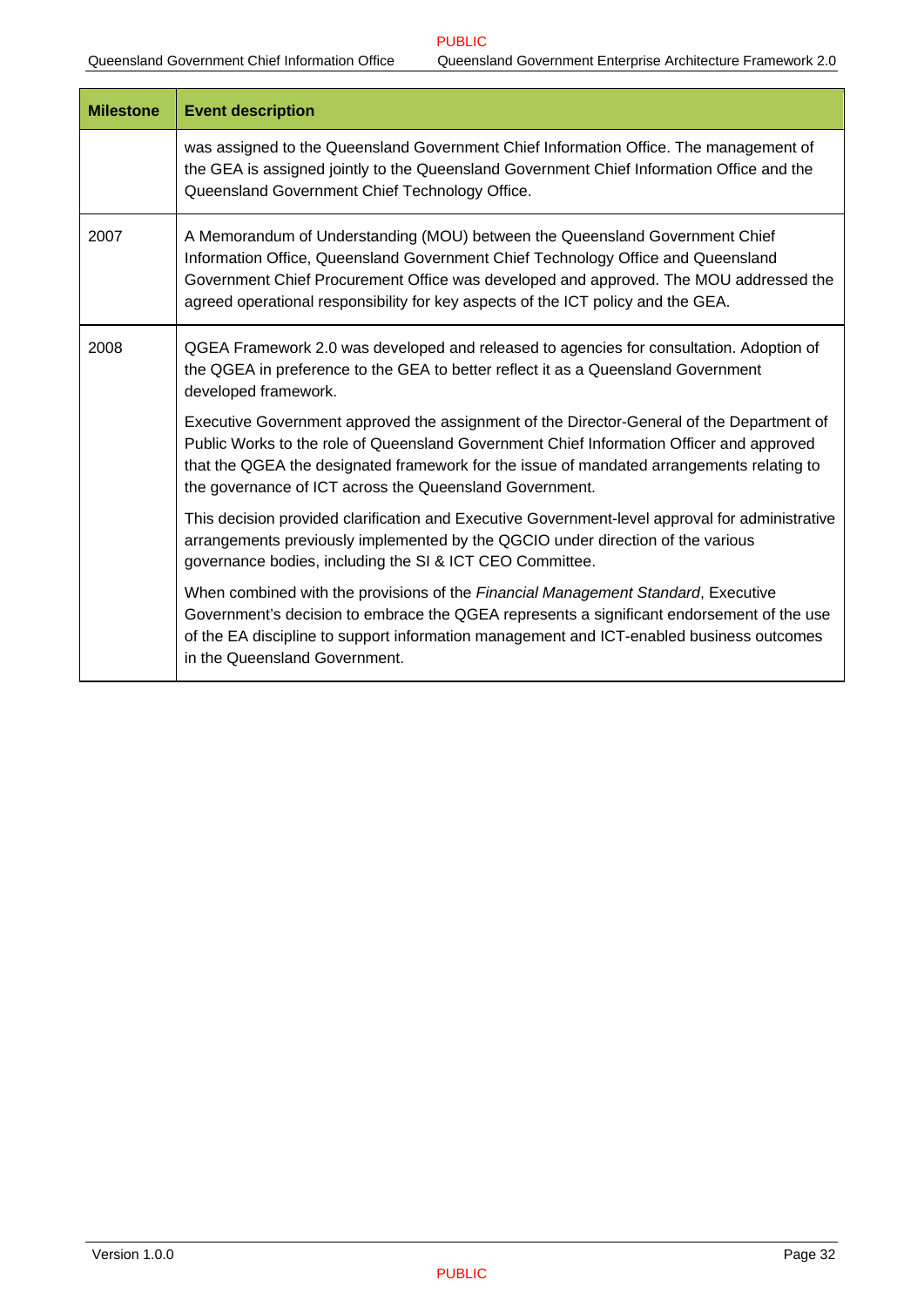| Milestone | Event description |
|---|---|
| | was assigned to the Queensland Government Chief Information Office. The management of the GEA is assigned jointly to the Queensland Government Chief Information Office and the Queensland Government Chief Technology Office. |
| 2007 | A Memorandum of Understanding (MOU) between the Queensland Government Chief Information Office, Queensland Government Chief Technology Office and Queensland Government Chief Procurement Office was developed and approved. The MOU addressed the agreed operational responsibility for key aspects of the ICT policy and the GEA. |
| 2008 | QGEA Framework 2.0 was developed and released to agencies for consultation. Adoption of the QGEA in preference to the GEA to better reflect it as a Queensland Government developed framework.<br><br>Executive Government approved the assignment of the Director-General of the Department of Public Works to the role of Queensland Government Chief Information Officer and approved that the QGEA the designated framework for the issue of mandated arrangements relating to the governance of ICT across the Queensland Government.<br><br>This decision provided clarification and Executive Government-level approval for administrative arrangements previously implemented by the QGCIO under direction of the various governance bodies, including the SI & ICT CEO Committee.<br><br>When combined with the provisions of the *Financial Management Standard*, Executive Government's decision to embrace the QGEA represents a significant endorsement of the use of the EA discipline to support information management and ICT-enabled business outcomes in the Queensland Government. |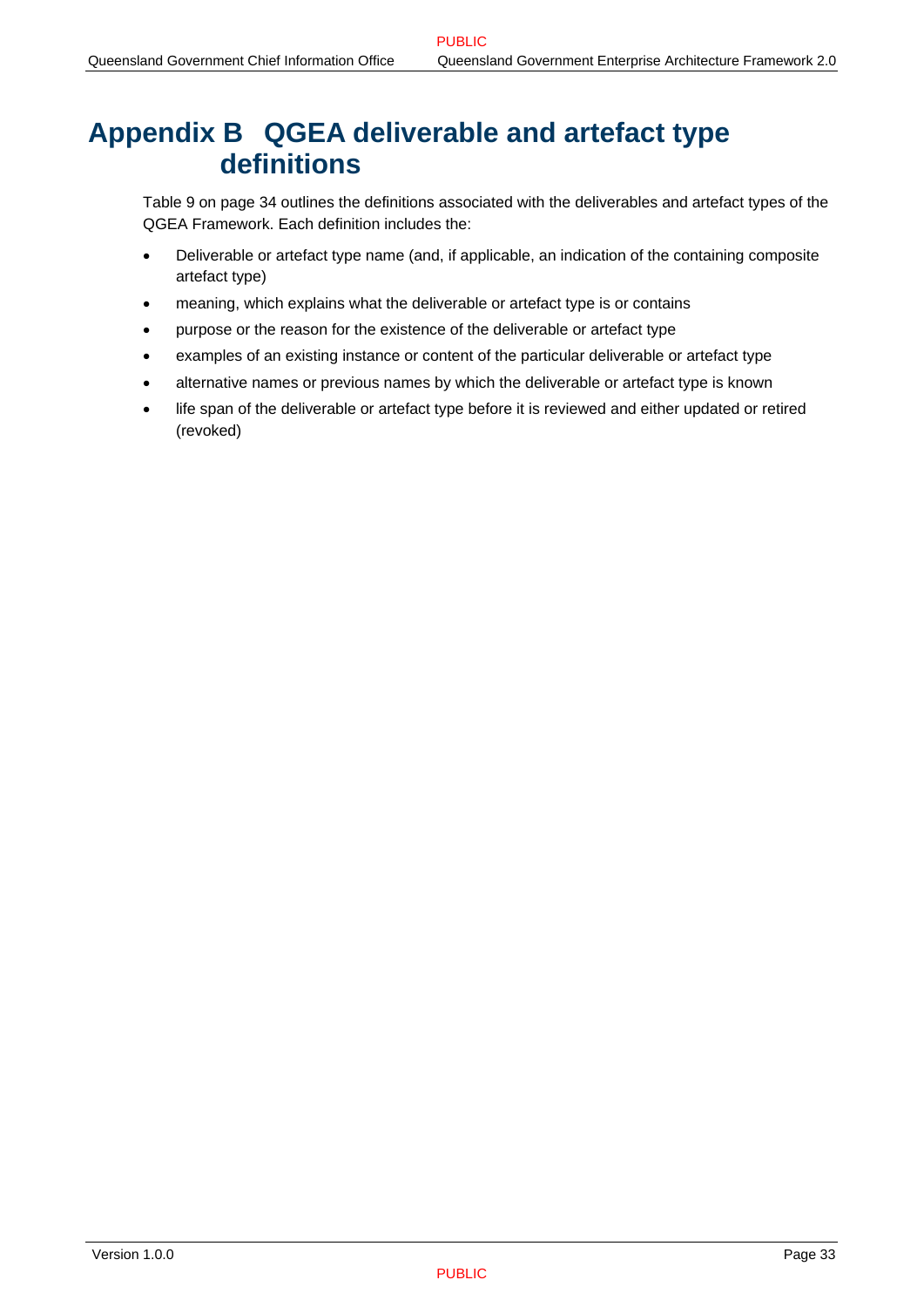# Appendix B QGEA deliverable and artefact type definitions

Table 9 on page 34 outlines the definitions associated with the deliverables and artefact types of the QGEA Framework. Each definition includes the:

- Deliverable or artefact type name (and, if applicable, an indication of the containing composite artefact type)
- meaning, which explains what the deliverable or artefact type is or contains
- purpose or the reason for the existence of the deliverable or artefact type
- examples of an existing instance or content of the particular deliverable or artefact type
- alternative names or previous names by which the deliverable or artefact type is known
- life span of the deliverable or artefact type before it is reviewed and either updated or retired (revoked)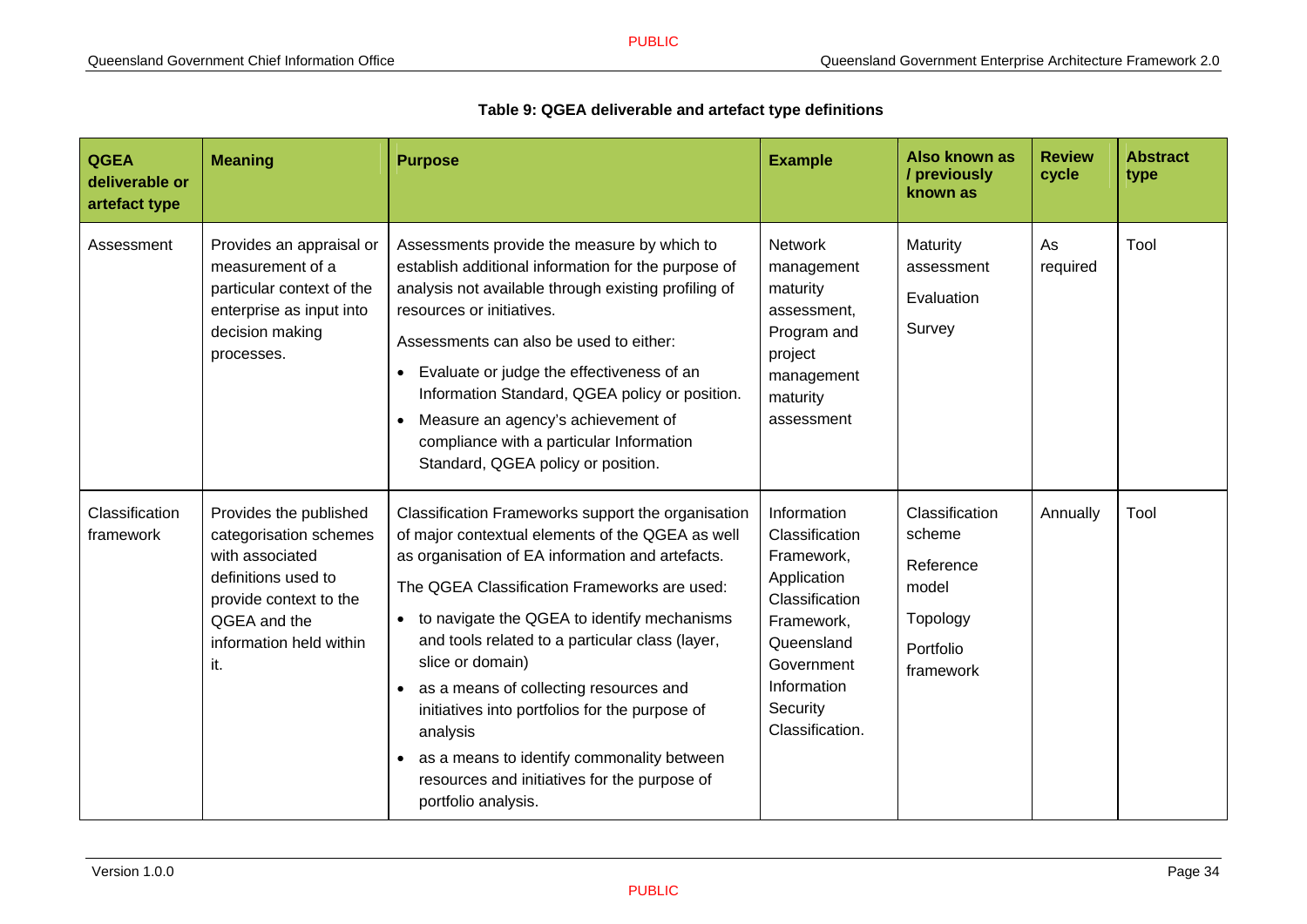**Table 9: QGEA deliverable and artefact type definitions**

| QGEA deliverable or artefact type | Meaning | Purpose | Example | Also known as / previously known as | Review cycle | Abstract type |
|---|---|---|---|---|---|---|
| Assessment | Provides an appraisal or measurement of a particular context of the enterprise as input into decision making processes. | Assessments provide the measure by which to establish additional information for the purpose of analysis not available through existing profiling of resources or initiatives.<br><br>Assessments can also be used to either:<br>• Evaluate or judge the effectiveness of an Information Standard, QGEA policy or position.<br>• Measure an agency's achievement of compliance with a particular Information Standard, QGEA policy or position. | Network management maturity assessment, Program and project management maturity assessment | Maturity assessment<br><br>Evaluation<br><br>Survey | As required | Tool |
| Classification framework | Provides the published categorisation schemes with associated definitions used to provide context to the QGEA and the information held within it. | Classification Frameworks support the organisation of major contextual elements of the QGEA as well as organisation of EA information and artefacts.<br><br>The QGEA Classification Frameworks are used:<br>• to navigate the QGEA to identify mechanisms and tools related to a particular class (layer, slice or domain)<br>• as a means of collecting resources and initiatives into portfolios for the purpose of analysis<br>• as a means to identify commonality between resources and initiatives for the purpose of portfolio analysis. | Information Classification Framework, Application Classification Framework, Queensland Government Information Security Classification. | Classification scheme<br><br>Reference model<br><br>Topology<br><br>Portfolio framework | Annually | Tool |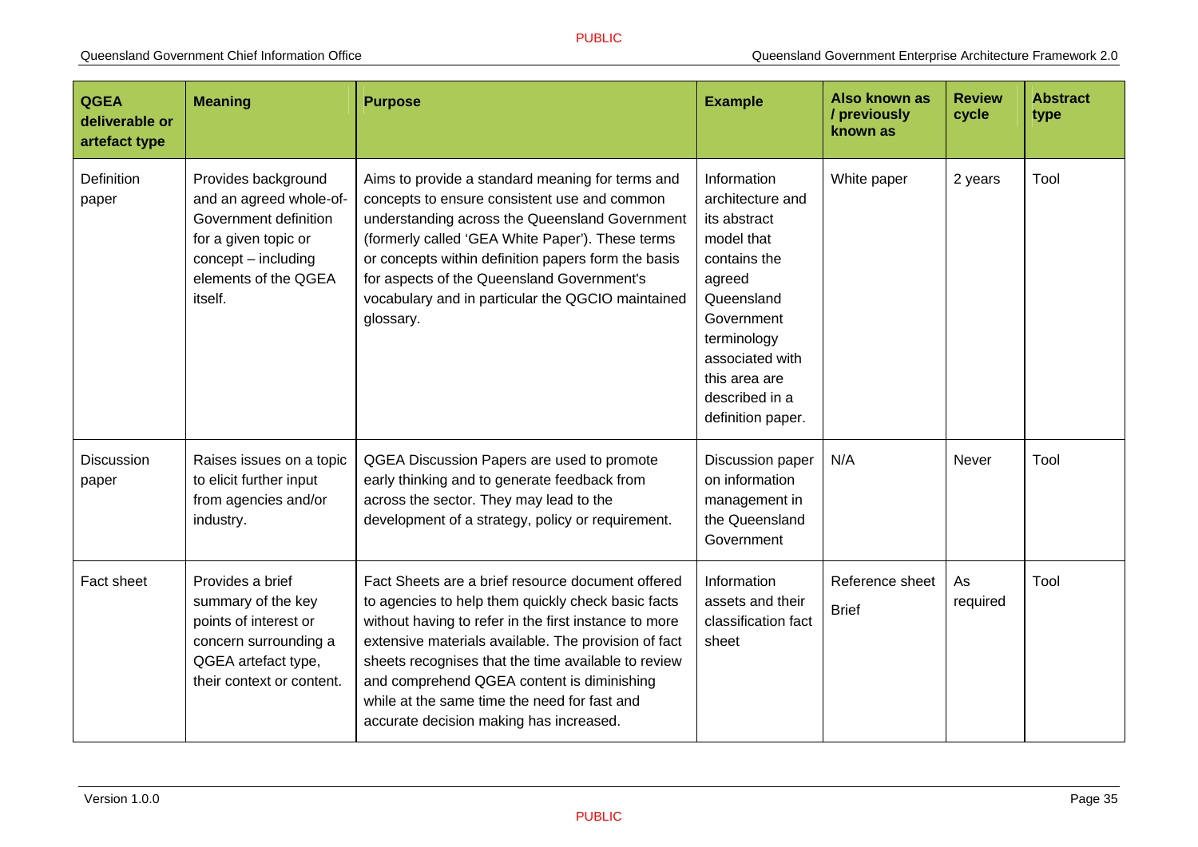| QGEA deliverable or artefact type | Meaning | Purpose | Example | Also known as / previously known as | Review cycle | Abstract type |
|---|---|---|---|---|---|---|
| Definition paper | Provides background and an agreed whole-of-Government definition for a given topic or concept – including elements of the QGEA itself. | Aims to provide a standard meaning for terms and concepts to ensure consistent use and common understanding across the Queensland Government (formerly called 'GEA White Paper'). These terms or concepts within definition papers form the basis for aspects of the Queensland Government's vocabulary and in particular the QGCIO maintained glossary. | Information architecture and its abstract model that contains the agreed Queensland Government terminology associated with this area are described in a definition paper. | White paper | 2 years | Tool |
| Discussion paper | Raises issues on a topic to elicit further input from agencies and/or industry. | QGEA Discussion Papers are used to promote early thinking and to generate feedback from across the sector. They may lead to the development of a strategy, policy or requirement. | Discussion paper on information management in the Queensland Government | N/A | Never | Tool |
| Fact sheet | Provides a brief summary of the key points of interest or concern surrounding a QGEA artefact type, their context or content. | Fact Sheets are a brief resource document offered to agencies to help them quickly check basic facts without having to refer in the first instance to more extensive materials available. The provision of fact sheets recognises that the time available to review and comprehend QGEA content is diminishing while at the same time the need for fast and accurate decision making has increased. | Information assets and their classification fact sheet | Reference sheet<br>Brief | As required | Tool |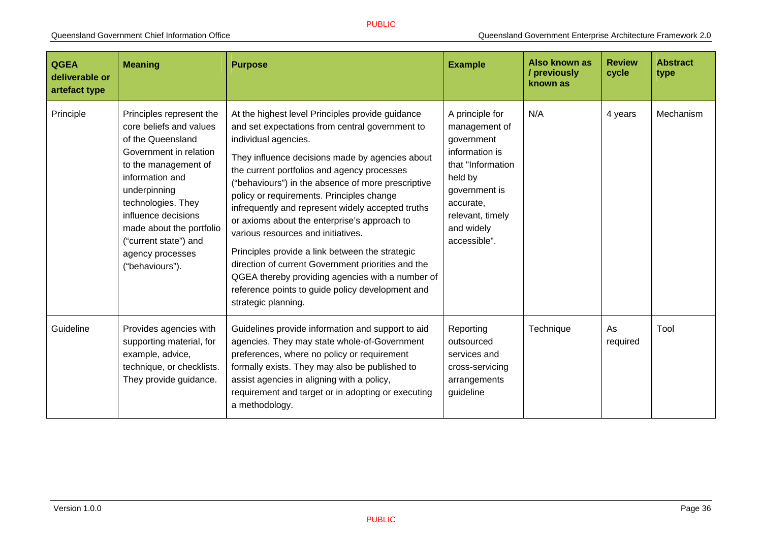| QGEA deliverable or artefact type | Meaning | Purpose | Example | Also known as / previously known as | Review cycle | Abstract type |
|---|---|---|---|---|---|---|
| Principle | Principles represent the core beliefs and values of the Queensland Government in relation to the management of information and underpinning technologies. They influence decisions made about the portfolio ("current state") and agency processes ("behaviours"). | At the highest level Principles provide guidance and set expectations from central government to individual agencies.<br><br>They influence decisions made by agencies about the current portfolios and agency processes ("behaviours") in the absence of more prescriptive policy or requirements. Principles change infrequently and represent widely accepted truths or axioms about the enterprise's approach to various resources and initiatives.<br><br>Principles provide a link between the strategic direction of current Government priorities and the QGEA thereby providing agencies with a number of reference points to guide policy development and strategic planning. | A principle for management of government information is that "Information held by government is accurate, relevant, timely and widely accessible". | N/A | 4 years | Mechanism |
| Guideline | Provides agencies with supporting material, for example, advice, technique, or checklists. They provide guidance. | Guidelines provide information and support to aid agencies. They may state whole-of-Government preferences, where no policy or requirement formally exists. They may also be published to assist agencies in aligning with a policy, requirement and target or in adopting or executing a methodology. | Reporting outsourced services and cross-servicing arrangements guideline | Technique | As required | Tool |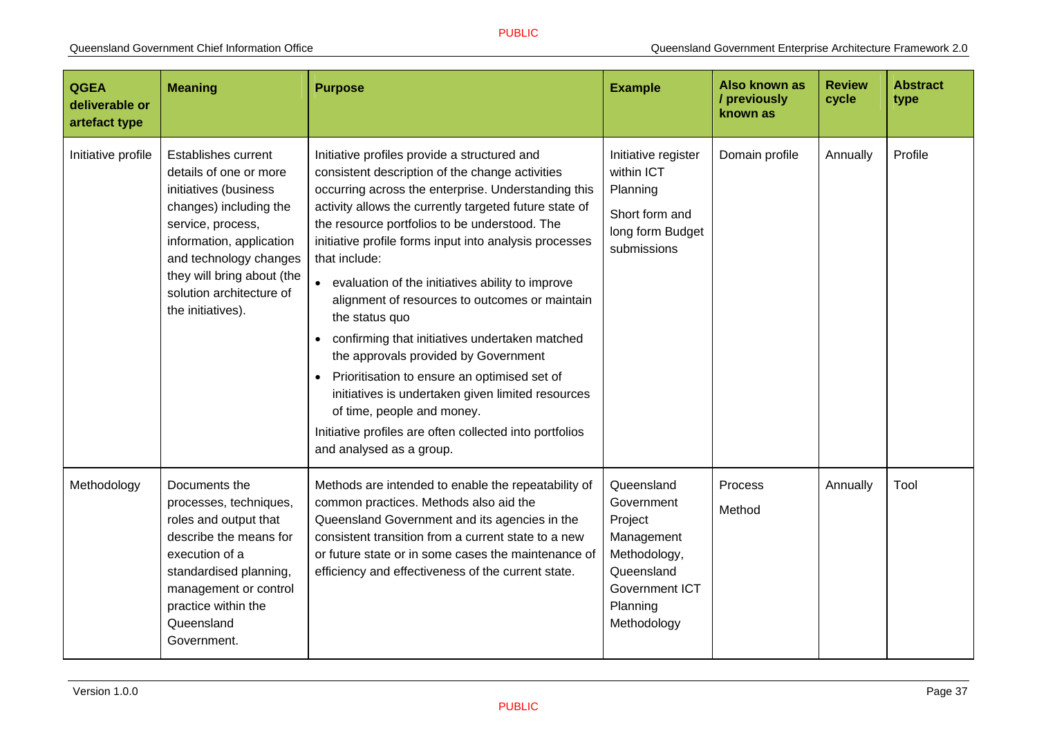| QGEA deliverable or artefact type | Meaning | Purpose | Example | Also known as / previously known as | Review cycle | Abstract type |
|---|---|---|---|---|---|---|
| Initiative profile | Establishes current details of one or more initiatives (business changes) including the service, process, information, application and technology changes they will bring about (the solution architecture of the initiatives). | Initiative profiles provide a structured and consistent description of the change activities occurring across the enterprise. Understanding this activity allows the currently targeted future state of the resource portfolios to be understood. The initiative profile forms input into analysis processes that include:<br>• evaluation of the initiatives ability to improve alignment of resources to outcomes or maintain the status quo<br>• confirming that initiatives undertaken matched the approvals provided by Government<br>• Prioritisation to ensure an optimised set of initiatives is undertaken given limited resources of time, people and money.<br>Initiative profiles are often collected into portfolios and analysed as a group. | Initiative register within ICT Planning<br>Short form and long form Budget submissions | Domain profile | Annually | Profile |
| Methodology | Documents the processes, techniques, roles and output that describe the means for execution of a standardised planning, management or control practice within the Queensland Government. | Methods are intended to enable the repeatability of common practices. Methods also aid the Queensland Government and its agencies in the consistent transition from a current state to a new or future state or in some cases the maintenance of efficiency and effectiveness of the current state. | Queensland Government Project Management Methodology, Queensland Government ICT Planning Methodology | Process<br>Method | Annually | Tool |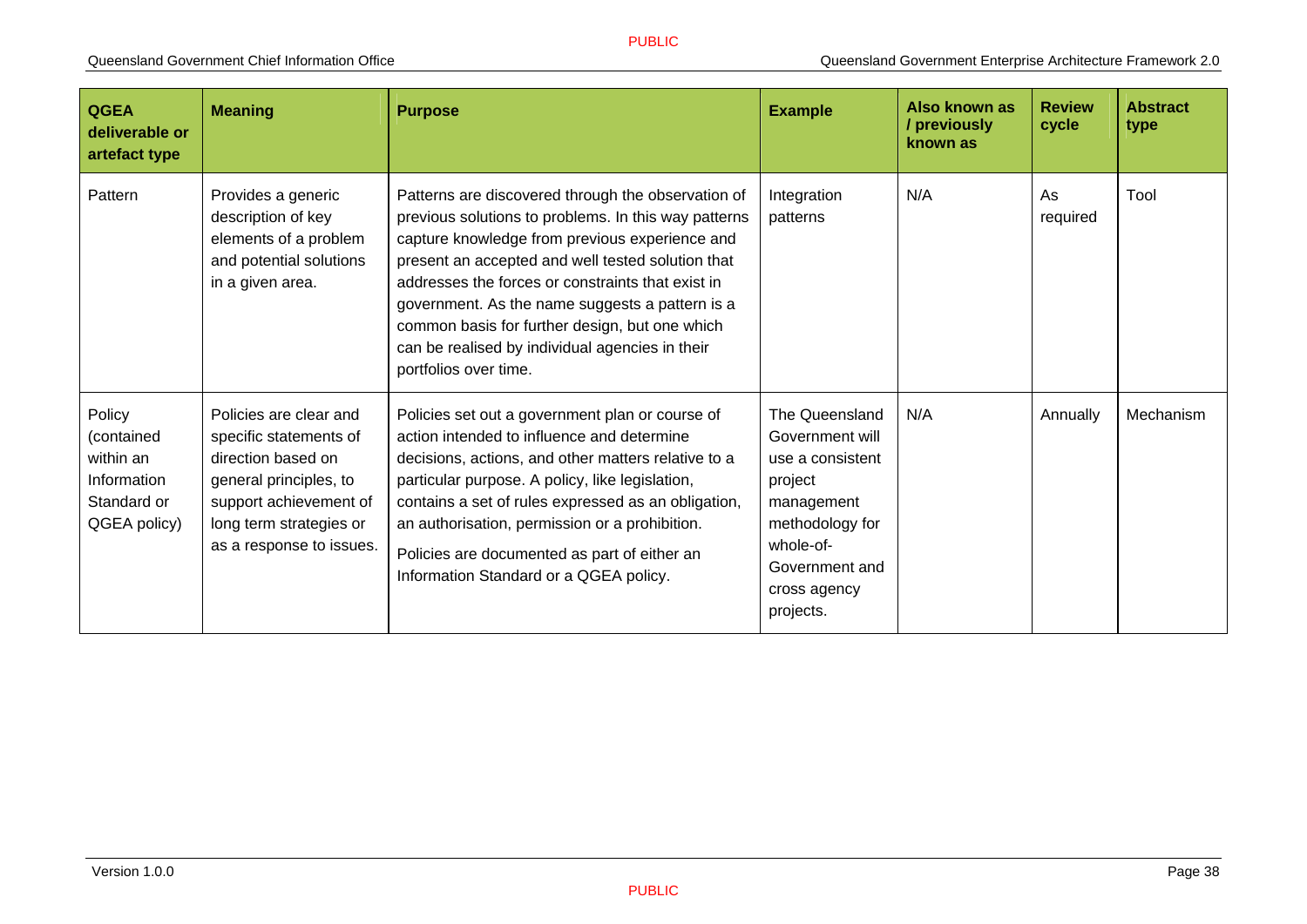| QGEA deliverable or artefact type | Meaning | Purpose | Example | Also known as / previously known as | Review cycle | Abstract type |
|---|---|---|---|---|---|---|
| Pattern | Provides a generic description of key elements of a problem and potential solutions in a given area. | Patterns are discovered through the observation of previous solutions to problems. In this way patterns capture knowledge from previous experience and present an accepted and well tested solution that addresses the forces or constraints that exist in government. As the name suggests a pattern is a common basis for further design, but one which can be realised by individual agencies in their portfolios over time. | Integration patterns | N/A | As required | Tool |
| Policy (contained within an Information Standard or QGEA policy) | Policies are clear and specific statements of direction based on general principles, to support achievement of long term strategies or as a response to issues. | Policies set out a government plan or course of action intended to influence and determine decisions, actions, and other matters relative to a particular purpose. A policy, like legislation, contains a set of rules expressed as an obligation, an authorisation, permission or a prohibition. Policies are documented as part of either an Information Standard or a QGEA policy. | The Queensland Government will use a consistent project management methodology for whole-of-Government and cross agency projects. | N/A | Annually | Mechanism |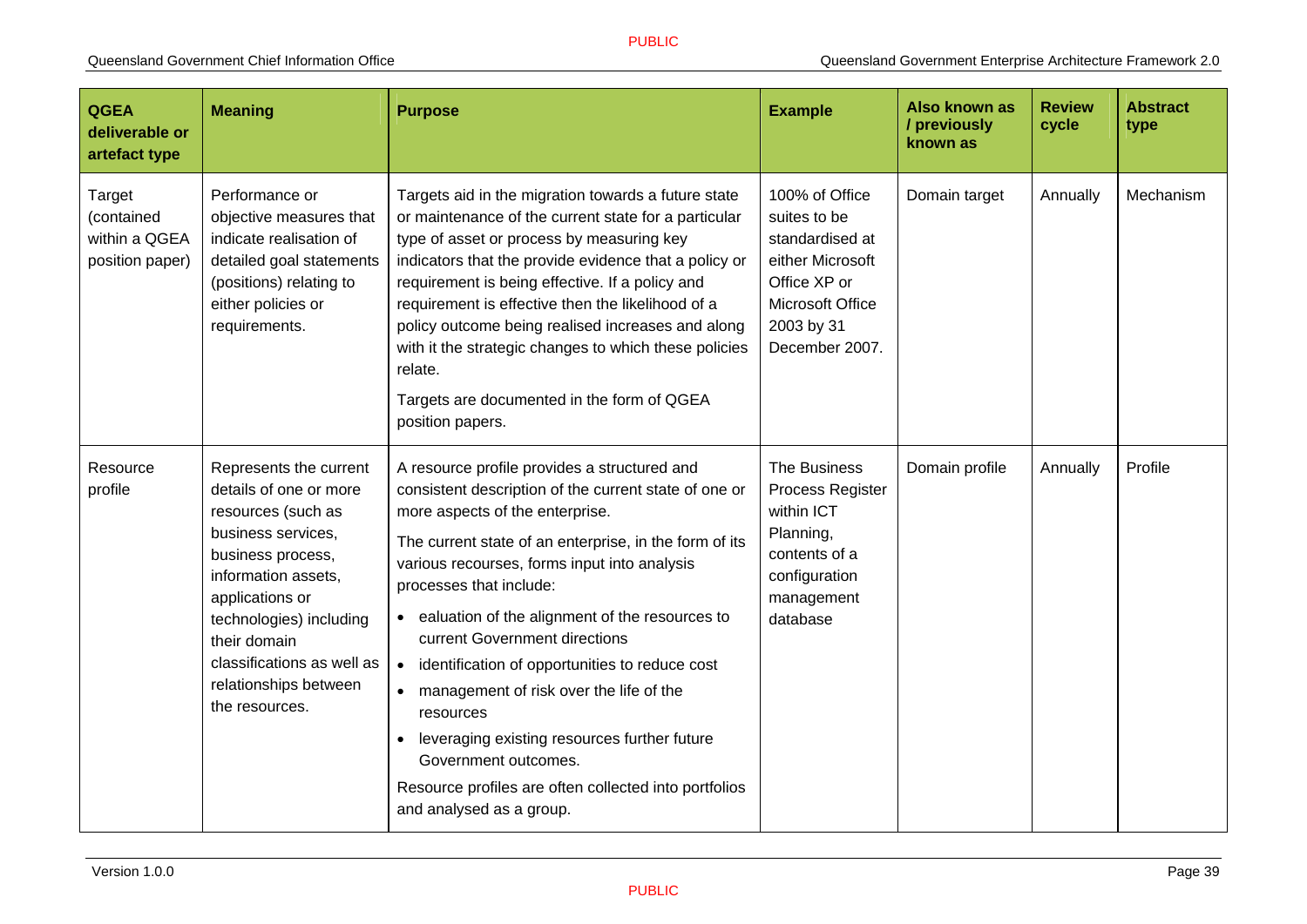| QGEA deliverable or artefact type | Meaning | Purpose | Example | Also known as / previously known as | Review cycle | Abstract type |
|---|---|---|---|---|---|---|
| Target (contained within a QGEA position paper) | Performance or objective measures that indicate realisation of detailed goal statements (positions) relating to either policies or requirements. | Targets aid in the migration towards a future state or maintenance of the current state for a particular type of asset or process by measuring key indicators that the provide evidence that a policy or requirement is being effective. If a policy and requirement is effective then the likelihood of a policy outcome being realised increases and along with it the strategic changes to which these policies relate.<br><br>Targets are documented in the form of QGEA position papers. | 100% of Office suites to be standardised at either Microsoft Office XP or Microsoft Office 2003 by 31 December 2007. | Domain target | Annually | Mechanism |
| Resource profile | Represents the current details of one or more resources (such as business services, business process, information assets, applications or technologies) including their domain classifications as well as relationships between the resources. | A resource profile provides a structured and consistent description of the current state of one or more aspects of the enterprise.<br><br>The current state of an enterprise, in the form of its various recourses, forms input into analysis processes that include:<br>• ealuation of the alignment of the resources to current Government directions<br>• identification of opportunities to reduce cost<br>• management of risk over the life of the resources<br>• leveraging existing resources further future Government outcomes.<br><br>Resource profiles are often collected into portfolios and analysed as a group. | The Business Process Register within ICT Planning, contents of a configuration management database | Domain profile | Annually | Profile |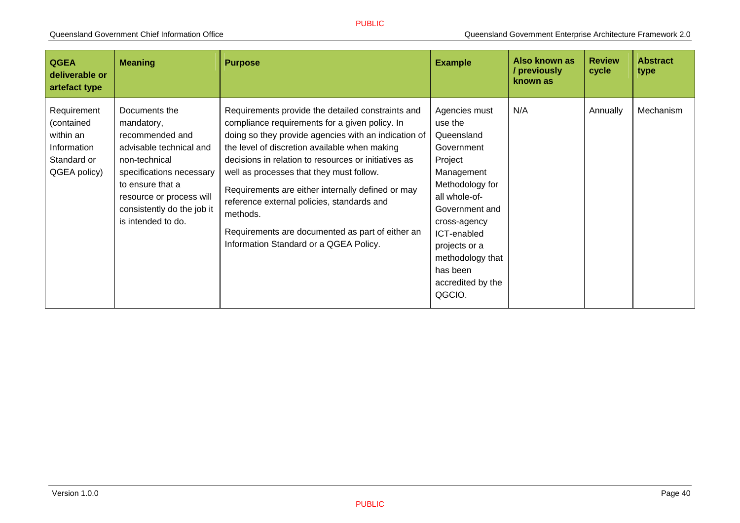| QGEA deliverable or artefact type | Meaning | Purpose | Example | Also known as / previously known as | Review cycle | Abstract type |
|---|---|---|---|---|---|---|
| Requirement (contained within an Information Standard or QGEA policy) | Documents the mandatory, recommended and advisable technical and non-technical specifications necessary to ensure that a resource or process will consistently do the job it is intended to do. | Requirements provide the detailed constraints and compliance requirements for a given policy. In doing so they provide agencies with an indication of the level of discretion available when making decisions in relation to resources or initiatives as well as processes that they must follow.<br><br>Requirements are either internally defined or may reference external policies, standards and methods.<br><br>Requirements are documented as part of either an Information Standard or a QGEA Policy. | Agencies must use the Queensland Government Project Management Methodology for all whole-of-Government and cross-agency ICT-enabled projects or a methodology that has been accredited by the QGCIO. | N/A | Annually | Mechanism |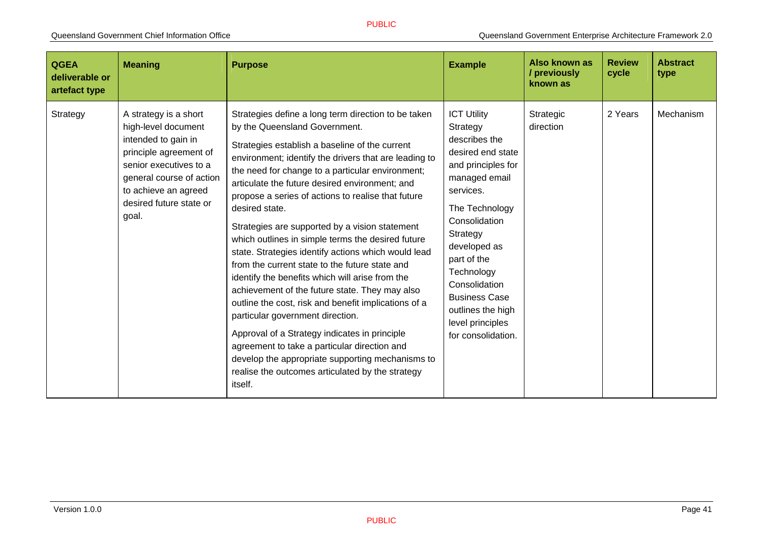| QGEA deliverable or artefact type | Meaning | Purpose | Example | Also known as / previously known as | Review cycle | Abstract type |
|---|---|---|---|---|---|---|
| Strategy | A strategy is a short high-level document intended to gain in principle agreement of senior executives to a general course of action to achieve an agreed desired future state or goal. | Strategies define a long term direction to be taken by the Queensland Government.<br><br>Strategies establish a baseline of the current environment; identify the drivers that are leading to the need for change to a particular environment; articulate the future desired environment; and propose a series of actions to realise that future desired state.<br><br>Strategies are supported by a vision statement which outlines in simple terms the desired future state. Strategies identify actions which would lead from the current state to the future state and identify the benefits which will arise from the achievement of the future state. They may also outline the cost, risk and benefit implications of a particular government direction.<br><br>Approval of a Strategy indicates in principle agreement to take a particular direction and develop the appropriate supporting mechanisms to realise the outcomes articulated by the strategy itself. | ICT Utility Strategy describes the desired end state and principles for managed email services.<br><br>The Technology Consolidation Strategy developed as part of the Technology Consolidation Business Case outlines the high level principles for consolidation. | Strategic direction | 2 Years | Mechanism |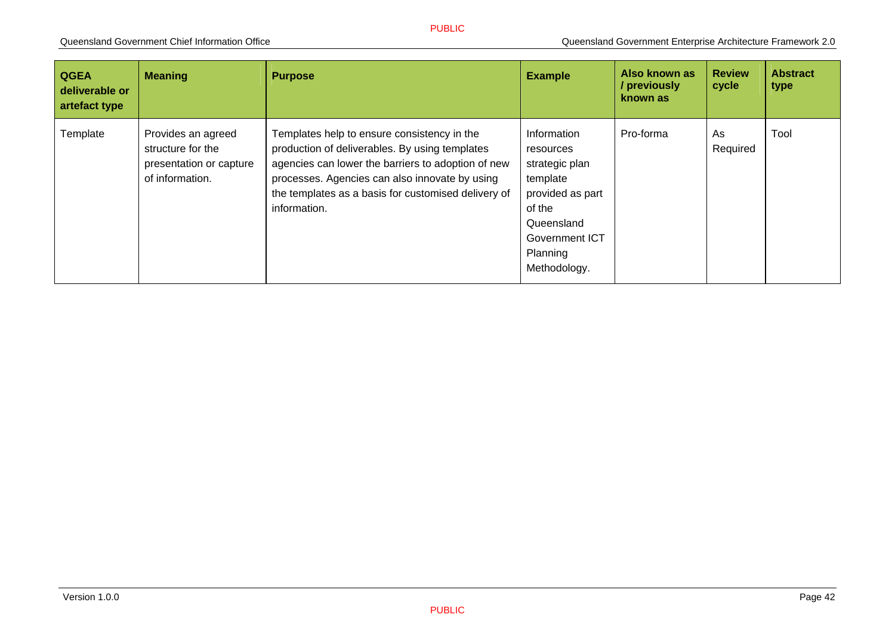| QGEA deliverable or artefact type | Meaning | Purpose | Example | Also known as / previously known as | Review cycle | Abstract type |
|---|---|---|---|---|---|---|
| Template | Provides an agreed structure for the presentation or capture of information. | Templates help to ensure consistency in the production of deliverables. By using templates agencies can lower the barriers to adoption of new processes. Agencies can also innovate by using the templates as a basis for customised delivery of information. | Information resources strategic plan template provided as part of the Queensland Government ICT Planning Methodology. | Pro-forma | As Required | Tool |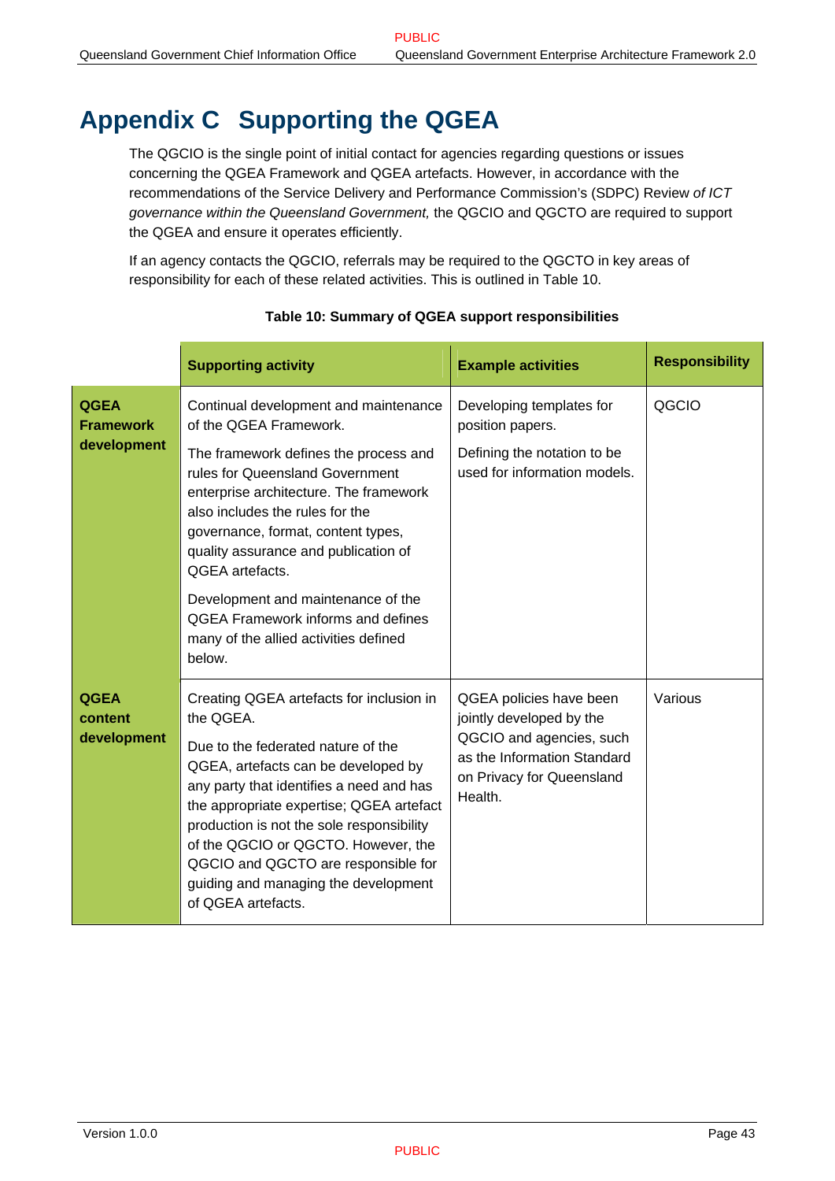# Appendix C Supporting the QGEA

The QGCIO is the single point of initial contact for agencies regarding questions or issues concerning the QGEA Framework and QGEA artefacts. However, in accordance with the recommendations of the Service Delivery and Performance Commission's (SDPC) Review *of ICT governance within the Queensland Government,* the QGCIO and QGCTO are required to support the QGEA and ensure it operates efficiently.

If an agency contacts the QGCIO, referrals may be required to the QGCTO in key areas of responsibility for each of these related activities. This is outlined in Table 10.

**Table 10: Summary of QGEA support responsibilities**

| | Supporting activity | Example activities | Responsibility |
|---|---|---|---|
| **QGEA Framework development** | Continual development and maintenance of the QGEA Framework.<br><br>The framework defines the process and rules for Queensland Government enterprise architecture. The framework also includes the rules for the governance, format, content types, quality assurance and publication of QGEA artefacts.<br><br>Development and maintenance of the QGEA Framework informs and defines many of the allied activities defined below. | Developing templates for position papers.<br><br>Defining the notation to be used for information models. | QGCIO |
| **QGEA content development** | Creating QGEA artefacts for inclusion in the QGEA.<br><br>Due to the federated nature of the QGEA, artefacts can be developed by any party that identifies a need and has the appropriate expertise; QGEA artefact production is not the sole responsibility of the QGCIO or QGCTO. However, the QGCIO and QGCTO are responsible for guiding and managing the development of QGEA artefacts. | QGEA policies have been jointly developed by the QGCIO and agencies, such as the Information Standard on Privacy for Queensland Health. | Various |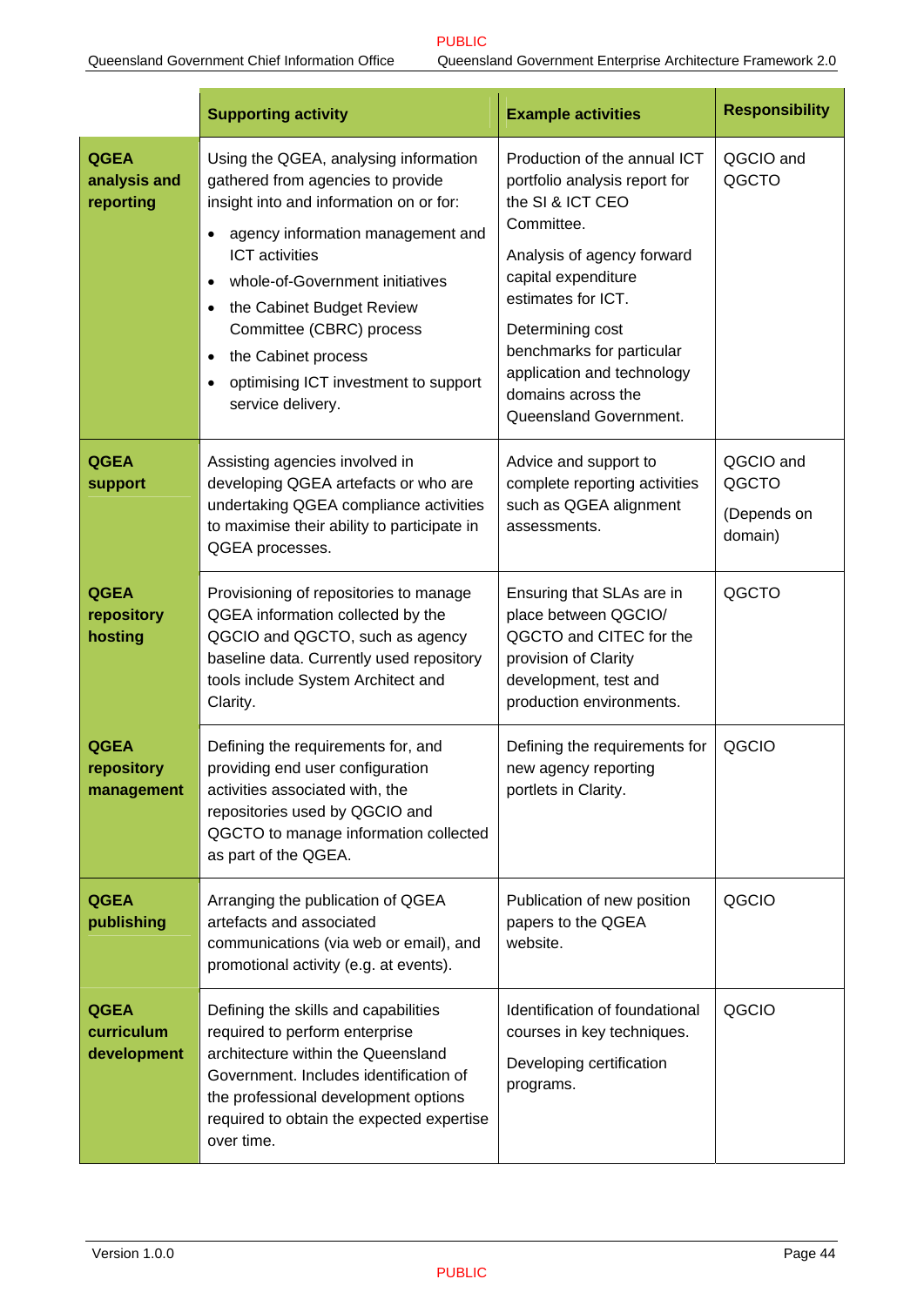| | Supporting activity | Example activities | Responsibility |
|---|---|---|---|
| **QGEA analysis and reporting** | Using the QGEA, analysing information gathered from agencies to provide insight into and information on or for:<br>• agency information management and ICT activities<br>• whole-of-Government initiatives<br>• the Cabinet Budget Review Committee (CBRC) process<br>• the Cabinet process<br>• optimising ICT investment to support service delivery. | Production of the annual ICT portfolio analysis report for the SI & ICT CEO Committee.<br>Analysis of agency forward capital expenditure estimates for ICT.<br>Determining cost benchmarks for particular application and technology domains across the Queensland Government. | QGCIO and QGCTO |
| **QGEA support** | Assisting agencies involved in developing QGEA artefacts or who are undertaking QGEA compliance activities to maximise their ability to participate in QGEA processes. | Advice and support to complete reporting activities such as QGEA alignment assessments. | QGCIO and QGCTO<br>(Depends on domain) |
| **QGEA repository hosting** | Provisioning of repositories to manage QGEA information collected by the QGCIO and QGCTO, such as agency baseline data. Currently used repository tools include System Architect and Clarity. | Ensuring that SLAs are in place between QGCIO/ QGCTO and CITEC for the provision of Clarity development, test and production environments. | QGCTO |
| **QGEA repository management** | Defining the requirements for, and providing end user configuration activities associated with, the repositories used by QGCIO and QGCTO to manage information collected as part of the QGEA. | Defining the requirements for new agency reporting portlets in Clarity. | QGCIO |
| **QGEA publishing** | Arranging the publication of QGEA artefacts and associated communications (via web or email), and promotional activity (e.g. at events). | Publication of new position papers to the QGEA website. | QGCIO |
| **QGEA curriculum development** | Defining the skills and capabilities required to perform enterprise architecture within the Queensland Government. Includes identification of the professional development options required to obtain the expected expertise over time. | Identification of foundational courses in key techniques.<br>Developing certification programs. | QGCIO |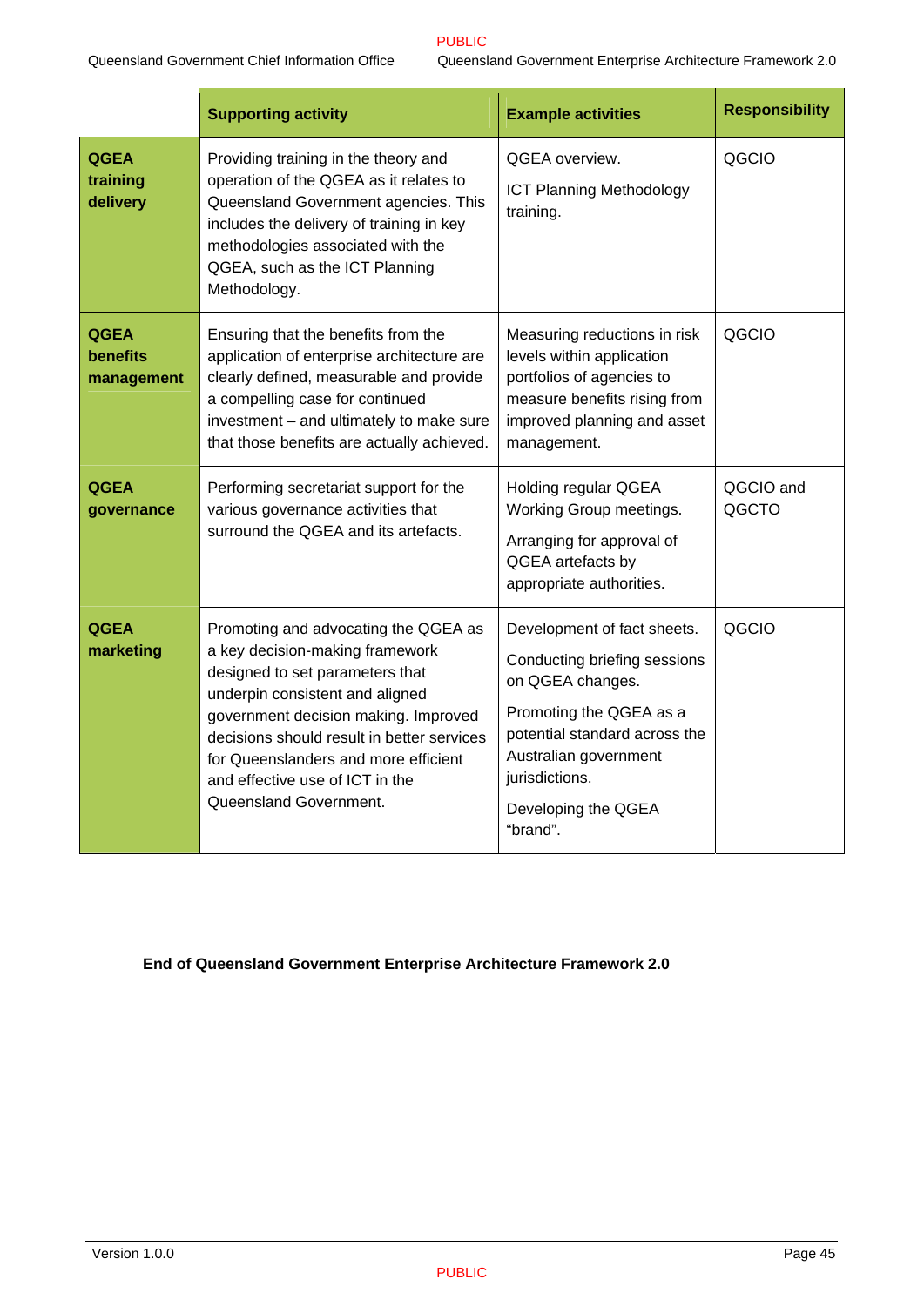| | Supporting activity | Example activities | Responsibility |
|---|---|---|---|
| **QGEA training delivery** | Providing training in the theory and operation of the QGEA as it relates to Queensland Government agencies. This includes the delivery of training in key methodologies associated with the QGEA, such as the ICT Planning Methodology. | QGEA overview.<br><br>ICT Planning Methodology training. | QGCIO |
| **QGEA benefits management** | Ensuring that the benefits from the application of enterprise architecture are clearly defined, measurable and provide a compelling case for continued investment – and ultimately to make sure that those benefits are actually achieved. | Measuring reductions in risk levels within application portfolios of agencies to measure benefits rising from improved planning and asset management. | QGCIO |
| **QGEA governance** | Performing secretariat support for the various governance activities that surround the QGEA and its artefacts. | Holding regular QGEA Working Group meetings.<br><br>Arranging for approval of QGEA artefacts by appropriate authorities. | QGCIO and QGCTO |
| **QGEA marketing** | Promoting and advocating the QGEA as a key decision-making framework designed to set parameters that underpin consistent and aligned government decision making. Improved decisions should result in better services for Queenslanders and more efficient and effective use of ICT in the Queensland Government. | Development of fact sheets.<br><br>Conducting briefing sessions on QGEA changes.<br><br>Promoting the QGEA as a potential standard across the Australian government jurisdictions.<br><br>Developing the QGEA "brand". | QGCIO |

**End of Queensland Government Enterprise Architecture Framework 2.0**